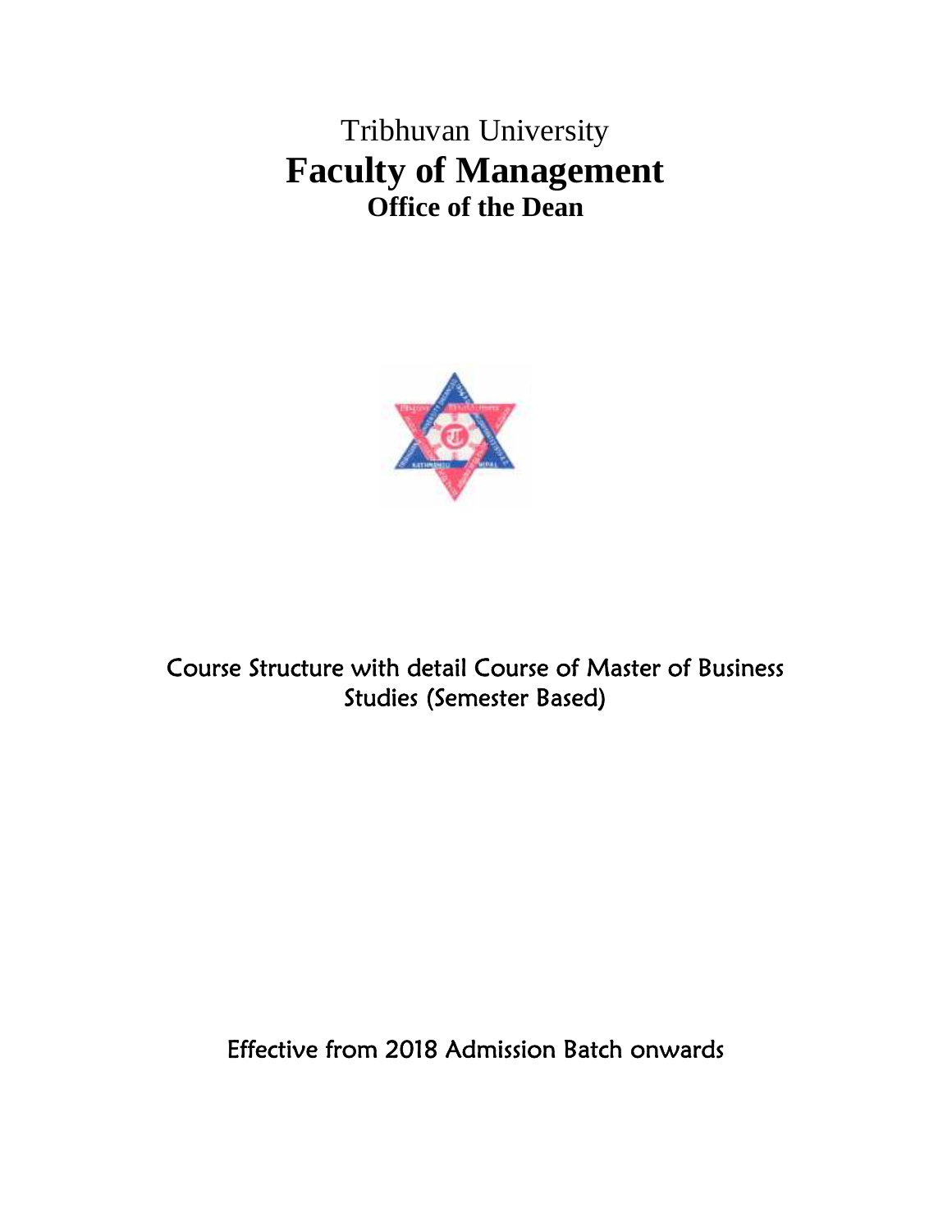# Tribhuvan University

# Faculty of Management

## Office of the Dean

Course Structure with detail Course of Master of Business Studies (Semester Based)

Effective from 2018 Admission Batch onwards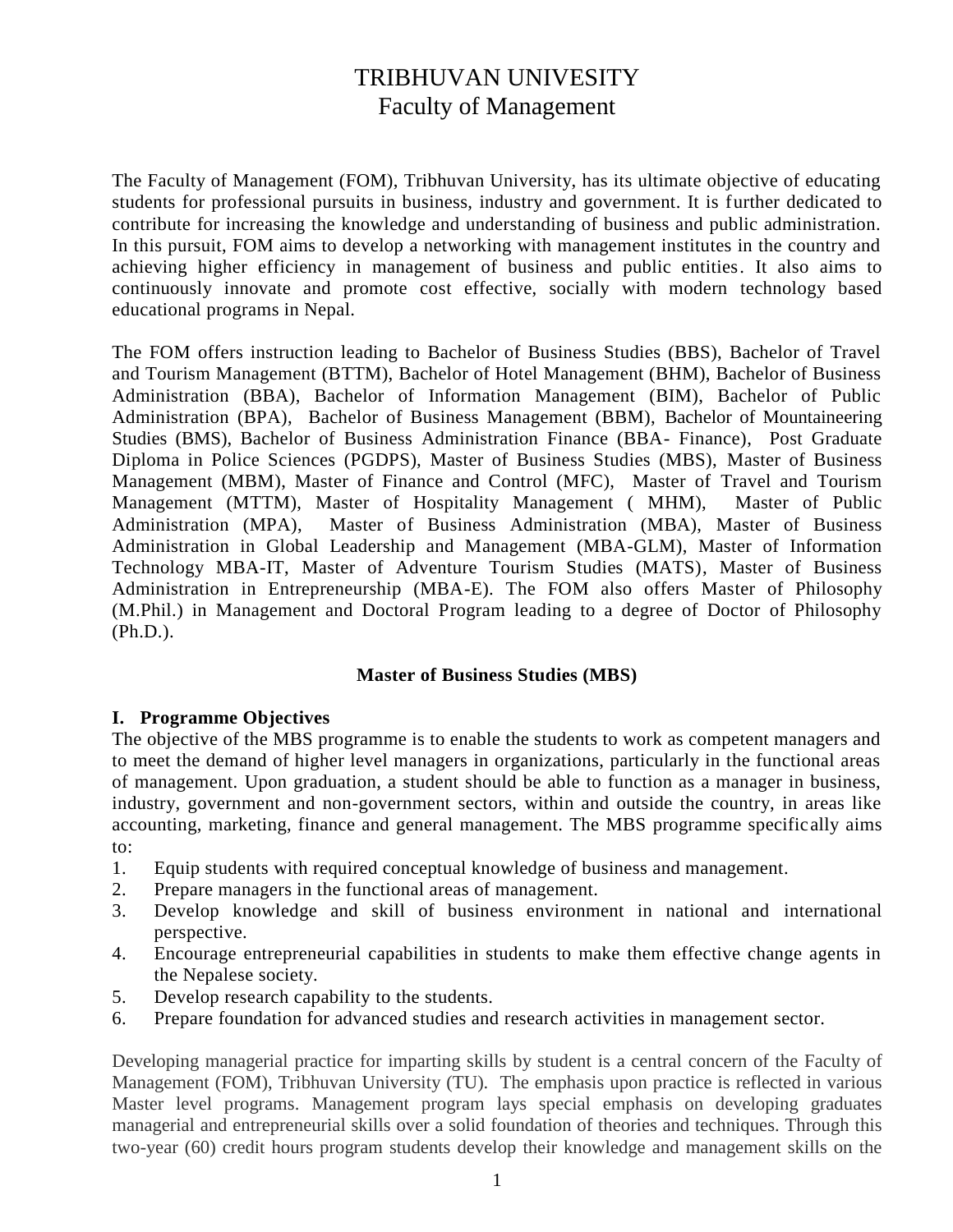# TRIBHUVAN UNIVESITY
## Faculty of Management

The Faculty of Management (FOM), Tribhuvan University, has its ultimate objective of educating students for professional pursuits in business, industry and government. It is further dedicated to contribute for increasing the knowledge and understanding of business and public administration. In this pursuit, FOM aims to develop a networking with management institutes in the country and achieving higher efficiency in management of business and public entities. It also aims to continuously innovate and promote cost effective, socially with modern technology based educational programs in Nepal.

The FOM offers instruction leading to Bachelor of Business Studies (BBS), Bachelor of Travel and Tourism Management (BTTM), Bachelor of Hotel Management (BHM), Bachelor of Business Administration (BBA), Bachelor of Information Management (BIM), Bachelor of Public Administration (BPA), Bachelor of Business Management (BBM), Bachelor of Mountaineering Studies (BMS), Bachelor of Business Administration Finance (BBA- Finance), Post Graduate Diploma in Police Sciences (PGDPS), Master of Business Studies (MBS), Master of Business Management (MBM), Master of Finance and Control (MFC), Master of Travel and Tourism Management (MTTM), Master of Hospitality Management ( MHM), Master of Public Administration (MPA), Master of Business Administration (MBA), Master of Business Administration in Global Leadership and Management (MBA-GLM), Master of Information Technology MBA-IT, Master of Adventure Tourism Studies (MATS), Master of Business Administration in Entrepreneurship (MBA-E). The FOM also offers Master of Philosophy (M.Phil.) in Management and Doctoral Program leading to a degree of Doctor of Philosophy (Ph.D.).

### Master of Business Studies (MBS)

**I. Programme Objectives**

The objective of the MBS programme is to enable the students to work as competent managers and to meet the demand of higher level managers in organizations, particularly in the functional areas of management. Upon graduation, a student should be able to function as a manager in business, industry, government and non-government sectors, within and outside the country, in areas like accounting, marketing, finance and general management. The MBS programme specifically aims to:

1. Equip students with required conceptual knowledge of business and management.
2. Prepare managers in the functional areas of management.
3. Develop knowledge and skill of business environment in national and international perspective.
4. Encourage entrepreneurial capabilities in students to make them effective change agents in the Nepalese society.
5. Develop research capability to the students.
6. Prepare foundation for advanced studies and research activities in management sector.

Developing managerial practice for imparting skills by student is a central concern of the Faculty of Management (FOM), Tribhuvan University (TU). The emphasis upon practice is reflected in various Master level programs. Management program lays special emphasis on developing graduates managerial and entrepreneurial skills over a solid foundation of theories and techniques. Through this two-year (60) credit hours program students develop their knowledge and management skills on the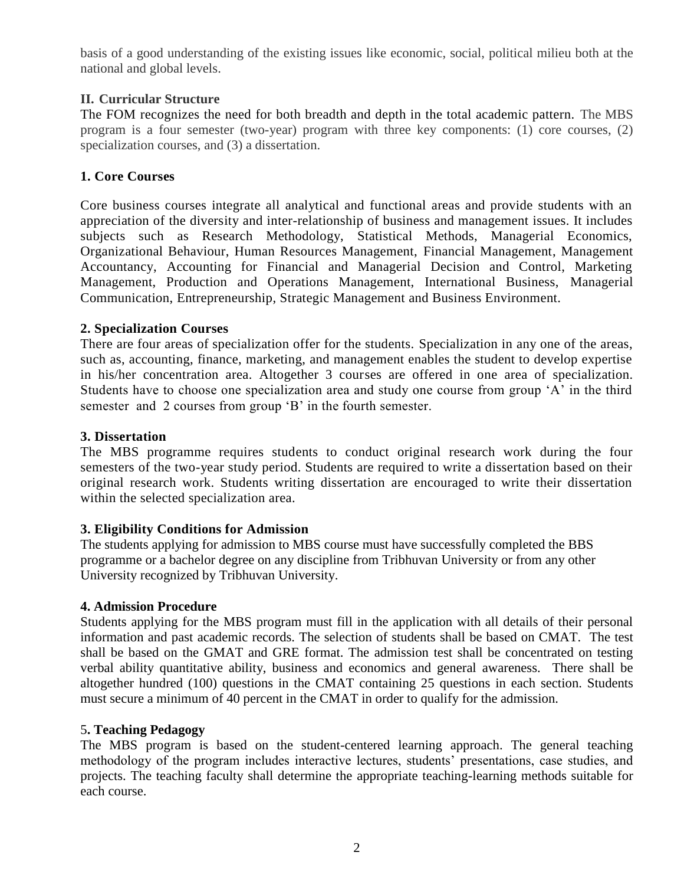basis of a good understanding of the existing issues like economic, social, political milieu both at the national and global levels.

### II. Curricular Structure

The FOM recognizes the need for both breadth and depth in the total academic pattern. The MBS program is a four semester (two-year) program with three key components: (1) core courses, (2) specialization courses, and (3) a dissertation.

#### 1. Core Courses

Core business courses integrate all analytical and functional areas and provide students with an appreciation of the diversity and inter-relationship of business and management issues. It includes subjects such as Research Methodology, Statistical Methods, Managerial Economics, Organizational Behaviour, Human Resources Management, Financial Management, Management Accountancy, Accounting for Financial and Managerial Decision and Control, Marketing Management, Production and Operations Management, International Business, Managerial Communication, Entrepreneurship, Strategic Management and Business Environment.

#### 2. Specialization Courses

There are four areas of specialization offer for the students. Specialization in any one of the areas, such as, accounting, finance, marketing, and management enables the student to develop expertise in his/her concentration area. Altogether 3 courses are offered in one area of specialization. Students have to choose one specialization area and study one course from group 'A' in the third semester and 2 courses from group 'B' in the fourth semester.

#### 3. Dissertation

The MBS programme requires students to conduct original research work during the four semesters of the two-year study period. Students are required to write a dissertation based on their original research work. Students writing dissertation are encouraged to write their dissertation within the selected specialization area.

#### 3. Eligibility Conditions for Admission

The students applying for admission to MBS course must have successfully completed the BBS programme or a bachelor degree on any discipline from Tribhuvan University or from any other University recognized by Tribhuvan University.

#### 4. Admission Procedure

Students applying for the MBS program must fill in the application with all details of their personal information and past academic records. The selection of students shall be based on CMAT. The test shall be based on the GMAT and GRE format. The admission test shall be concentrated on testing verbal ability quantitative ability, business and economics and general awareness. There shall be altogether hundred (100) questions in the CMAT containing 25 questions in each section. Students must secure a minimum of 40 percent in the CMAT in order to qualify for the admission.

#### 5. Teaching Pedagogy

The MBS program is based on the student-centered learning approach. The general teaching methodology of the program includes interactive lectures, students' presentations, case studies, and projects. The teaching faculty shall determine the appropriate teaching-learning methods suitable for each course.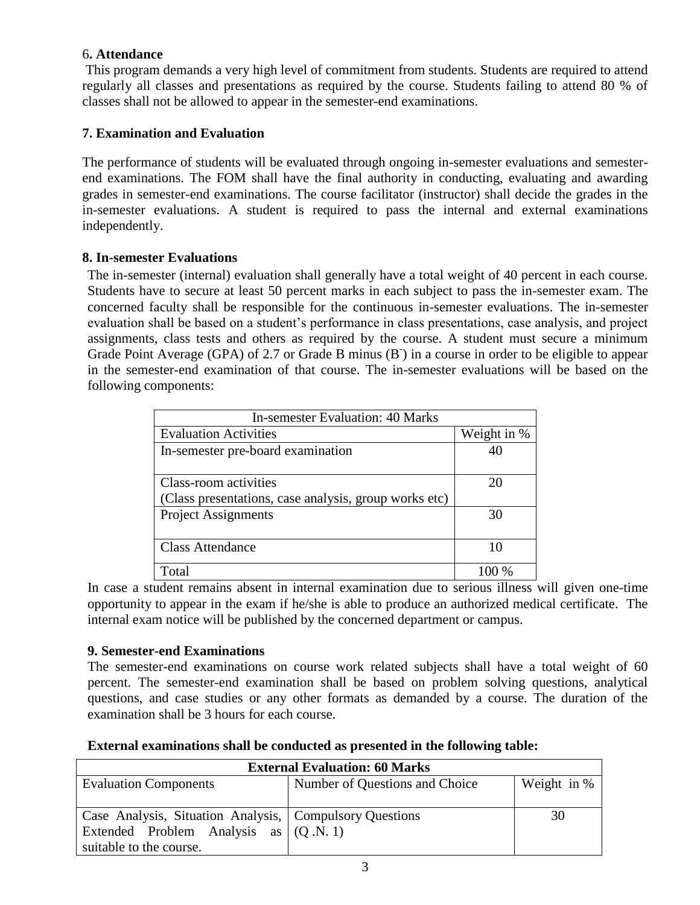## 6. Attendance

This program demands a very high level of commitment from students. Students are required to attend regularly all classes and presentations as required by the course. Students failing to attend 80 % of classes shall not be allowed to appear in the semester-end examinations.

## 7. Examination and Evaluation

The performance of students will be evaluated through ongoing in-semester evaluations and semester-end examinations. The FOM shall have the final authority in conducting, evaluating and awarding grades in semester-end examinations. The course facilitator (instructor) shall decide the grades in the in-semester evaluations. A student is required to pass the internal and external examinations independently.

## 8. In-semester Evaluations

The in-semester (internal) evaluation shall generally have a total weight of 40 percent in each course. Students have to secure at least 50 percent marks in each subject to pass the in-semester exam. The concerned faculty shall be responsible for the continuous in-semester evaluations. The in-semester evaluation shall be based on a student's performance in class presentations, case analysis, and project assignments, class tests and others as required by the course. A student must secure a minimum Grade Point Average (GPA) of 2.7 or Grade B minus ($B^-$) in a course in order to be eligible to appear in the semester-end examination of that course. The in-semester evaluations will be based on the following components:

| In-semester Evaluation: 40 Marks | |
|---|---|
| Evaluation Activities | Weight in % |
| In-semester pre-board examination | 40 |
| Class-room activities (Class presentations, case analysis, group works etc) | 20 |
| Project Assignments | 30 |
| Class Attendance | 10 |
| Total | 100 % |

In case a student remains absent in internal examination due to serious illness will given one-time opportunity to appear in the exam if he/she is able to produce an authorized medical certificate. The internal exam notice will be published by the concerned department or campus.

## 9. Semester-end Examinations

The semester-end examinations on course work related subjects shall have a total weight of 60 percent. The semester-end examination shall be based on problem solving questions, analytical questions, and case studies or any other formats as demanded by a course. The duration of the examination shall be 3 hours for each course.

**External examinations shall be conducted as presented in the following table:**

| **External Evaluation: 60 Marks** | | |
|---|---|---|
| Evaluation Components | Number of Questions and Choice | Weight in % |
| Case Analysis, Situation Analysis, Extended Problem Analysis as suitable to the course. | Compulsory Questions (Q .N. 1) | 30 |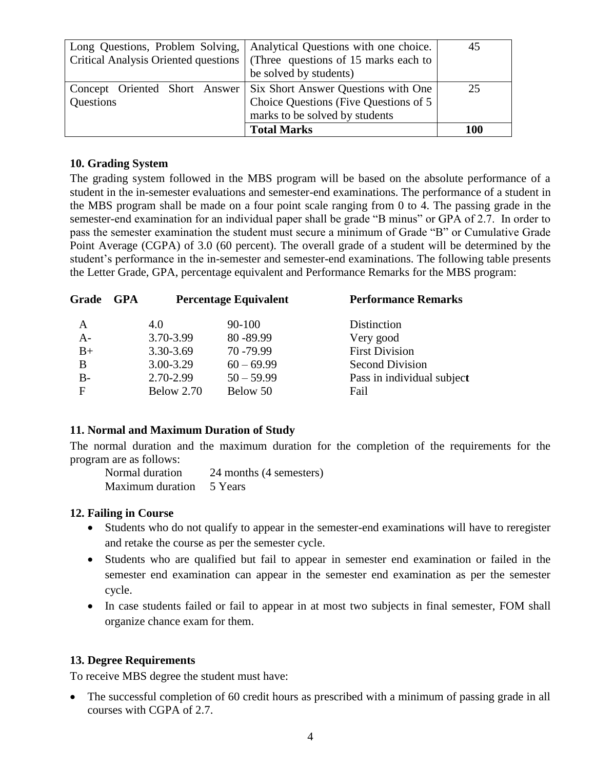| | | |
|---|---|---|
| Long Questions, Problem Solving, Critical Analysis Oriented questions | Analytical Questions with one choice. (Three questions of 15 marks each to be solved by students) | 45 |
| Concept Oriented Short Answer Questions | Six Short Answer Questions with One Choice Questions (Five Questions of 5 marks to be solved by students | 25 |
| | **Total Marks** | **100** |

### 10. Grading System

The grading system followed in the MBS program will be based on the absolute performance of a student in the in-semester evaluations and semester-end examinations. The performance of a student in the MBS program shall be made on a four point scale ranging from 0 to 4. The passing grade in the semester-end examination for an individual paper shall be grade "B minus" or GPA of 2.7. In order to pass the semester examination the student must secure a minimum of Grade "B" or Cumulative Grade Point Average (CGPA) of 3.0 (60 percent). The overall grade of a student will be determined by the student's performance in the in-semester and semester-end examinations. The following table presents the Letter Grade, GPA, percentage equivalent and Performance Remarks for the MBS program:

| Grade | GPA | Percentage Equivalent | Performance Remarks |
|---|---|---|---|
| A | 4.0 | 90-100 | Distinction |
| A- | 3.70-3.99 | 80 -89.99 | Very good |
| B+ | 3.30-3.69 | 70 -79.99 | First Division |
| B | 3.00-3.29 | 60 – 69.99 | Second Division |
| B- | 2.70-2.99 | 50 – 59.99 | Pass in individual subject |
| F | Below 2.70 | Below 50 | Fail |

### 11. Normal and Maximum Duration of Study

The normal duration and the maximum duration for the completion of the requirements for the program are as follows:

Normal duration 24 months (4 semesters)
Maximum duration 5 Years

### 12. Failing in Course

- Students who do not qualify to appear in the semester-end examinations will have to reregister and retake the course as per the semester cycle.
- Students who are qualified but fail to appear in semester end examination or failed in the semester end examination can appear in the semester end examination as per the semester cycle.
- In case students failed or fail to appear in at most two subjects in final semester, FOM shall organize chance exam for them.

### 13. Degree Requirements

To receive MBS degree the student must have:

- The successful completion of 60 credit hours as prescribed with a minimum of passing grade in all courses with CGPA of 2.7.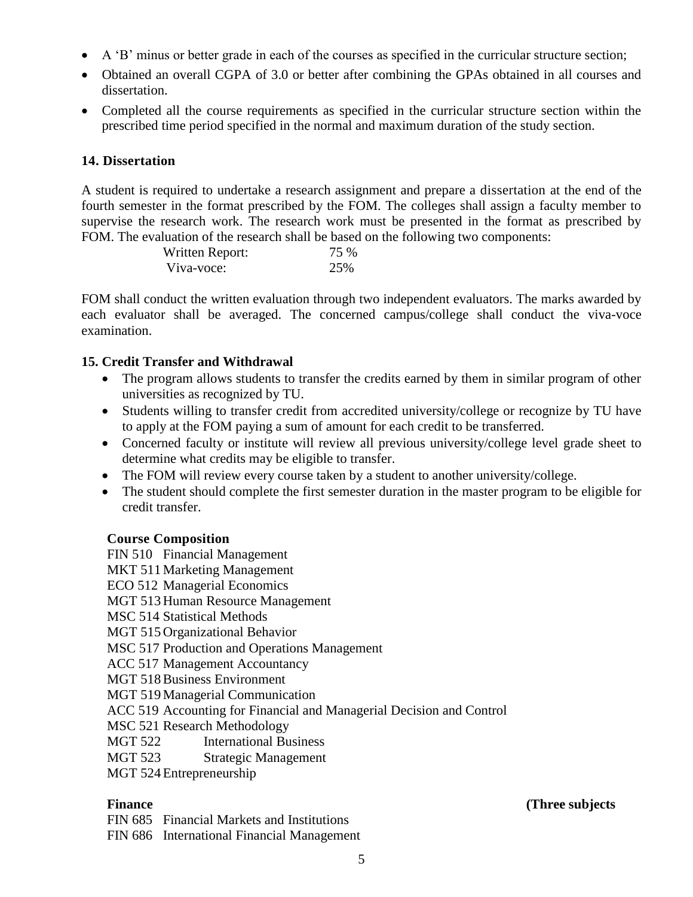- A 'B' minus or better grade in each of the courses as specified in the curricular structure section;
- Obtained an overall CGPA of 3.0 or better after combining the GPAs obtained in all courses and dissertation.
- Completed all the course requirements as specified in the curricular structure section within the prescribed time period specified in the normal and maximum duration of the study section.

### 14. Dissertation

A student is required to undertake a research assignment and prepare a dissertation at the end of the fourth semester in the format prescribed by the FOM. The colleges shall assign a faculty member to supervise the research work. The research work must be presented in the format as prescribed by FOM. The evaluation of the research shall be based on the following two components:

| | |
|---|---|
| Written Report: | 75 % |
| Viva-voce: | 25% |

FOM shall conduct the written evaluation through two independent evaluators. The marks awarded by each evaluator shall be averaged. The concerned campus/college shall conduct the viva-voce examination.

### 15. Credit Transfer and Withdrawal

- The program allows students to transfer the credits earned by them in similar program of other universities as recognized by TU.
- Students willing to transfer credit from accredited university/college or recognize by TU have to apply at the FOM paying a sum of amount for each credit to be transferred.
- Concerned faculty or institute will review all previous university/college level grade sheet to determine what credits may be eligible to transfer.
- The FOM will review every course taken by a student to another university/college.
- The student should complete the first semester duration in the master program to be eligible for credit transfer.

**Course Composition**

FIN 510 Financial Management
MKT 511 Marketing Management
ECO 512 Managerial Economics
MGT 513 Human Resource Management
MSC 514 Statistical Methods
MGT 515 Organizational Behavior
MSC 517 Production and Operations Management
ACC 517 Management Accountancy
MGT 518 Business Environment
MGT 519 Managerial Communication
ACC 519 Accounting for Financial and Managerial Decision and Control
MSC 521 Research Methodology
MGT 522 International Business
MGT 523 Strategic Management
MGT 524 Entrepreneurship

**Finance** **(Three subjects**

FIN 685 Financial Markets and Institutions
FIN 686 International Financial Management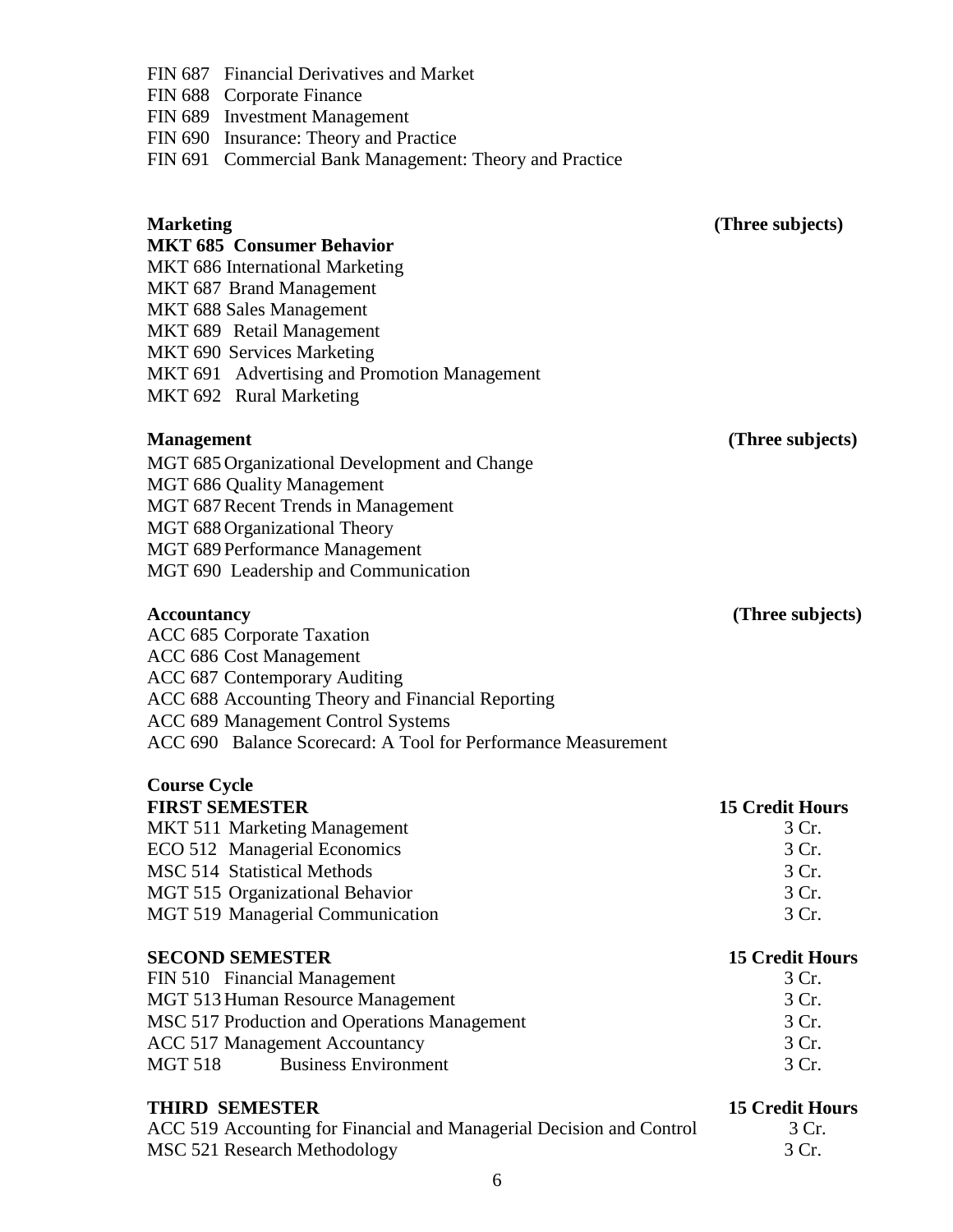FIN 687 Financial Derivatives and Market
FIN 688 Corporate Finance
FIN 689 Investment Management
FIN 690 Insurance: Theory and Practice
FIN 691 Commercial Bank Management: Theory and Practice

**Marketing** **(Three subjects)**

**MKT 685 Consumer Behavior**
MKT 686 International Marketing
MKT 687 Brand Management
MKT 688 Sales Management
MKT 689 Retail Management
MKT 690 Services Marketing
MKT 691 Advertising and Promotion Management
MKT 692 Rural Marketing

**Management** **(Three subjects)**

MGT 685 Organizational Development and Change
MGT 686 Quality Management
MGT 687 Recent Trends in Management
MGT 688 Organizational Theory
MGT 689 Performance Management
MGT 690 Leadership and Communication

**Accountancy** **(Three subjects)**

ACC 685 Corporate Taxation
ACC 686 Cost Management
ACC 687 Contemporary Auditing
ACC 688 Accounting Theory and Financial Reporting
ACC 689 Management Control Systems
ACC 690 Balance Scorecard: A Tool for Performance Measurement

**Course Cycle**

| **FIRST SEMESTER** | **15 Credit Hours** |
|---|---|
| MKT 511 Marketing Management | 3 Cr. |
| ECO 512 Managerial Economics | 3 Cr. |
| MSC 514 Statistical Methods | 3 Cr. |
| MGT 515 Organizational Behavior | 3 Cr. |
| MGT 519 Managerial Communication | 3 Cr. |

| **SECOND SEMESTER** | **15 Credit Hours** |
|---|---|
| FIN 510 Financial Management | 3 Cr. |
| MGT 513 Human Resource Management | 3 Cr. |
| MSC 517 Production and Operations Management | 3 Cr. |
| ACC 517 Management Accountancy | 3 Cr. |
| MGT 518 Business Environment | 3 Cr. |

| **THIRD SEMESTER** | **15 Credit Hours** |
|---|---|
| ACC 519 Accounting for Financial and Managerial Decision and Control | 3 Cr. |
| MSC 521 Research Methodology | 3 Cr. |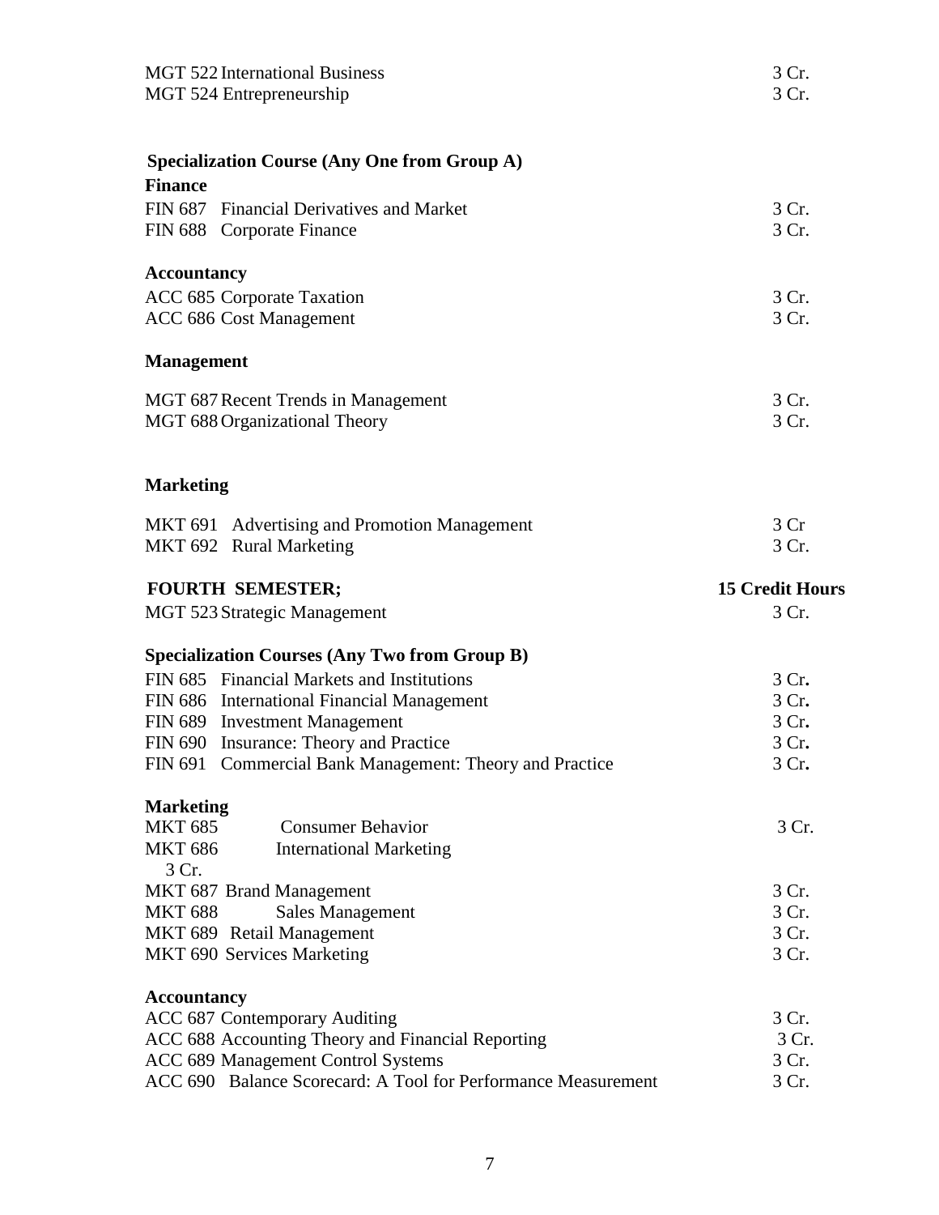| | |
|---|---|
| MGT 522 International Business | 3 Cr. |
| MGT 524 Entrepreneurship | 3 Cr. |

**Specialization Course (Any One from Group A)**

**Finance**

| | |
|---|---|
| FIN 687 Financial Derivatives and Market | 3 Cr. |
| FIN 688 Corporate Finance | 3 Cr. |

**Accountancy**

| | |
|---|---|
| ACC 685 Corporate Taxation | 3 Cr. |
| ACC 686 Cost Management | 3 Cr. |

**Management**

| | |
|---|---|
| MGT 687 Recent Trends in Management | 3 Cr. |
| MGT 688 Organizational Theory | 3 Cr. |

**Marketing**

| | |
|---|---|
| MKT 691 Advertising and Promotion Management | 3 Cr |
| MKT 692 Rural Marketing | 3 Cr. |

**FOURTH SEMESTER; — 15 Credit Hours**

| | |
|---|---|
| MGT 523 Strategic Management | 3 Cr. |

**Specialization Courses (Any Two from Group B)**

| | |
|---|---|
| FIN 685 Financial Markets and Institutions | 3 Cr. |
| FIN 686 International Financial Management | 3 Cr. |
| FIN 689 Investment Management | 3 Cr. |
| FIN 690 Insurance: Theory and Practice | 3 Cr. |
| FIN 691 Commercial Bank Management: Theory and Practice | 3 Cr. |

**Marketing**

| | |
|---|---|
| MKT 685 Consumer Behavior | 3 Cr. |
| MKT 686 International Marketing | 3 Cr. |
| MKT 687 Brand Management | 3 Cr. |
| MKT 688 Sales Management | 3 Cr. |
| MKT 689 Retail Management | 3 Cr. |
| MKT 690 Services Marketing | 3 Cr. |

**Accountancy**

| | |
|---|---|
| ACC 687 Contemporary Auditing | 3 Cr. |
| ACC 688 Accounting Theory and Financial Reporting | 3 Cr. |
| ACC 689 Management Control Systems | 3 Cr. |
| ACC 690 Balance Scorecard: A Tool for Performance Measurement | 3 Cr. |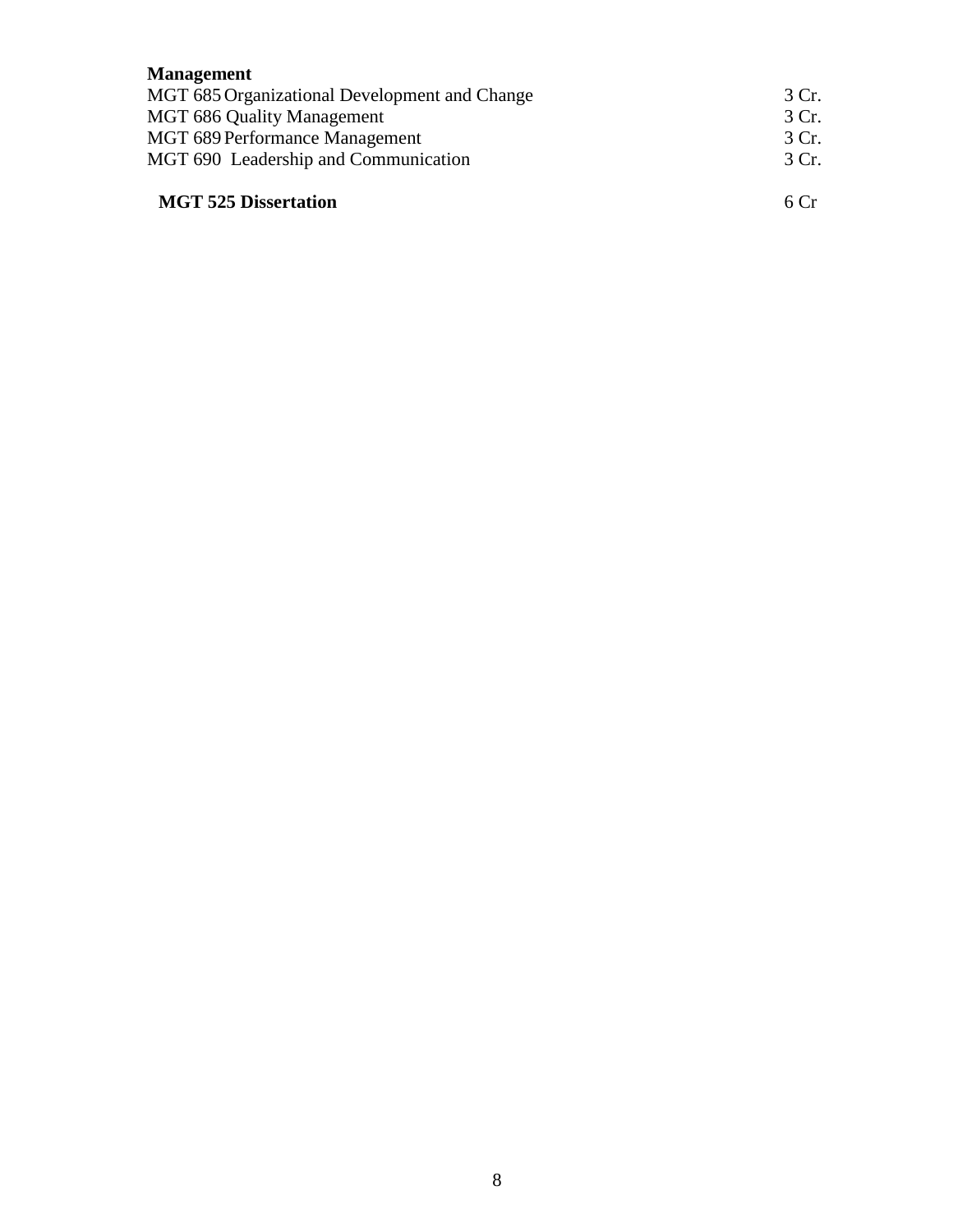**Management**

| | |
|---|---|
| MGT 685 Organizational Development and Change | 3 Cr. |
| MGT 686 Quality Management | 3 Cr. |
| MGT 689 Performance Management | 3 Cr. |
| MGT 690 Leadership and Communication | 3 Cr. |
| **MGT 525 Dissertation** | 6 Cr |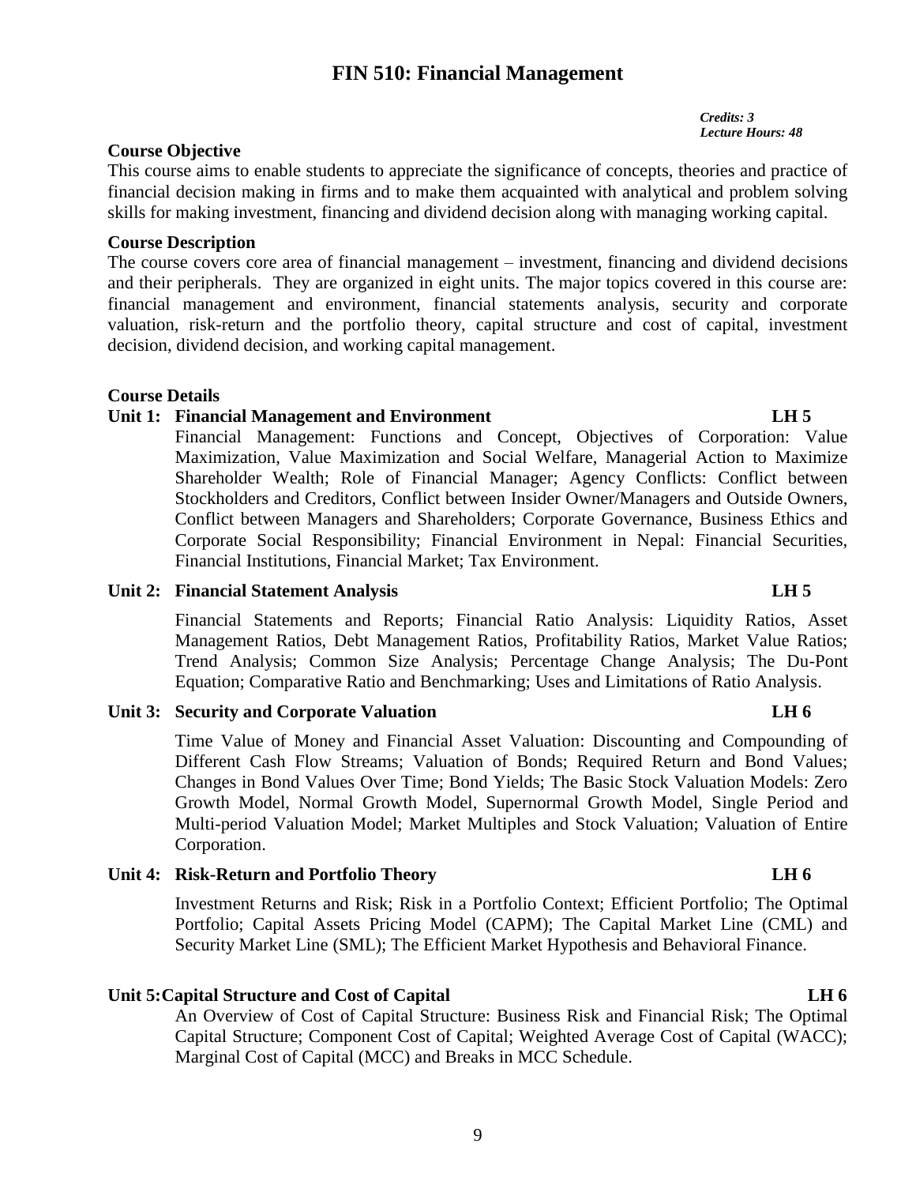# FIN 510: Financial Management

*Credits: 3*
*Lecture Hours: 48*

**Course Objective**

This course aims to enable students to appreciate the significance of concepts, theories and practice of financial decision making in firms and to make them acquainted with analytical and problem solving skills for making investment, financing and dividend decision along with managing working capital.

**Course Description**

The course covers core area of financial management – investment, financing and dividend decisions and their peripherals. They are organized in eight units. The major topics covered in this course are: financial management and environment, financial statements analysis, security and corporate valuation, risk-return and the portfolio theory, capital structure and cost of capital, investment decision, dividend decision, and working capital management.

**Course Details**

**Unit 1: Financial Management and Environment** **LH 5**

Financial Management: Functions and Concept, Objectives of Corporation: Value Maximization, Value Maximization and Social Welfare, Managerial Action to Maximize Shareholder Wealth; Role of Financial Manager; Agency Conflicts: Conflict between Stockholders and Creditors, Conflict between Insider Owner/Managers and Outside Owners, Conflict between Managers and Shareholders; Corporate Governance, Business Ethics and Corporate Social Responsibility; Financial Environment in Nepal: Financial Securities, Financial Institutions, Financial Market; Tax Environment.

**Unit 2: Financial Statement Analysis** **LH 5**

Financial Statements and Reports; Financial Ratio Analysis: Liquidity Ratios, Asset Management Ratios, Debt Management Ratios, Profitability Ratios, Market Value Ratios; Trend Analysis; Common Size Analysis; Percentage Change Analysis; The Du-Pont Equation; Comparative Ratio and Benchmarking; Uses and Limitations of Ratio Analysis.

**Unit 3: Security and Corporate Valuation** **LH 6**

Time Value of Money and Financial Asset Valuation: Discounting and Compounding of Different Cash Flow Streams; Valuation of Bonds; Required Return and Bond Values; Changes in Bond Values Over Time; Bond Yields; The Basic Stock Valuation Models: Zero Growth Model, Normal Growth Model, Supernormal Growth Model, Single Period and Multi-period Valuation Model; Market Multiples and Stock Valuation; Valuation of Entire Corporation.

**Unit 4: Risk-Return and Portfolio Theory** **LH 6**

Investment Returns and Risk; Risk in a Portfolio Context; Efficient Portfolio; The Optimal Portfolio; Capital Assets Pricing Model (CAPM); The Capital Market Line (CML) and Security Market Line (SML); The Efficient Market Hypothesis and Behavioral Finance.

**Unit 5: Capital Structure and Cost of Capital** **LH 6**

An Overview of Cost of Capital Structure: Business Risk and Financial Risk; The Optimal Capital Structure; Component Cost of Capital; Weighted Average Cost of Capital (WACC); Marginal Cost of Capital (MCC) and Breaks in MCC Schedule.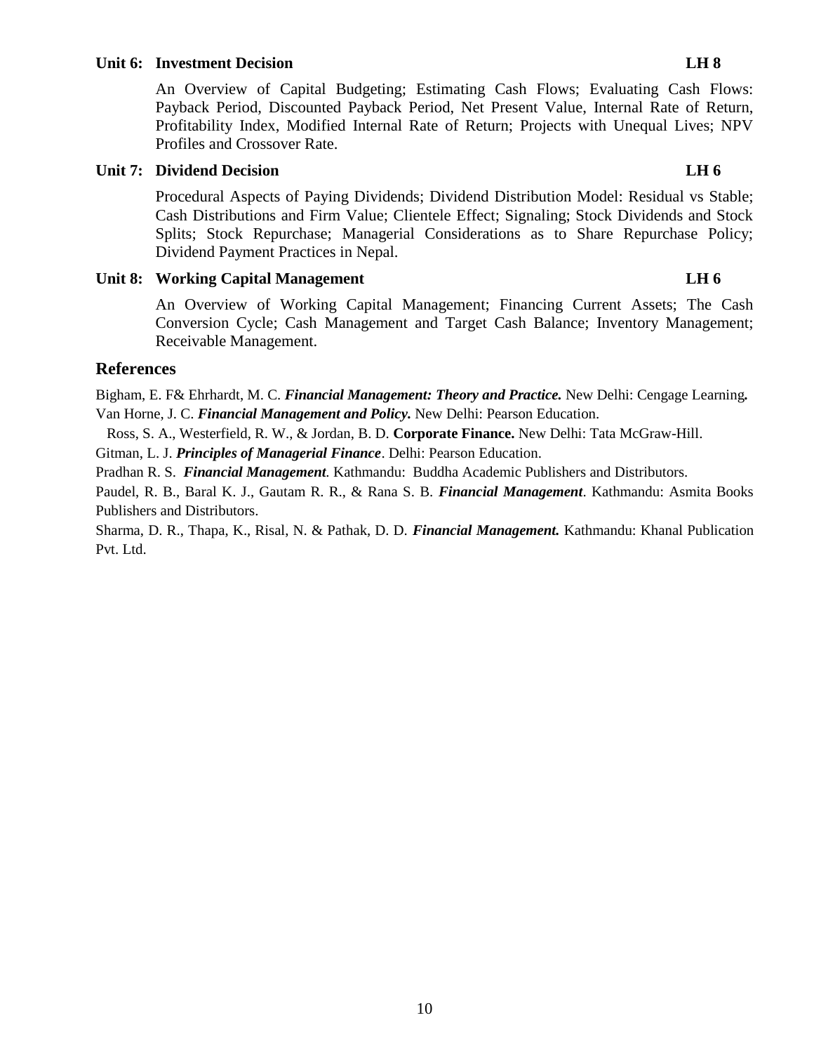**Unit 6: Investment Decision** **LH 8**

An Overview of Capital Budgeting; Estimating Cash Flows; Evaluating Cash Flows: Payback Period, Discounted Payback Period, Net Present Value, Internal Rate of Return, Profitability Index, Modified Internal Rate of Return; Projects with Unequal Lives; NPV Profiles and Crossover Rate.

**Unit 7: Dividend Decision** **LH 6**

Procedural Aspects of Paying Dividends; Dividend Distribution Model: Residual vs Stable; Cash Distributions and Firm Value; Clientele Effect; Signaling; Stock Dividends and Stock Splits; Stock Repurchase; Managerial Considerations as to Share Repurchase Policy; Dividend Payment Practices in Nepal.

**Unit 8: Working Capital Management** **LH 6**

An Overview of Working Capital Management; Financing Current Assets; The Cash Conversion Cycle; Cash Management and Target Cash Balance; Inventory Management; Receivable Management.

## References

Bigham, E. F& Ehrhardt, M. C. ***Financial Management: Theory and Practice.*** New Delhi: Cengage Learning***.***

Van Horne, J. C. ***Financial Management and Policy.*** New Delhi: Pearson Education.

Ross, S. A., Westerfield, R. W., & Jordan, B. D. **Corporate Finance.** New Delhi: Tata McGraw-Hill.

Gitman, L. J. ***Principles of Managerial Finance***. Delhi: Pearson Education.

Pradhan R. S. ***Financial Management****.* Kathmandu: Buddha Academic Publishers and Distributors.

Paudel, R. B., Baral K. J., Gautam R. R., & Rana S. B. ***Financial Management***. Kathmandu: Asmita Books Publishers and Distributors.

Sharma, D. R., Thapa, K., Risal, N. & Pathak, D. D. ***Financial Management.*** Kathmandu: Khanal Publication Pvt. Ltd.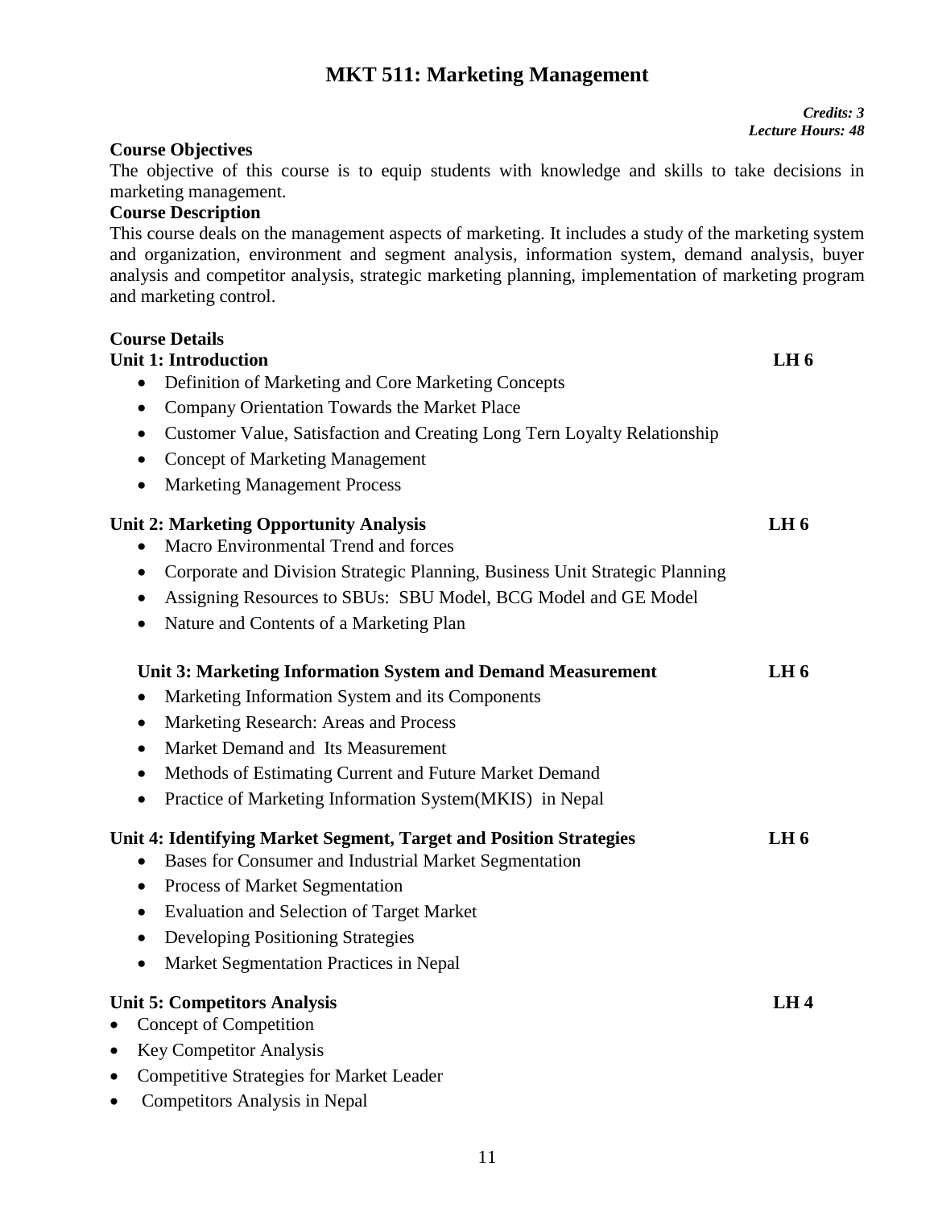# MKT 511: Marketing Management

***Credits: 3***
***Lecture Hours: 48***

**Course Objectives**

The objective of this course is to equip students with knowledge and skills to take decisions in marketing management.

**Course Description**

This course deals on the management aspects of marketing. It includes a study of the marketing system and organization, environment and segment analysis, information system, demand analysis, buyer analysis and competitor analysis, strategic marketing planning, implementation of marketing program and marketing control.

**Course Details**

**Unit 1: Introduction** **LH 6**

- Definition of Marketing and Core Marketing Concepts
- Company Orientation Towards the Market Place
- Customer Value, Satisfaction and Creating Long Tern Loyalty Relationship
- Concept of Marketing Management
- Marketing Management Process

**Unit 2: Marketing Opportunity Analysis** **LH 6**

- Macro Environmental Trend and forces
- Corporate and Division Strategic Planning, Business Unit Strategic Planning
- Assigning Resources to SBUs: SBU Model, BCG Model and GE Model
- Nature and Contents of a Marketing Plan

**Unit 3: Marketing Information System and Demand Measurement** **LH 6**

- Marketing Information System and its Components
- Marketing Research: Areas and Process
- Market Demand and Its Measurement
- Methods of Estimating Current and Future Market Demand
- Practice of Marketing Information System(MKIS) in Nepal

**Unit 4: Identifying Market Segment, Target and Position Strategies** **LH 6**

- Bases for Consumer and Industrial Market Segmentation
- Process of Market Segmentation
- Evaluation and Selection of Target Market
- Developing Positioning Strategies
- Market Segmentation Practices in Nepal

**Unit 5: Competitors Analysis** **LH 4**

- Concept of Competition
- Key Competitor Analysis
- Competitive Strategies for Market Leader
- Competitors Analysis in Nepal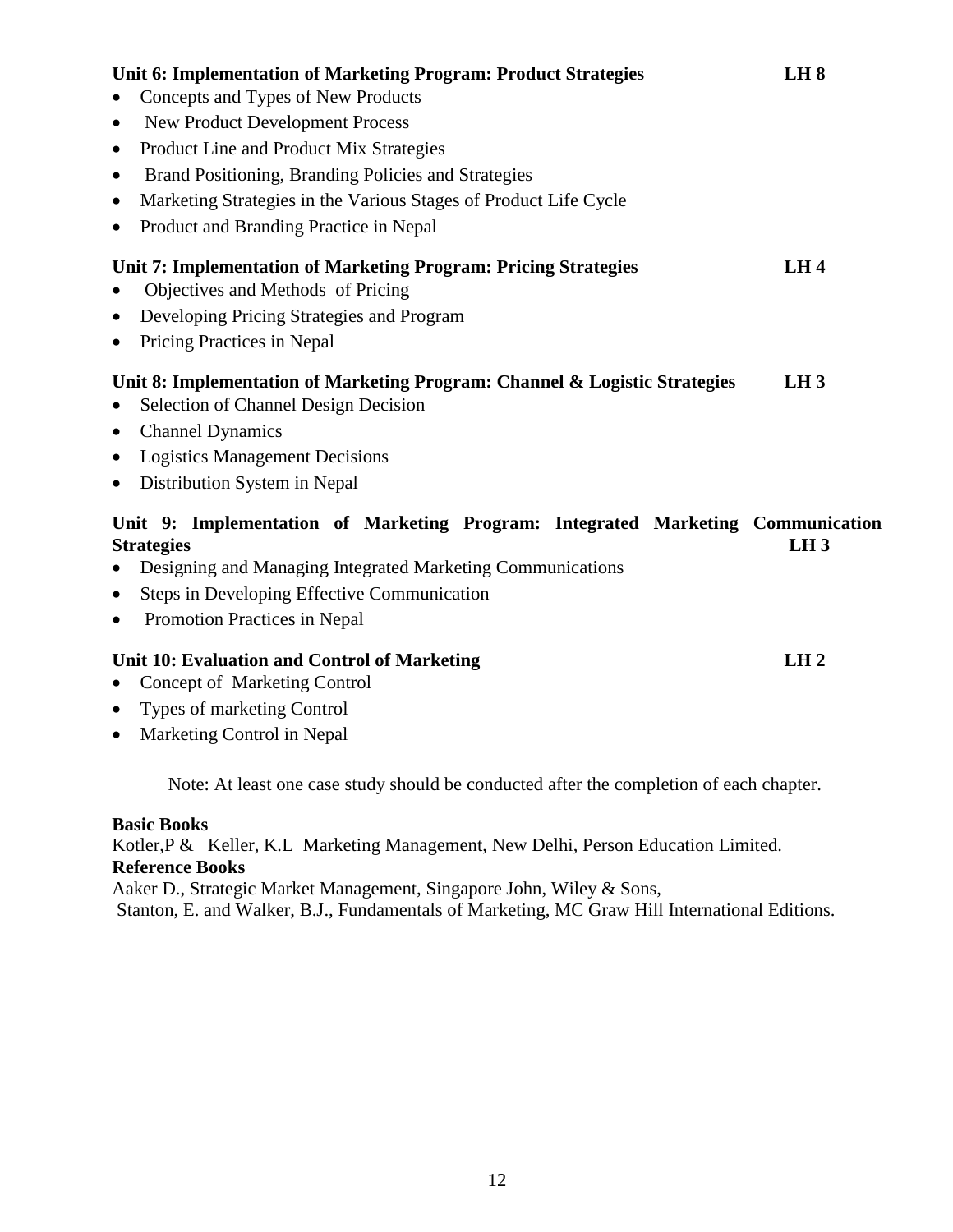**Unit 6: Implementation of Marketing Program: Product Strategies LH 8**

- Concepts and Types of New Products
- New Product Development Process
- Product Line and Product Mix Strategies
- Brand Positioning, Branding Policies and Strategies
- Marketing Strategies in the Various Stages of Product Life Cycle
- Product and Branding Practice in Nepal

**Unit 7: Implementation of Marketing Program: Pricing Strategies LH 4**

- Objectives and Methods of Pricing
- Developing Pricing Strategies and Program
- Pricing Practices in Nepal

**Unit 8: Implementation of Marketing Program: Channel & Logistic Strategies LH 3**

- Selection of Channel Design Decision
- Channel Dynamics
- Logistics Management Decisions
- Distribution System in Nepal

**Unit 9: Implementation of Marketing Program: Integrated Marketing Communication Strategies LH 3**

- Designing and Managing Integrated Marketing Communications
- Steps in Developing Effective Communication
- Promotion Practices in Nepal

**Unit 10: Evaluation and Control of Marketing LH 2**

- Concept of Marketing Control
- Types of marketing Control
- Marketing Control in Nepal

Note: At least one case study should be conducted after the completion of each chapter.

**Basic Books**

Kotler,P & Keller, K.L Marketing Management, New Delhi, Person Education Limited.

**Reference Books**

Aaker D., Strategic Market Management, Singapore John, Wiley & Sons,

Stanton, E. and Walker, B.J., Fundamentals of Marketing, MC Graw Hill International Editions.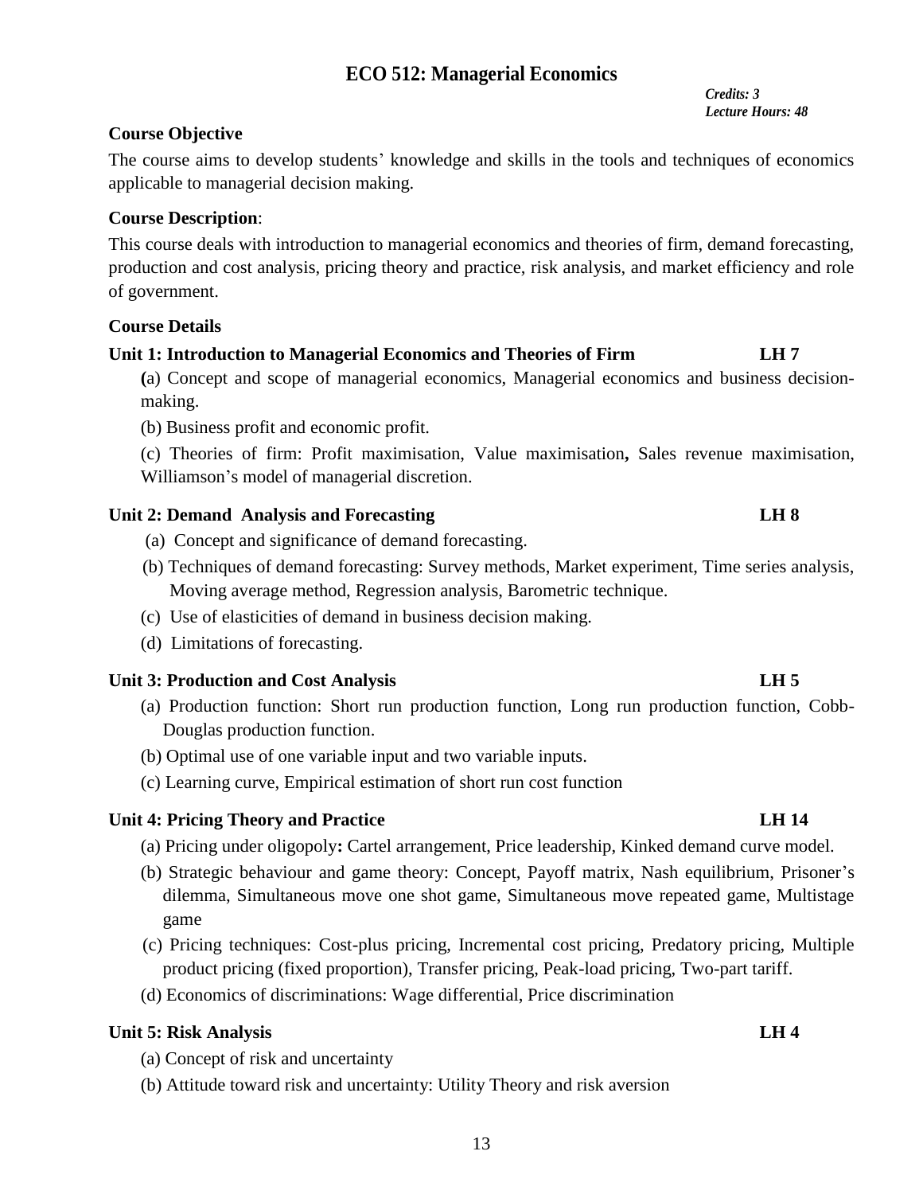# ECO 512: Managerial Economics

*Credits: 3*
*Lecture Hours: 48*

**Course Objective**

The course aims to develop students' knowledge and skills in the tools and techniques of economics applicable to managerial decision making.

**Course Description**:

This course deals with introduction to managerial economics and theories of firm, demand forecasting, production and cost analysis, pricing theory and practice, risk analysis, and market efficiency and role of government.

**Course Details**

**Unit 1: Introduction to Managerial Economics and Theories of Firm LH 7**

(a) Concept and scope of managerial economics, Managerial economics and business decision-making.

(b) Business profit and economic profit.

(c) Theories of firm: Profit maximisation, Value maximisation**,** Sales revenue maximisation, Williamson's model of managerial discretion.

**Unit 2: Demand Analysis and Forecasting LH 8**

(a) Concept and significance of demand forecasting.

(b) Techniques of demand forecasting: Survey methods, Market experiment, Time series analysis, Moving average method, Regression analysis, Barometric technique.

(c) Use of elasticities of demand in business decision making.

(d) Limitations of forecasting.

**Unit 3: Production and Cost Analysis LH 5**

(a) Production function: Short run production function, Long run production function, Cobb-Douglas production function.

(b) Optimal use of one variable input and two variable inputs.

(c) Learning curve, Empirical estimation of short run cost function

**Unit 4: Pricing Theory and Practice LH 14**

(a) Pricing under oligopoly**:** Cartel arrangement, Price leadership, Kinked demand curve model.

(b) Strategic behaviour and game theory: Concept, Payoff matrix, Nash equilibrium, Prisoner's dilemma, Simultaneous move one shot game, Simultaneous move repeated game, Multistage game

(c) Pricing techniques: Cost-plus pricing, Incremental cost pricing, Predatory pricing, Multiple product pricing (fixed proportion), Transfer pricing, Peak-load pricing, Two-part tariff.

(d) Economics of discriminations: Wage differential, Price discrimination

**Unit 5: Risk Analysis LH 4**

(a) Concept of risk and uncertainty

(b) Attitude toward risk and uncertainty: Utility Theory and risk aversion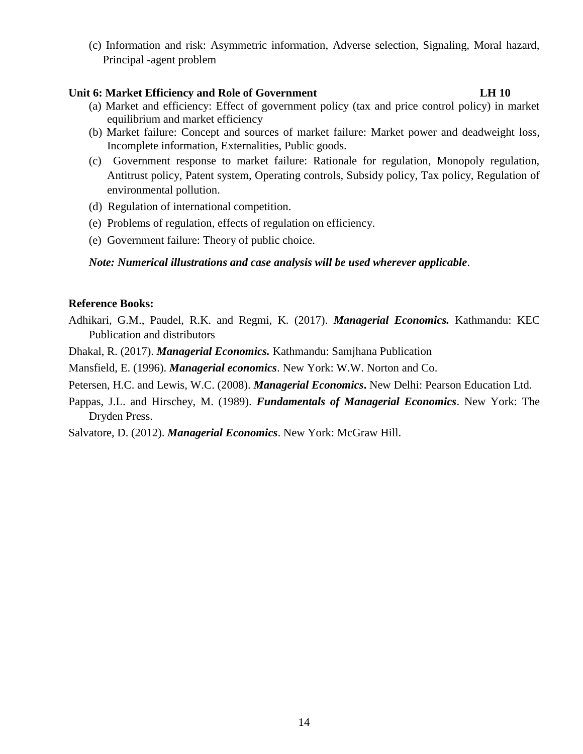(c) Information and risk: Asymmetric information, Adverse selection, Signaling, Moral hazard, Principal -agent problem

**Unit 6: Market Efficiency and Role of Government** **LH 10**

(a) Market and efficiency: Effect of government policy (tax and price control policy) in market equilibrium and market efficiency

(b) Market failure: Concept and sources of market failure: Market power and deadweight loss, Incomplete information, Externalities, Public goods.

(c) Government response to market failure: Rationale for regulation, Monopoly regulation, Antitrust policy, Patent system, Operating controls, Subsidy policy, Tax policy, Regulation of environmental pollution.

(d) Regulation of international competition.

(e) Problems of regulation, effects of regulation on efficiency.

(e) Government failure: Theory of public choice.

***Note: Numerical illustrations and case analysis will be used wherever applicable***.

**Reference Books:**

Adhikari, G.M., Paudel, R.K. and Regmi, K. (2017). ***Managerial Economics.*** Kathmandu: KEC Publication and distributors

Dhakal, R. (2017). ***Managerial Economics.*** Kathmandu: Samjhana Publication

Mansfield, E. (1996). ***Managerial economics***. New York: W.W. Norton and Co.

Petersen, H.C. and Lewis, W.C. (2008). ***Managerial Economics*****.** New Delhi: Pearson Education Ltd.

Pappas, J.L. and Hirschey, M. (1989). ***Fundamentals of Managerial Economics***. New York: The Dryden Press.

Salvatore, D. (2012). ***Managerial Economics***. New York: McGraw Hill.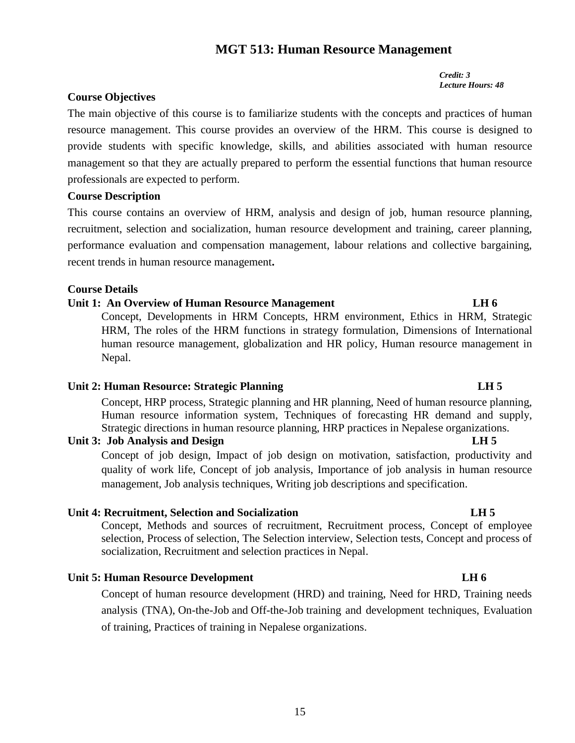# MGT 513: Human Resource Management

*Credit: 3*
*Lecture Hours: 48*

## Course Objectives

The main objective of this course is to familiarize students with the concepts and practices of human resource management. This course provides an overview of the HRM. This course is designed to provide students with specific knowledge, skills, and abilities associated with human resource management so that they are actually prepared to perform the essential functions that human resource professionals are expected to perform.

## Course Description

This course contains an overview of HRM, analysis and design of job, human resource planning, recruitment, selection and socialization, human resource development and training, career planning, performance evaluation and compensation management, labour relations and collective bargaining, recent trends in human resource management**.**

## Course Details

### Unit 1: An Overview of Human Resource Management — LH 6

Concept, Developments in HRM Concepts, HRM environment, Ethics in HRM, Strategic HRM, The roles of the HRM functions in strategy formulation, Dimensions of International human resource management, globalization and HR policy, Human resource management in Nepal.

### Unit 2: Human Resource: Strategic Planning — LH 5

Concept, HRP process, Strategic planning and HR planning, Need of human resource planning, Human resource information system, Techniques of forecasting HR demand and supply, Strategic directions in human resource planning, HRP practices in Nepalese organizations.

### Unit 3: Job Analysis and Design — LH 5

Concept of job design, Impact of job design on motivation, satisfaction, productivity and quality of work life, Concept of job analysis, Importance of job analysis in human resource management, Job analysis techniques, Writing job descriptions and specification.

### Unit 4: Recruitment, Selection and Socialization — LH 5

Concept, Methods and sources of recruitment, Recruitment process, Concept of employee selection, Process of selection, The Selection interview, Selection tests, Concept and process of socialization, Recruitment and selection practices in Nepal.

### Unit 5: Human Resource Development — LH 6

Concept of human resource development (HRD) and training, Need for HRD, Training needs analysis (TNA), On-the-Job and Off-the-Job training and development techniques, Evaluation of training, Practices of training in Nepalese organizations.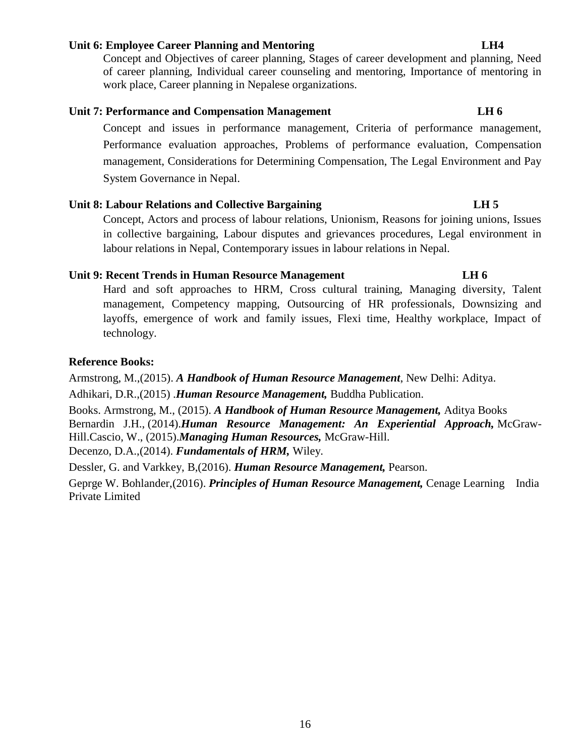**Unit 6: Employee Career Planning and Mentoring LH4**

Concept and Objectives of career planning, Stages of career development and planning, Need of career planning, Individual career counseling and mentoring, Importance of mentoring in work place, Career planning in Nepalese organizations.

**Unit 7: Performance and Compensation Management LH 6**

Concept and issues in performance management, Criteria of performance management, Performance evaluation approaches, Problems of performance evaluation, Compensation management, Considerations for Determining Compensation, The Legal Environment and Pay System Governance in Nepal.

**Unit 8: Labour Relations and Collective Bargaining LH 5**

Concept, Actors and process of labour relations, Unionism, Reasons for joining unions, Issues in collective bargaining, Labour disputes and grievances procedures, Legal environment in labour relations in Nepal, Contemporary issues in labour relations in Nepal.

**Unit 9: Recent Trends in Human Resource Management LH 6**

Hard and soft approaches to HRM, Cross cultural training, Managing diversity, Talent management, Competency mapping, Outsourcing of HR professionals, Downsizing and layoffs, emergence of work and family issues, Flexi time, Healthy workplace, Impact of technology.

**Reference Books:**

Armstrong, M.,(2015). ***A Handbook of Human Resource Management***, New Delhi: Aditya.

Adhikari, D.R.,(2015) .***Human Resource Management,*** Buddha Publication.

Books. Armstrong, M., (2015). ***A Handbook of Human Resource Management,*** Aditya Books

Bernardin J.H., (2014).***Human Resource Management: An Experiential Approach,*** McGraw-Hill.Cascio, W., (2015).***Managing Human Resources,*** McGraw-Hill.

Decenzo, D.A.,(2014). ***Fundamentals of HRM,*** Wiley.

Dessler, G. and Varkkey, B,(2016). ***Human Resource Management,*** Pearson.

Geprge W. Bohlander,(2016). ***Principles of Human Resource Management,*** Cenage Learning India Private Limited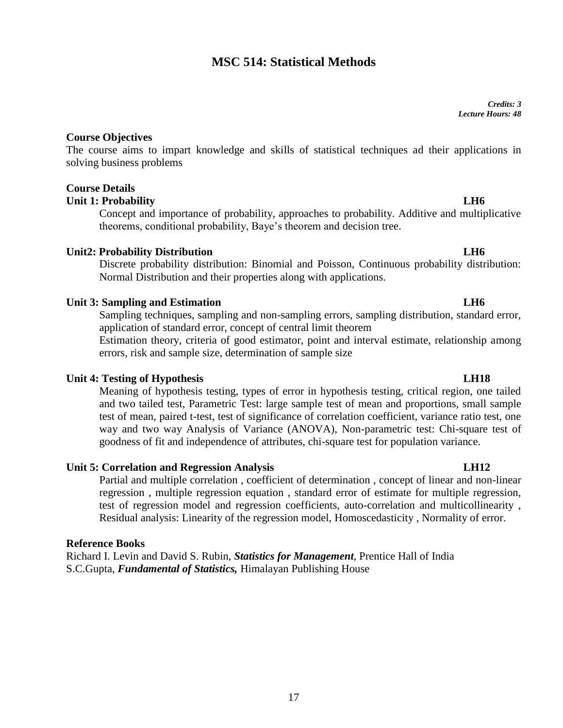# MSC 514: Statistical Methods

***Credits: 3***
***Lecture Hours: 48***

**Course Objectives**

The course aims to impart knowledge and skills of statistical techniques ad their applications in solving business problems

**Course Details**

**Unit 1: Probability** **LH6**

Concept and importance of probability, approaches to probability. Additive and multiplicative theorems, conditional probability, Baye's theorem and decision tree.

**Unit2: Probability Distribution** **LH6**

Discrete probability distribution: Binomial and Poisson, Continuous probability distribution: Normal Distribution and their properties along with applications.

**Unit 3: Sampling and Estimation** **LH6**

Sampling techniques, sampling and non-sampling errors, sampling distribution, standard error, application of standard error, concept of central limit theorem

Estimation theory, criteria of good estimator, point and interval estimate, relationship among errors, risk and sample size, determination of sample size

**Unit 4: Testing of Hypothesis** **LH18**

Meaning of hypothesis testing, types of error in hypothesis testing, critical region, one tailed and two tailed test, Parametric Test: large sample test of mean and proportions, small sample test of mean, paired t-test, test of significance of correlation coefficient, variance ratio test, one way and two way Analysis of Variance (ANOVA), Non-parametric test: Chi-square test of goodness of fit and independence of attributes, chi-square test for population variance.

**Unit 5: Correlation and Regression Analysis** **LH12**

Partial and multiple correlation , coefficient of determination , concept of linear and non-linear regression , multiple regression equation , standard error of estimate for multiple regression, test of regression model and regression coefficients, auto-correlation and multicollinearity , Residual analysis: Linearity of the regression model, Homoscedasticity , Normality of error.

**Reference Books**

Richard I. Levin and David S. Rubin, ***Statistics for Management***, Prentice Hall of India

S.C.Gupta, ***Fundamental of Statistics,*** Himalayan Publishing House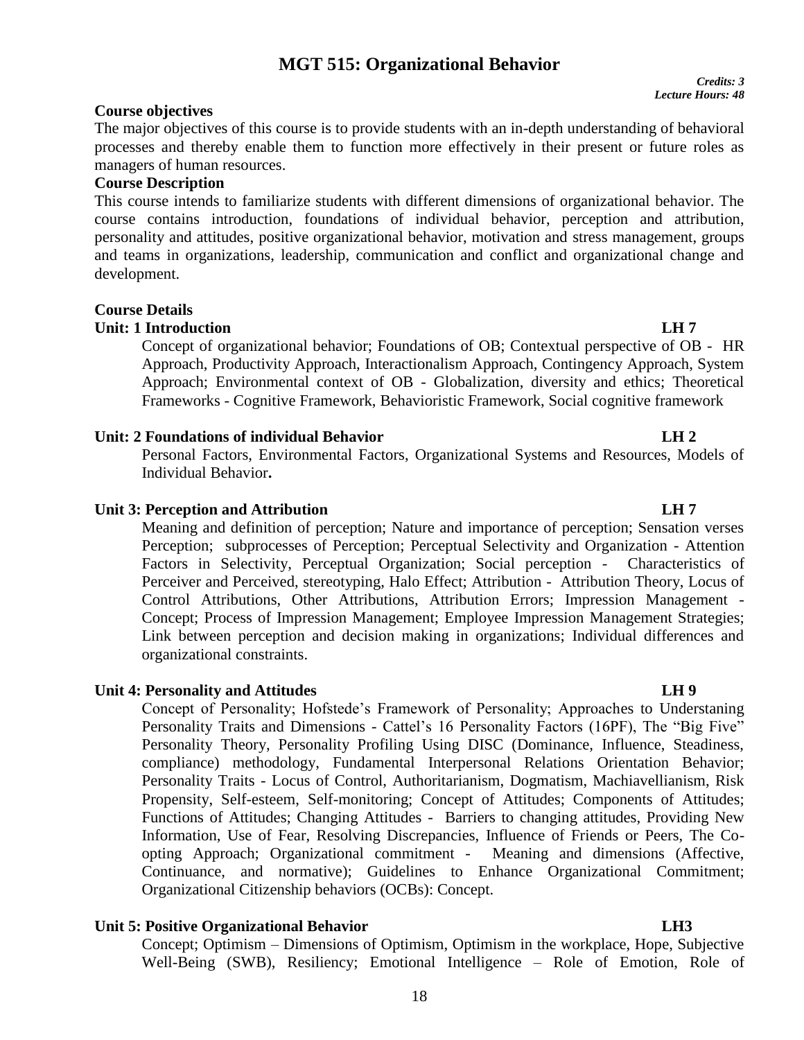# MGT 515: Organizational Behavior

*Credits: 3*
*Lecture Hours: 48*

**Course objectives**

The major objectives of this course is to provide students with an in-depth understanding of behavioral processes and thereby enable them to function more effectively in their present or future roles as managers of human resources.

**Course Description**

This course intends to familiarize students with different dimensions of organizational behavior. The course contains introduction, foundations of individual behavior, perception and attribution, personality and attitudes, positive organizational behavior, motivation and stress management, groups and teams in organizations, leadership, communication and conflict and organizational change and development.

**Course Details**

**Unit: 1 Introduction LH 7**

Concept of organizational behavior; Foundations of OB; Contextual perspective of OB - HR Approach, Productivity Approach, Interactionalism Approach, Contingency Approach, System Approach; Environmental context of OB - Globalization, diversity and ethics; Theoretical Frameworks - Cognitive Framework, Behavioristic Framework, Social cognitive framework

**Unit: 2 Foundations of individual Behavior LH 2**

Personal Factors, Environmental Factors, Organizational Systems and Resources, Models of Individual Behavior**.**

**Unit 3: Perception and Attribution LH 7**

Meaning and definition of perception; Nature and importance of perception; Sensation verses Perception; subprocesses of Perception; Perceptual Selectivity and Organization - Attention Factors in Selectivity, Perceptual Organization; Social perception - Characteristics of Perceiver and Perceived, stereotyping, Halo Effect; Attribution - Attribution Theory, Locus of Control Attributions, Other Attributions, Attribution Errors; Impression Management - Concept; Process of Impression Management; Employee Impression Management Strategies; Link between perception and decision making in organizations; Individual differences and organizational constraints.

**Unit 4: Personality and Attitudes LH 9**

Concept of Personality; Hofstede's Framework of Personality; Approaches to Understaning Personality Traits and Dimensions - Cattel's 16 Personality Factors (16PF), The "Big Five" Personality Theory, Personality Profiling Using DISC (Dominance, Influence, Steadiness, compliance) methodology, Fundamental Interpersonal Relations Orientation Behavior; Personality Traits - Locus of Control, Authoritarianism, Dogmatism, Machiavellianism, Risk Propensity, Self-esteem, Self-monitoring; Concept of Attitudes; Components of Attitudes; Functions of Attitudes; Changing Attitudes - Barriers to changing attitudes, Providing New Information, Use of Fear, Resolving Discrepancies, Influence of Friends or Peers, The Co-opting Approach; Organizational commitment - Meaning and dimensions (Affective, Continuance, and normative); Guidelines to Enhance Organizational Commitment; Organizational Citizenship behaviors (OCBs): Concept.

**Unit 5: Positive Organizational Behavior LH3**

Concept; Optimism – Dimensions of Optimism, Optimism in the workplace, Hope, Subjective Well-Being (SWB), Resiliency; Emotional Intelligence – Role of Emotion, Role of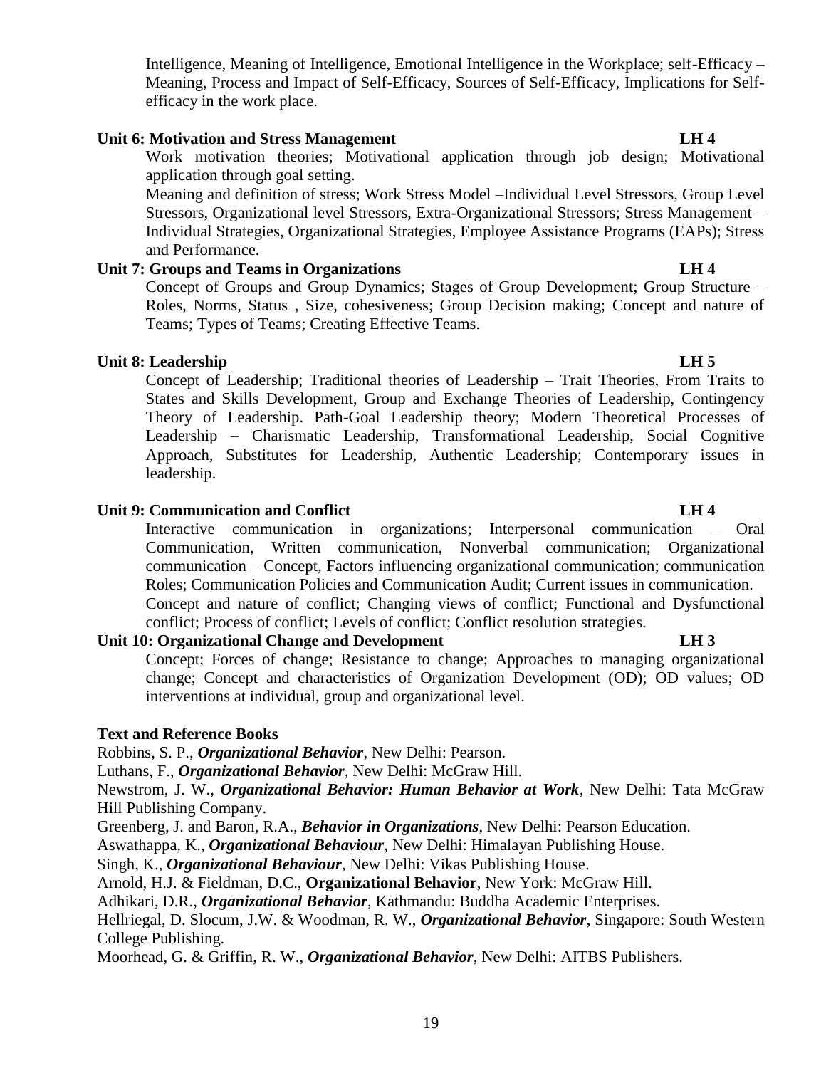Intelligence, Meaning of Intelligence, Emotional Intelligence in the Workplace; self-Efficacy – Meaning, Process and Impact of Self-Efficacy, Sources of Self-Efficacy, Implications for Self-efficacy in the work place.

**Unit 6: Motivation and Stress Management** **LH 4**

Work motivation theories; Motivational application through job design; Motivational application through goal setting.

Meaning and definition of stress; Work Stress Model –Individual Level Stressors, Group Level Stressors, Organizational level Stressors, Extra-Organizational Stressors; Stress Management – Individual Strategies, Organizational Strategies, Employee Assistance Programs (EAPs); Stress and Performance.

**Unit 7: Groups and Teams in Organizations** **LH 4**

Concept of Groups and Group Dynamics; Stages of Group Development; Group Structure – Roles, Norms, Status , Size, cohesiveness; Group Decision making; Concept and nature of Teams; Types of Teams; Creating Effective Teams.

**Unit 8: Leadership** **LH 5**

Concept of Leadership; Traditional theories of Leadership – Trait Theories, From Traits to States and Skills Development, Group and Exchange Theories of Leadership, Contingency Theory of Leadership. Path-Goal Leadership theory; Modern Theoretical Processes of Leadership – Charismatic Leadership, Transformational Leadership, Social Cognitive Approach, Substitutes for Leadership, Authentic Leadership; Contemporary issues in leadership.

**Unit 9: Communication and Conflict** **LH 4**

Interactive communication in organizations; Interpersonal communication – Oral Communication, Written communication, Nonverbal communication; Organizational communication – Concept, Factors influencing organizational communication; communication Roles; Communication Policies and Communication Audit; Current issues in communication.

Concept and nature of conflict; Changing views of conflict; Functional and Dysfunctional conflict; Process of conflict; Levels of conflict; Conflict resolution strategies.

**Unit 10: Organizational Change and Development** **LH 3**

Concept; Forces of change; Resistance to change; Approaches to managing organizational change; Concept and characteristics of Organization Development (OD); OD values; OD interventions at individual, group and organizational level.

**Text and Reference Books**

Robbins, S. P., ***Organizational Behavior***, New Delhi: Pearson.

Luthans, F., ***Organizational Behavior***, New Delhi: McGraw Hill.

Newstrom, J. W., ***Organizational Behavior: Human Behavior at Work***, New Delhi: Tata McGraw Hill Publishing Company.

Greenberg, J. and Baron, R.A., ***Behavior in Organizations***, New Delhi: Pearson Education.

Aswathappa, K., ***Organizational Behaviour***, New Delhi: Himalayan Publishing House.

Singh, K., ***Organizational Behaviour***, New Delhi: Vikas Publishing House.

Arnold, H.J. & Fieldman, D.C., **Organizational Behavior**, New York: McGraw Hill.

Adhikari, D.R., ***Organizational Behavior***, Kathmandu: Buddha Academic Enterprises.

Hellriegal, D. Slocum, J.W. & Woodman, R. W., ***Organizational Behavior***, Singapore: South Western College Publishing.

Moorhead, G. & Griffin, R. W., ***Organizational Behavior***, New Delhi: AITBS Publishers.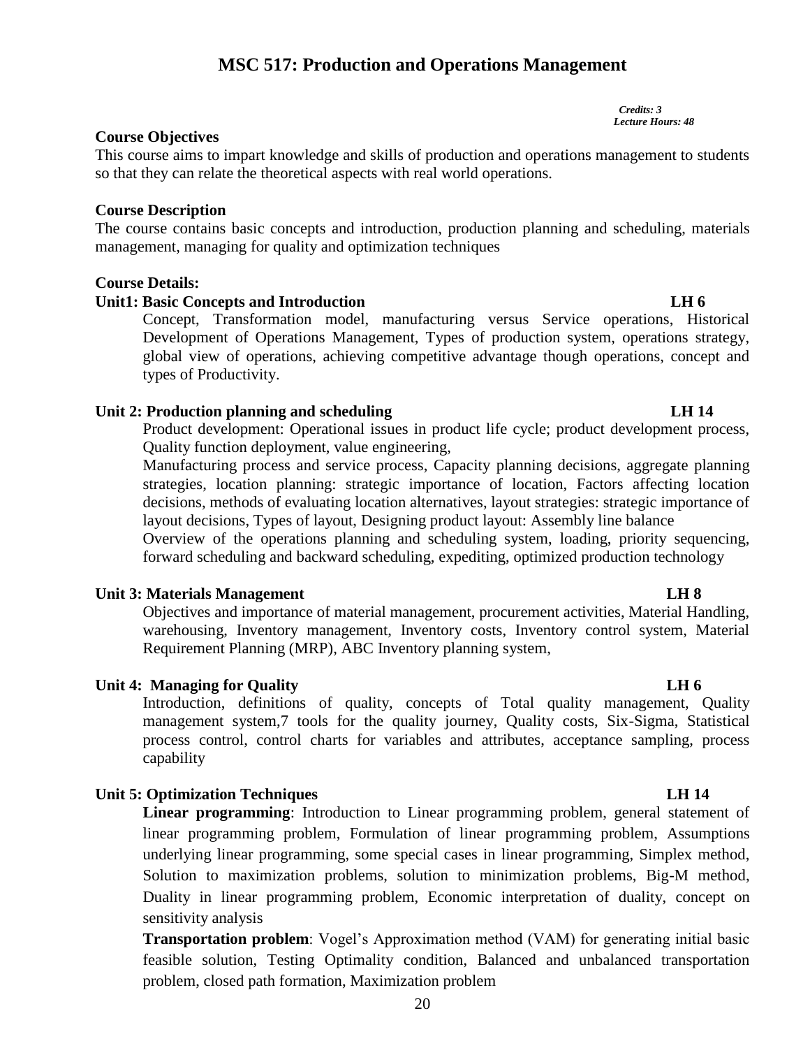# MSC 517: Production and Operations Management

*Credits: 3*
*Lecture Hours: 48*

**Course Objectives**

This course aims to impart knowledge and skills of production and operations management to students so that they can relate the theoretical aspects with real world operations.

**Course Description**

The course contains basic concepts and introduction, production planning and scheduling, materials management, managing for quality and optimization techniques

**Course Details:**

**Unit1: Basic Concepts and Introduction LH 6**

Concept, Transformation model, manufacturing versus Service operations, Historical Development of Operations Management, Types of production system, operations strategy, global view of operations, achieving competitive advantage though operations, concept and types of Productivity.

**Unit 2: Production planning and scheduling LH 14**

Product development: Operational issues in product life cycle; product development process, Quality function deployment, value engineering,

Manufacturing process and service process, Capacity planning decisions, aggregate planning strategies, location planning: strategic importance of location, Factors affecting location decisions, methods of evaluating location alternatives, layout strategies: strategic importance of layout decisions, Types of layout, Designing product layout: Assembly line balance

Overview of the operations planning and scheduling system, loading, priority sequencing, forward scheduling and backward scheduling, expediting, optimized production technology

**Unit 3: Materials Management LH 8**

Objectives and importance of material management, procurement activities, Material Handling, warehousing, Inventory management, Inventory costs, Inventory control system, Material Requirement Planning (MRP), ABC Inventory planning system,

**Unit 4: Managing for Quality LH 6**

Introduction, definitions of quality, concepts of Total quality management, Quality management system,7 tools for the quality journey, Quality costs, Six-Sigma, Statistical process control, control charts for variables and attributes, acceptance sampling, process capability

**Unit 5: Optimization Techniques LH 14**

**Linear programming**: Introduction to Linear programming problem, general statement of linear programming problem, Formulation of linear programming problem, Assumptions underlying linear programming, some special cases in linear programming, Simplex method, Solution to maximization problems, solution to minimization problems, Big-M method, Duality in linear programming problem, Economic interpretation of duality, concept on sensitivity analysis

**Transportation problem**: Vogel's Approximation method (VAM) for generating initial basic feasible solution, Testing Optimality condition, Balanced and unbalanced transportation problem, closed path formation, Maximization problem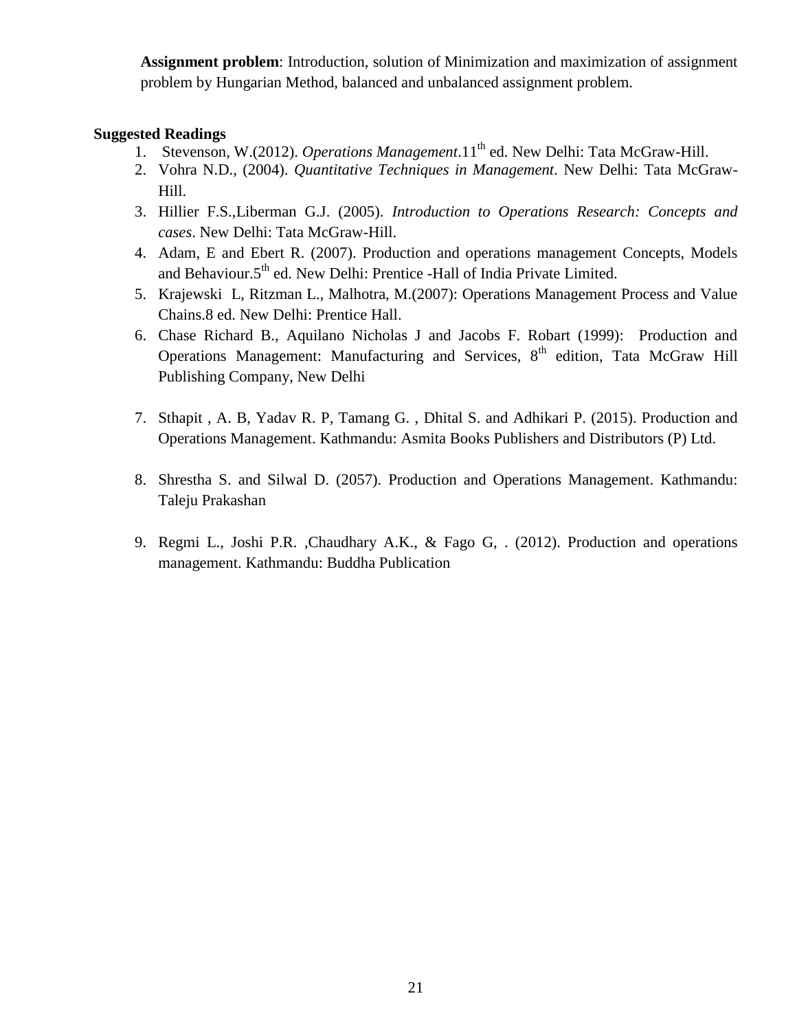**Assignment problem**: Introduction, solution of Minimization and maximization of assignment problem by Hungarian Method, balanced and unbalanced assignment problem.

**Suggested Readings**

1. Stevenson, W.(2012). *Operations Management*.11th ed. New Delhi: Tata McGraw-Hill.
2. Vohra N.D., (2004). *Quantitative Techniques in Management*. New Delhi: Tata McGraw-Hill.
3. Hillier F.S.,Liberman G.J. (2005). *Introduction to Operations Research: Concepts and cases*. New Delhi: Tata McGraw-Hill.
4. Adam, E and Ebert R. (2007). Production and operations management Concepts, Models and Behaviour.5th ed. New Delhi: Prentice -Hall of India Private Limited.
5. Krajewski L, Ritzman L., Malhotra, M.(2007): Operations Management Process and Value Chains.8 ed. New Delhi: Prentice Hall.
6. Chase Richard B., Aquilano Nicholas J and Jacobs F. Robart (1999): Production and Operations Management: Manufacturing and Services, 8th edition, Tata McGraw Hill Publishing Company, New Delhi
7. Sthapit , A. B, Yadav R. P, Tamang G. , Dhital S. and Adhikari P. (2015). Production and Operations Management. Kathmandu: Asmita Books Publishers and Distributors (P) Ltd.
8. Shrestha S. and Silwal D. (2057). Production and Operations Management. Kathmandu: Taleju Prakashan
9. Regmi L., Joshi P.R. ,Chaudhary A.K., & Fago G, . (2012). Production and operations management. Kathmandu: Buddha Publication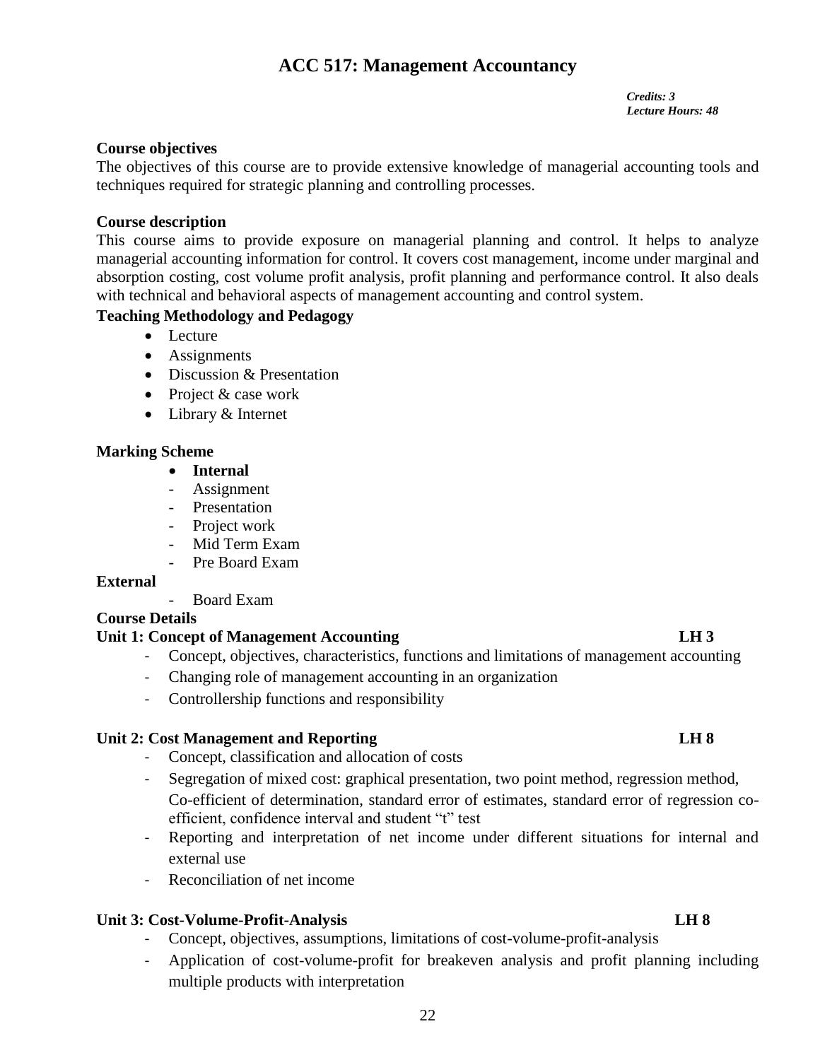# ACC 517: Management Accountancy

*Credits: 3*
*Lecture Hours: 48*

**Course objectives**

The objectives of this course are to provide extensive knowledge of managerial accounting tools and techniques required for strategic planning and controlling processes.

**Course description**

This course aims to provide exposure on managerial planning and control. It helps to analyze managerial accounting information for control. It covers cost management, income under marginal and absorption costing, cost volume profit analysis, profit planning and performance control. It also deals with technical and behavioral aspects of management accounting and control system.

**Teaching Methodology and Pedagogy**

- Lecture
- Assignments
- Discussion & Presentation
- Project & case work
- Library & Internet

**Marking Scheme**

- **Internal**
  - Assignment
  - Presentation
  - Project work
  - Mid Term Exam
  - Pre Board Exam

**External**

- Board Exam

**Course Details**

**Unit 1: Concept of Management Accounting** **LH 3**

- Concept, objectives, characteristics, functions and limitations of management accounting
- Changing role of management accounting in an organization
- Controllership functions and responsibility

**Unit 2: Cost Management and Reporting** **LH 8**

- Concept, classification and allocation of costs
- Segregation of mixed cost: graphical presentation, two point method, regression method, Co-efficient of determination, standard error of estimates, standard error of regression co-efficient, confidence interval and student "t" test
- Reporting and interpretation of net income under different situations for internal and external use
- Reconciliation of net income

**Unit 3: Cost-Volume-Profit-Analysis** **LH 8**

- Concept, objectives, assumptions, limitations of cost-volume-profit-analysis
- Application of cost-volume-profit for breakeven analysis and profit planning including multiple products with interpretation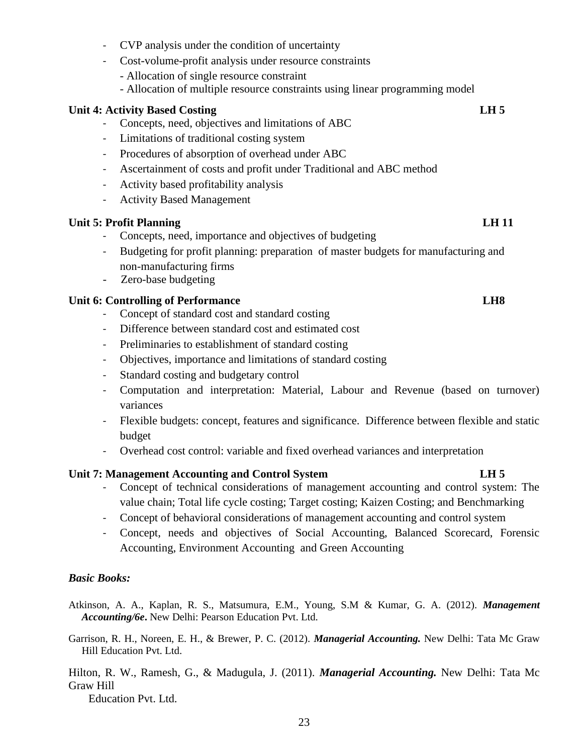- CVP analysis under the condition of uncertainty
- Cost-volume-profit analysis under resource constraints
  - Allocation of single resource constraint
  - Allocation of multiple resource constraints using linear programming model

**Unit 4: Activity Based Costing** **LH 5**

- Concepts, need, objectives and limitations of ABC
- Limitations of traditional costing system
- Procedures of absorption of overhead under ABC
- Ascertainment of costs and profit under Traditional and ABC method
- Activity based profitability analysis
- Activity Based Management

**Unit 5: Profit Planning** **LH 11**

- Concepts, need, importance and objectives of budgeting
- Budgeting for profit planning: preparation of master budgets for manufacturing and non-manufacturing firms
- Zero-base budgeting

**Unit 6: Controlling of Performance** **LH8**

- Concept of standard cost and standard costing
- Difference between standard cost and estimated cost
- Preliminaries to establishment of standard costing
- Objectives, importance and limitations of standard costing
- Standard costing and budgetary control
- Computation and interpretation: Material, Labour and Revenue (based on turnover) variances
- Flexible budgets: concept, features and significance. Difference between flexible and static budget
- Overhead cost control: variable and fixed overhead variances and interpretation

**Unit 7: Management Accounting and Control System** **LH 5**

- Concept of technical considerations of management accounting and control system: The value chain; Total life cycle costing; Target costing; Kaizen Costing; and Benchmarking
- Concept of behavioral considerations of management accounting and control system
- Concept, needs and objectives of Social Accounting, Balanced Scorecard, Forensic Accounting, Environment Accounting and Green Accounting

***Basic Books:***

Atkinson, A. A., Kaplan, R. S., Matsumura, E.M., Young, S.M & Kumar, G. A. (2012). ***Management Accounting/6e*.** New Delhi: Pearson Education Pvt. Ltd.

Garrison, R. H., Noreen, E. H., & Brewer, P. C. (2012). ***Managerial Accounting.*** New Delhi: Tata Mc Graw Hill Education Pvt. Ltd.

Hilton, R. W., Ramesh, G., & Madugula, J. (2011). ***Managerial Accounting.*** New Delhi: Tata Mc Graw Hill Education Pvt. Ltd.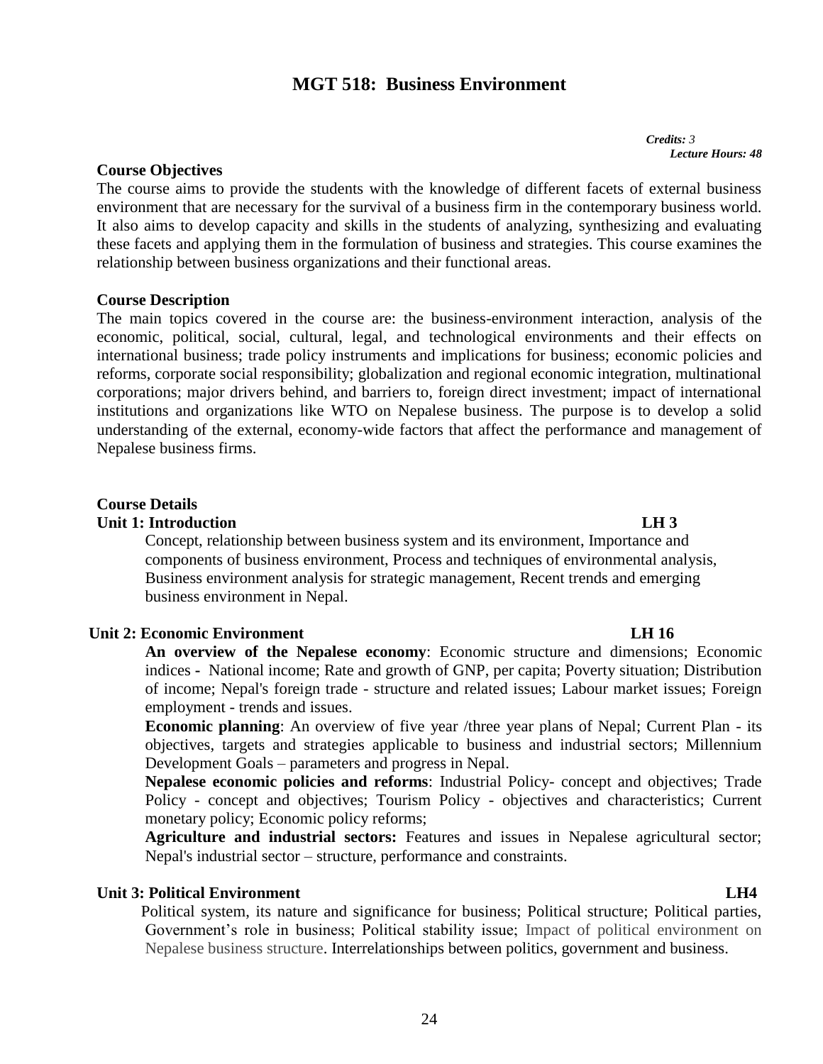# MGT 518: Business Environment

*Credits: 3*
*Lecture Hours: 48*

**Course Objectives**

The course aims to provide the students with the knowledge of different facets of external business environment that are necessary for the survival of a business firm in the contemporary business world. It also aims to develop capacity and skills in the students of analyzing, synthesizing and evaluating these facets and applying them in the formulation of business and strategies. This course examines the relationship between business organizations and their functional areas.

**Course Description**

The main topics covered in the course are: the business-environment interaction, analysis of the economic, political, social, cultural, legal, and technological environments and their effects on international business; trade policy instruments and implications for business; economic policies and reforms, corporate social responsibility; globalization and regional economic integration, multinational corporations; major drivers behind, and barriers to, foreign direct investment; impact of international institutions and organizations like WTO on Nepalese business. The purpose is to develop a solid understanding of the external, economy-wide factors that affect the performance and management of Nepalese business firms.

**Course Details**

**Unit 1: Introduction — LH 3**

Concept, relationship between business system and its environment, Importance and components of business environment, Process and techniques of environmental analysis, Business environment analysis for strategic management, Recent trends and emerging business environment in Nepal.

**Unit 2: Economic Environment — LH 16**

**An overview of the Nepalese economy**: Economic structure and dimensions; Economic indices - National income; Rate and growth of GNP, per capita; Poverty situation; Distribution of income; Nepal's foreign trade - structure and related issues; Labour market issues; Foreign employment - trends and issues.

**Economic planning**: An overview of five year /three year plans of Nepal; Current Plan - its objectives, targets and strategies applicable to business and industrial sectors; Millennium Development Goals – parameters and progress in Nepal.

**Nepalese economic policies and reforms**: Industrial Policy- concept and objectives; Trade Policy - concept and objectives; Tourism Policy - objectives and characteristics; Current monetary policy; Economic policy reforms;

**Agriculture and industrial sectors:** Features and issues in Nepalese agricultural sector; Nepal's industrial sector – structure, performance and constraints.

**Unit 3: Political Environment — LH4**

Political system, its nature and significance for business; Political structure; Political parties, Government's role in business; Political stability issue; Impact of political environment on Nepalese business structure. Interrelationships between politics, government and business.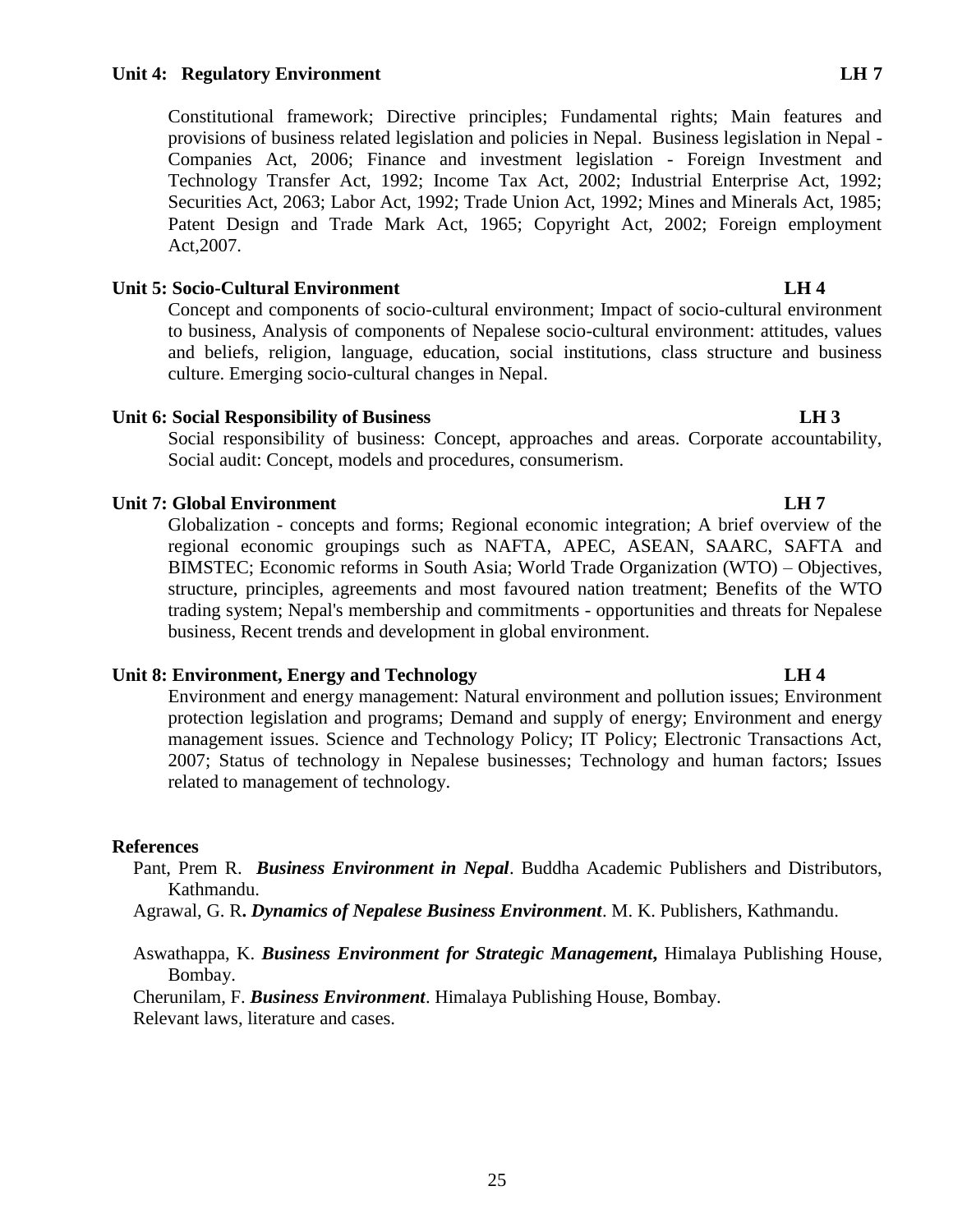**Unit 4: Regulatory Environment LH 7**

Constitutional framework; Directive principles; Fundamental rights; Main features and provisions of business related legislation and policies in Nepal. Business legislation in Nepal - Companies Act, 2006; Finance and investment legislation - Foreign Investment and Technology Transfer Act, 1992; Income Tax Act, 2002; Industrial Enterprise Act, 1992; Securities Act, 2063; Labor Act, 1992; Trade Union Act, 1992; Mines and Minerals Act, 1985; Patent Design and Trade Mark Act, 1965; Copyright Act, 2002; Foreign employment Act,2007.

**Unit 5: Socio-Cultural Environment LH 4**

Concept and components of socio-cultural environment; Impact of socio-cultural environment to business, Analysis of components of Nepalese socio-cultural environment: attitudes, values and beliefs, religion, language, education, social institutions, class structure and business culture. Emerging socio-cultural changes in Nepal.

**Unit 6: Social Responsibility of Business LH 3**

Social responsibility of business: Concept, approaches and areas. Corporate accountability, Social audit: Concept, models and procedures, consumerism.

**Unit 7: Global Environment LH 7**

Globalization - concepts and forms; Regional economic integration; A brief overview of the regional economic groupings such as NAFTA, APEC, ASEAN, SAARC, SAFTA and BIMSTEC; Economic reforms in South Asia; World Trade Organization (WTO) – Objectives, structure, principles, agreements and most favoured nation treatment; Benefits of the WTO trading system; Nepal's membership and commitments - opportunities and threats for Nepalese business, Recent trends and development in global environment.

**Unit 8: Environment, Energy and Technology LH 4**

Environment and energy management: Natural environment and pollution issues; Environment protection legislation and programs; Demand and supply of energy; Environment and energy management issues. Science and Technology Policy; IT Policy; Electronic Transactions Act, 2007; Status of technology in Nepalese businesses; Technology and human factors; Issues related to management of technology.

**References**

Pant, Prem R. ***Business Environment in Nepal***. Buddha Academic Publishers and Distributors, Kathmandu.

Agrawal, G. R***. Dynamics of Nepalese Business Environment***. M. K. Publishers, Kathmandu.

Aswathappa, K. ***Business Environment for Strategic Management*,** Himalaya Publishing House, Bombay.

Cherunilam, F. ***Business Environment***. Himalaya Publishing House, Bombay.

Relevant laws, literature and cases.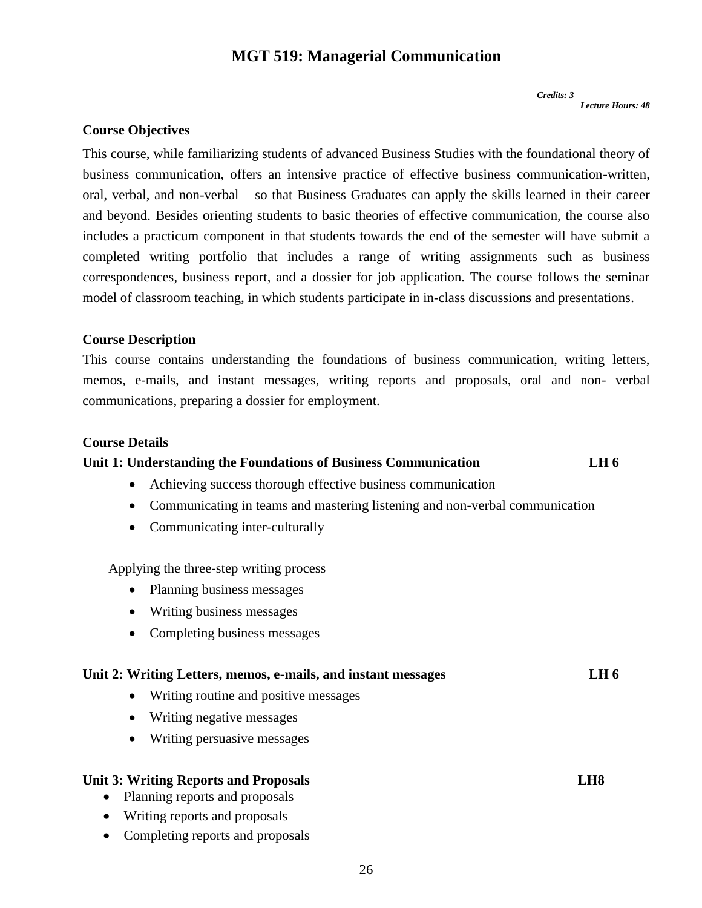# MGT 519: Managerial Communication

*Credits: 3*
*Lecture Hours: 48*

**Course Objectives**

This course, while familiarizing students of advanced Business Studies with the foundational theory of business communication, offers an intensive practice of effective business communication-written, oral, verbal, and non-verbal – so that Business Graduates can apply the skills learned in their career and beyond. Besides orienting students to basic theories of effective communication, the course also includes a practicum component in that students towards the end of the semester will have submit a completed writing portfolio that includes a range of writing assignments such as business correspondences, business report, and a dossier for job application. The course follows the seminar model of classroom teaching, in which students participate in in-class discussions and presentations.

**Course Description**

This course contains understanding the foundations of business communication, writing letters, memos, e-mails, and instant messages, writing reports and proposals, oral and non- verbal communications, preparing a dossier for employment.

**Course Details**

**Unit 1: Understanding the Foundations of Business Communication LH 6**

- Achieving success thorough effective business communication
- Communicating in teams and mastering listening and non-verbal communication
- Communicating inter-culturally

Applying the three-step writing process

- Planning business messages
- Writing business messages
- Completing business messages

**Unit 2: Writing Letters, memos, e-mails, and instant messages LH 6**

- Writing routine and positive messages
- Writing negative messages
- Writing persuasive messages

**Unit 3: Writing Reports and Proposals LH8**

- Planning reports and proposals
- Writing reports and proposals
- Completing reports and proposals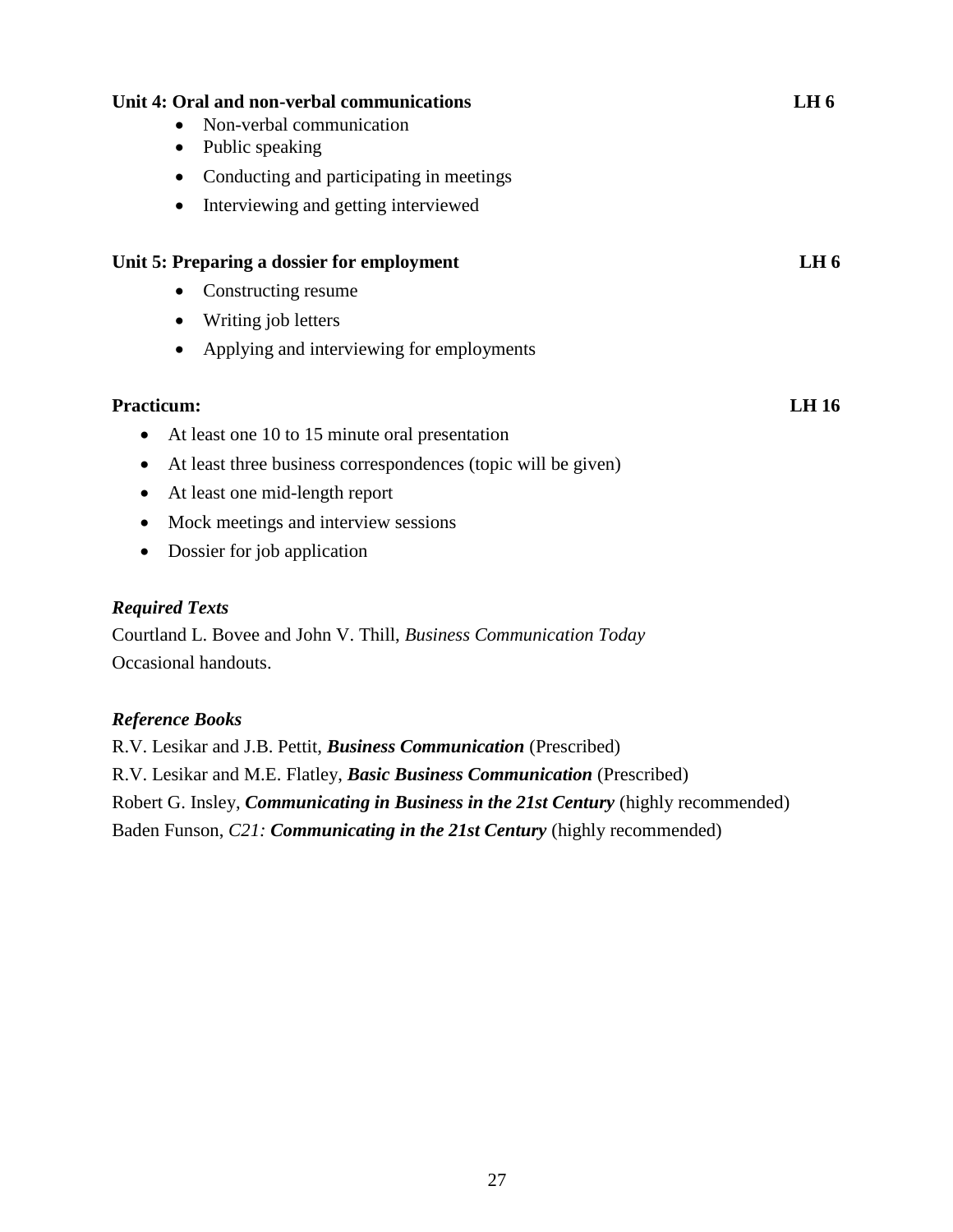**Unit 4: Oral and non-verbal communications** **LH 6**

- Non-verbal communication
- Public speaking
- Conducting and participating in meetings
- Interviewing and getting interviewed

**Unit 5: Preparing a dossier for employment** **LH 6**

- Constructing resume
- Writing job letters
- Applying and interviewing for employments

**Practicum:** **LH 16**

- At least one 10 to 15 minute oral presentation
- At least three business correspondences (topic will be given)
- At least one mid-length report
- Mock meetings and interview sessions
- Dossier for job application

***Required Texts***

Courtland L. Bovee and John V. Thill, *Business Communication Today*
Occasional handouts.

***Reference Books***

R.V. Lesikar and J.B. Pettit, ***Business Communication*** (Prescribed)
R.V. Lesikar and M.E. Flatley, ***Basic Business Communication*** (Prescribed)
Robert G. Insley, ***Communicating in Business in the 21st Century*** (highly recommended)
Baden Funson, *C21:* ***Communicating in the 21st Century*** (highly recommended)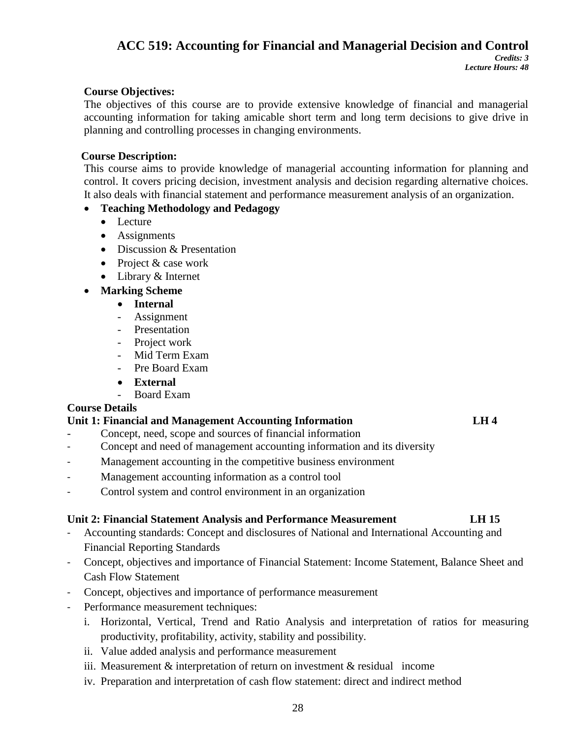## ACC 519: Accounting for Financial and Managerial Decision and Control

***Credits: 3***
***Lecture Hours: 48***

**Course Objectives:**

The objectives of this course are to provide extensive knowledge of financial and managerial accounting information for taking amicable short term and long term decisions to give drive in planning and controlling processes in changing environments.

**Course Description:**

This course aims to provide knowledge of managerial accounting information for planning and control. It covers pricing decision, investment analysis and decision regarding alternative choices. It also deals with financial statement and performance measurement analysis of an organization.

- **Teaching Methodology and Pedagogy**
  - Lecture
  - Assignments
  - Discussion & Presentation
  - Project & case work
  - Library & Internet
- **Marking Scheme**
  - **Internal**
    - Assignment
    - Presentation
    - Project work
    - Mid Term Exam
    - Pre Board Exam
  - **External**
    - Board Exam

**Course Details**

**Unit 1: Financial and Management Accounting Information LH 4**

- Concept, need, scope and sources of financial information
- Concept and need of management accounting information and its diversity
- Management accounting in the competitive business environment
- Management accounting information as a control tool
- Control system and control environment in an organization

**Unit 2: Financial Statement Analysis and Performance Measurement LH 15**

- Accounting standards: Concept and disclosures of National and International Accounting and Financial Reporting Standards
- Concept, objectives and importance of Financial Statement: Income Statement, Balance Sheet and Cash Flow Statement
- Concept, objectives and importance of performance measurement
- Performance measurement techniques:
  i. Horizontal, Vertical, Trend and Ratio Analysis and interpretation of ratios for measuring productivity, profitability, activity, stability and possibility.
  ii. Value added analysis and performance measurement
  iii. Measurement & interpretation of return on investment & residual income
  iv. Preparation and interpretation of cash flow statement: direct and indirect method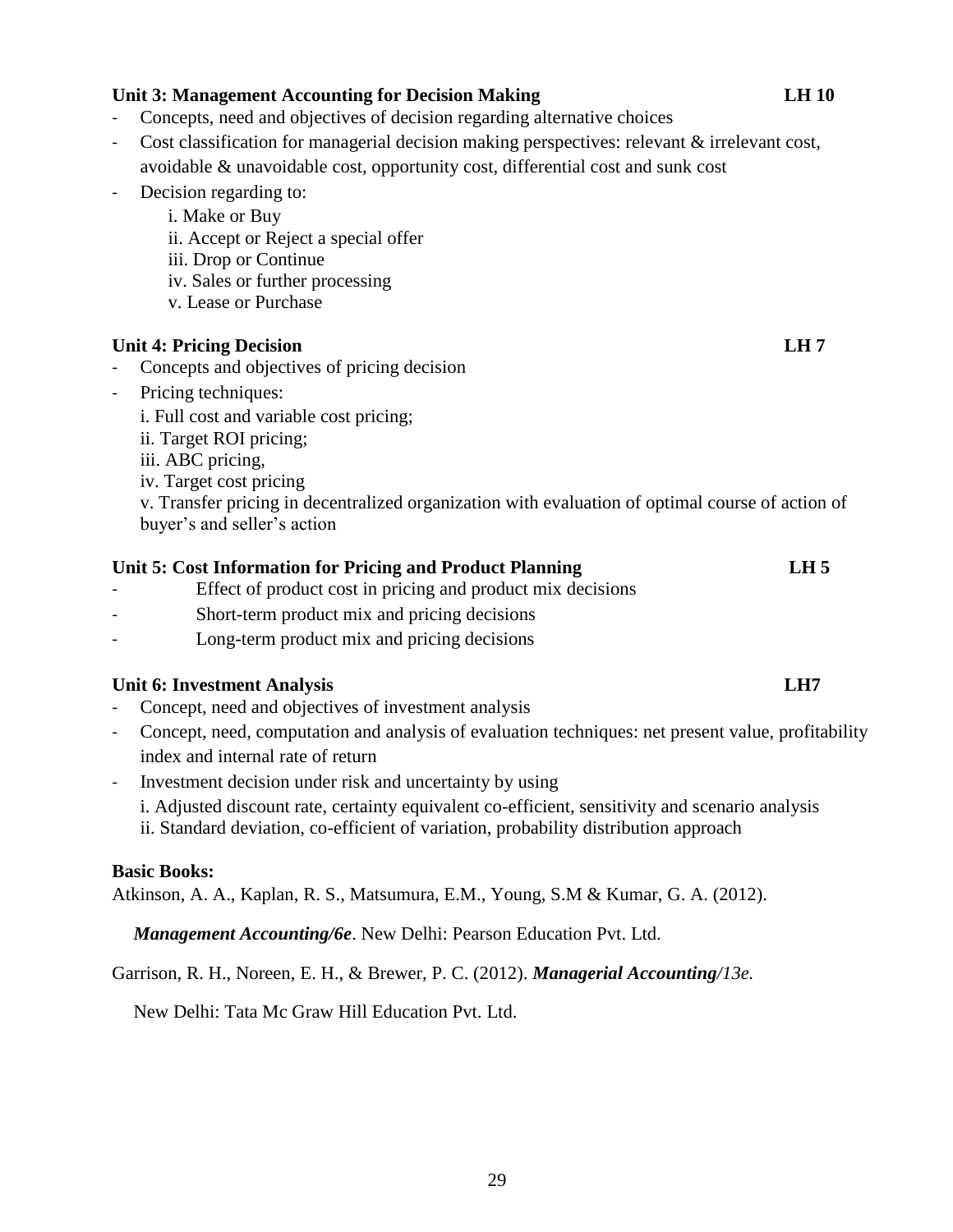**Unit 3: Management Accounting for Decision Making** **LH 10**

- Concepts, need and objectives of decision regarding alternative choices
- Cost classification for managerial decision making perspectives: relevant & irrelevant cost, avoidable & unavoidable cost, opportunity cost, differential cost and sunk cost
- Decision regarding to:
  - i. Make or Buy
  - ii. Accept or Reject a special offer
  - iii. Drop or Continue
  - iv. Sales or further processing
  - v. Lease or Purchase

**Unit 4: Pricing Decision** **LH 7**

- Concepts and objectives of pricing decision
- Pricing techniques:
  - i. Full cost and variable cost pricing;
  - ii. Target ROI pricing;
  - iii. ABC pricing,
  - iv. Target cost pricing
  - v. Transfer pricing in decentralized organization with evaluation of optimal course of action of buyer's and seller's action

**Unit 5: Cost Information for Pricing and Product Planning** **LH 5**

- Effect of product cost in pricing and product mix decisions
- Short-term product mix and pricing decisions
- Long-term product mix and pricing decisions

**Unit 6: Investment Analysis** **LH7**

- Concept, need and objectives of investment analysis
- Concept, need, computation and analysis of evaluation techniques: net present value, profitability index and internal rate of return
- Investment decision under risk and uncertainty by using
  - i. Adjusted discount rate, certainty equivalent co-efficient, sensitivity and scenario analysis
  - ii. Standard deviation, co-efficient of variation, probability distribution approach

**Basic Books:**

Atkinson, A. A., Kaplan, R. S., Matsumura, E.M., Young, S.M & Kumar, G. A. (2012). ***Management Accounting/6e***. New Delhi: Pearson Education Pvt. Ltd.

Garrison, R. H., Noreen, E. H., & Brewer, P. C. (2012). ***Managerial Accounting****/13e.* New Delhi: Tata Mc Graw Hill Education Pvt. Ltd.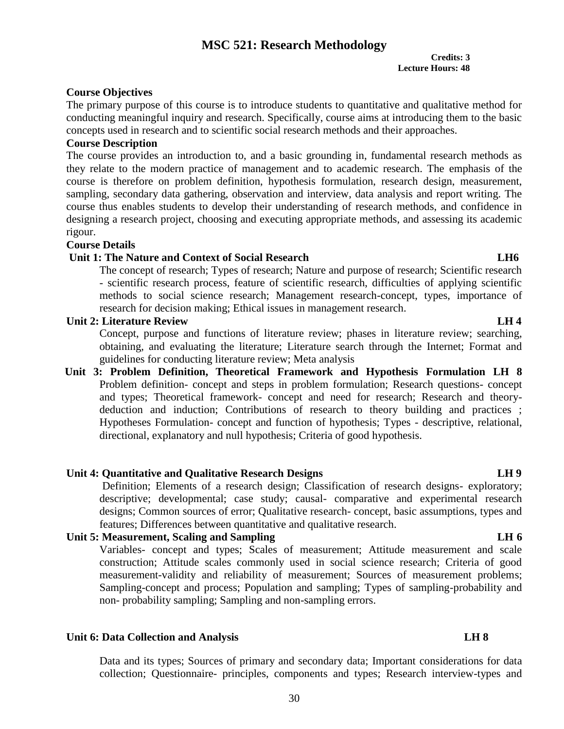# MSC 521: Research Methodology

**Credits: 3**
**Lecture Hours: 48**

**Course Objectives**

The primary purpose of this course is to introduce students to quantitative and qualitative method for conducting meaningful inquiry and research. Specifically, course aims at introducing them to the basic concepts used in research and to scientific social research methods and their approaches.

**Course Description**

The course provides an introduction to, and a basic grounding in, fundamental research methods as they relate to the modern practice of management and to academic research. The emphasis of the course is therefore on problem definition, hypothesis formulation, research design, measurement, sampling, secondary data gathering, observation and interview, data analysis and report writing. The course thus enables students to develop their understanding of research methods, and confidence in designing a research project, choosing and executing appropriate methods, and assessing its academic rigour.

**Course Details**

**Unit 1: The Nature and Context of Social Research LH6**

The concept of research; Types of research; Nature and purpose of research; Scientific research - scientific research process, feature of scientific research, difficulties of applying scientific methods to social science research; Management research-concept, types, importance of research for decision making; Ethical issues in management research.

**Unit 2: Literature Review LH 4**

Concept, purpose and functions of literature review; phases in literature review; searching, obtaining, and evaluating the literature; Literature search through the Internet; Format and guidelines for conducting literature review; Meta analysis

**Unit 3: Problem Definition, Theoretical Framework and Hypothesis Formulation LH 8**

Problem definition- concept and steps in problem formulation; Research questions- concept and types; Theoretical framework- concept and need for research; Research and theory- deduction and induction; Contributions of research to theory building and practices ; Hypotheses Formulation- concept and function of hypothesis; Types - descriptive, relational, directional, explanatory and null hypothesis; Criteria of good hypothesis.

**Unit 4: Quantitative and Qualitative Research Designs LH 9**

Definition; Elements of a research design; Classification of research designs- exploratory; descriptive; developmental; case study; causal- comparative and experimental research designs; Common sources of error; Qualitative research- concept, basic assumptions, types and features; Differences between quantitative and qualitative research.

**Unit 5: Measurement, Scaling and Sampling LH 6**

Variables- concept and types; Scales of measurement; Attitude measurement and scale construction; Attitude scales commonly used in social science research; Criteria of good measurement-validity and reliability of measurement; Sources of measurement problems; Sampling-concept and process; Population and sampling; Types of sampling-probability and non- probability sampling; Sampling and non-sampling errors.

**Unit 6: Data Collection and Analysis LH 8**

Data and its types; Sources of primary and secondary data; Important considerations for data collection; Questionnaire- principles, components and types; Research interview-types and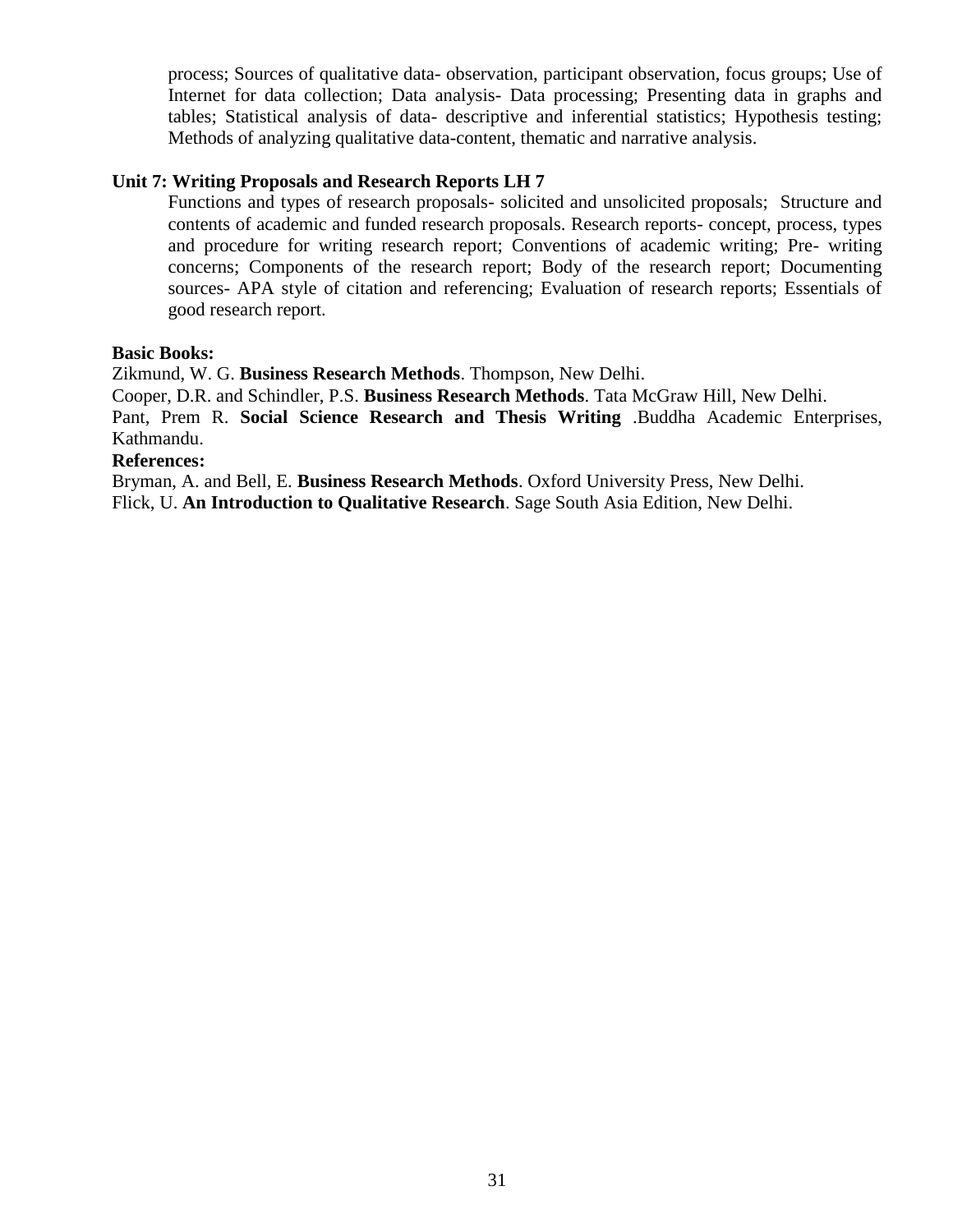process; Sources of qualitative data- observation, participant observation, focus groups; Use of Internet for data collection; Data analysis- Data processing; Presenting data in graphs and tables; Statistical analysis of data- descriptive and inferential statistics; Hypothesis testing; Methods of analyzing qualitative data-content, thematic and narrative analysis.

**Unit 7: Writing Proposals and Research Reports LH 7**

Functions and types of research proposals- solicited and unsolicited proposals; Structure and contents of academic and funded research proposals. Research reports- concept, process, types and procedure for writing research report; Conventions of academic writing; Pre- writing concerns; Components of the research report; Body of the research report; Documenting sources- APA style of citation and referencing; Evaluation of research reports; Essentials of good research report.

**Basic Books:**

Zikmund, W. G. **Business Research Methods**. Thompson, New Delhi.

Cooper, D.R. and Schindler, P.S. **Business Research Methods**. Tata McGraw Hill, New Delhi.

Pant, Prem R. **Social Science Research and Thesis Writing** .Buddha Academic Enterprises, Kathmandu.

**References:**

Bryman, A. and Bell, E. **Business Research Methods**. Oxford University Press, New Delhi.

Flick, U. **An Introduction to Qualitative Research**. Sage South Asia Edition, New Delhi.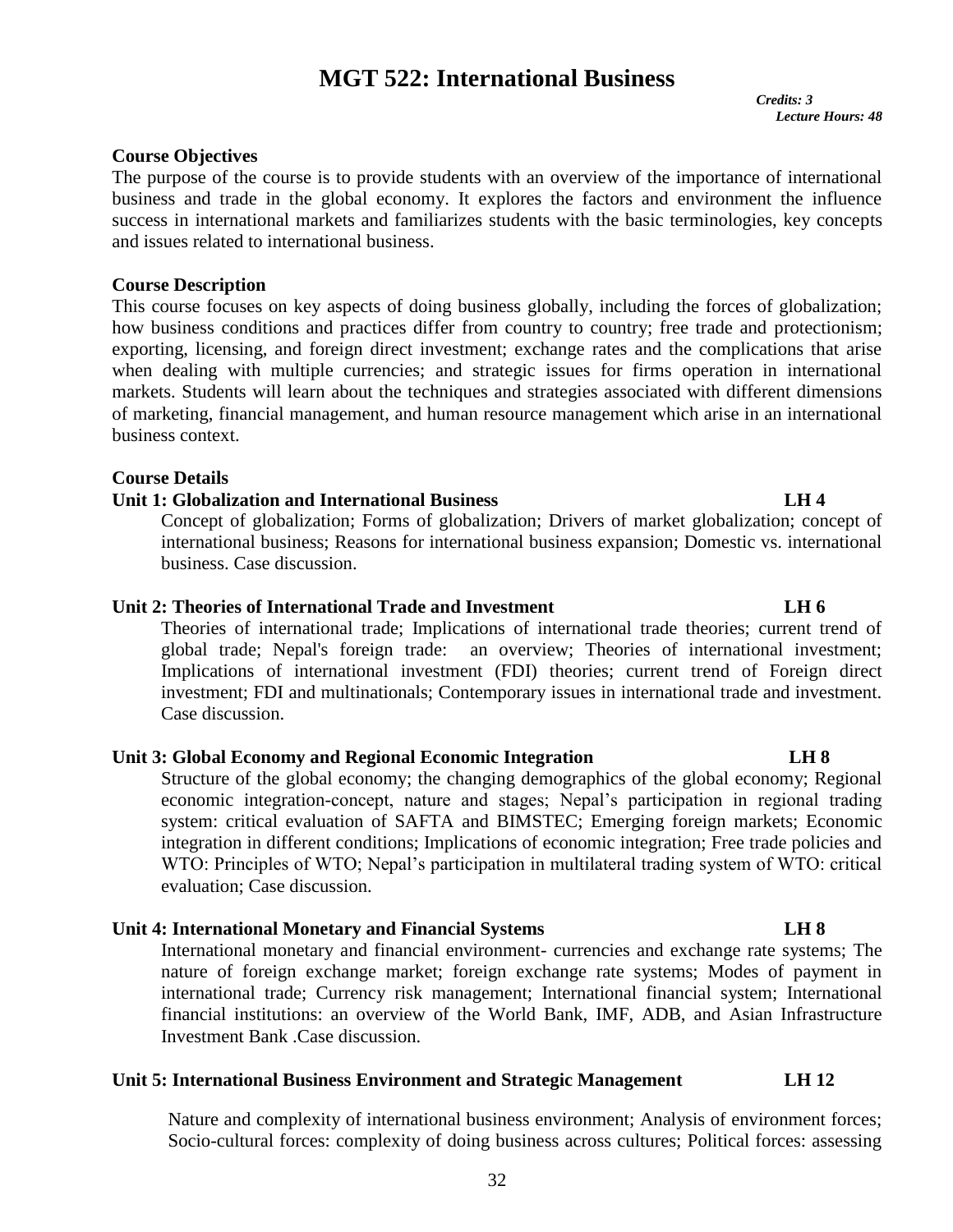# MGT 522: International Business

*Credits: 3*
*Lecture Hours: 48*

**Course Objectives**

The purpose of the course is to provide students with an overview of the importance of international business and trade in the global economy. It explores the factors and environment the influence success in international markets and familiarizes students with the basic terminologies, key concepts and issues related to international business.

**Course Description**

This course focuses on key aspects of doing business globally, including the forces of globalization; how business conditions and practices differ from country to country; free trade and protectionism; exporting, licensing, and foreign direct investment; exchange rates and the complications that arise when dealing with multiple currencies; and strategic issues for firms operation in international markets. Students will learn about the techniques and strategies associated with different dimensions of marketing, financial management, and human resource management which arise in an international business context.

**Course Details**

**Unit 1: Globalization and International Business LH 4**

Concept of globalization; Forms of globalization; Drivers of market globalization; concept of international business; Reasons for international business expansion; Domestic vs. international business. Case discussion.

**Unit 2: Theories of International Trade and Investment LH 6**

Theories of international trade; Implications of international trade theories; current trend of global trade; Nepal's foreign trade: an overview; Theories of international investment; Implications of international investment (FDI) theories; current trend of Foreign direct investment; FDI and multinationals; Contemporary issues in international trade and investment. Case discussion.

**Unit 3: Global Economy and Regional Economic Integration LH 8**

Structure of the global economy; the changing demographics of the global economy; Regional economic integration-concept, nature and stages; Nepal's participation in regional trading system: critical evaluation of SAFTA and BIMSTEC; Emerging foreign markets; Economic integration in different conditions; Implications of economic integration; Free trade policies and WTO: Principles of WTO; Nepal's participation in multilateral trading system of WTO: critical evaluation; Case discussion.

**Unit 4: International Monetary and Financial Systems LH 8**

International monetary and financial environment- currencies and exchange rate systems; The nature of foreign exchange market; foreign exchange rate systems; Modes of payment in international trade; Currency risk management; International financial system; International financial institutions: an overview of the World Bank, IMF, ADB, and Asian Infrastructure Investment Bank .Case discussion.

**Unit 5: International Business Environment and Strategic Management LH 12**

Nature and complexity of international business environment; Analysis of environment forces; Socio-cultural forces: complexity of doing business across cultures; Political forces: assessing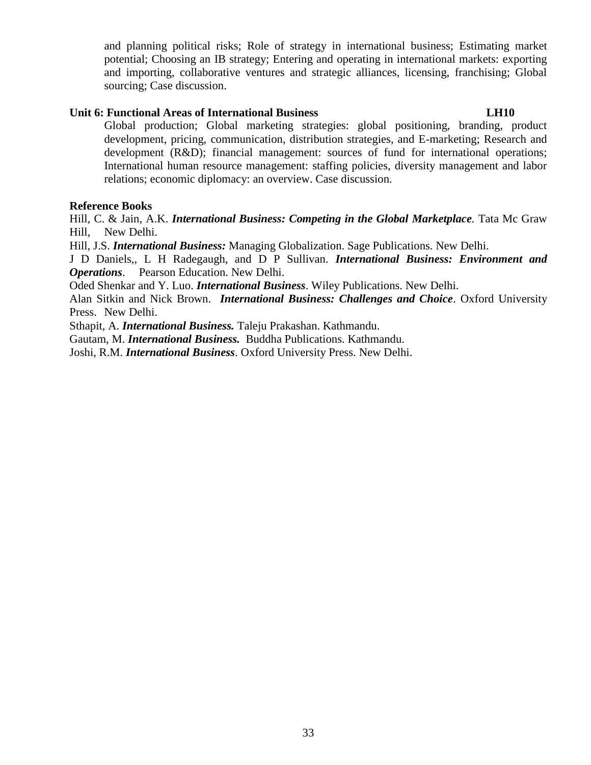and planning political risks; Role of strategy in international business; Estimating market potential; Choosing an IB strategy; Entering and operating in international markets: exporting and importing, collaborative ventures and strategic alliances, licensing, franchising; Global sourcing; Case discussion.

**Unit 6: Functional Areas of International Business LH10**

Global production; Global marketing strategies: global positioning, branding, product development, pricing, communication, distribution strategies, and E-marketing; Research and development (R&D); financial management: sources of fund for international operations; International human resource management: staffing policies, diversity management and labor relations; economic diplomacy: an overview. Case discussion.

**Reference Books**

Hill, C. & Jain, A.K. ***International Business: Competing in the Global Marketplace***. Tata Mc Graw Hill, New Delhi.

Hill, J.S. ***International Business:*** Managing Globalization. Sage Publications. New Delhi.

J D Daniels,, L H Radegaugh, and D P Sullivan. ***International Business: Environment and Operations***. Pearson Education. New Delhi.

Oded Shenkar and Y. Luo. ***International Business***. Wiley Publications. New Delhi.

Alan Sitkin and Nick Brown. ***International Business: Challenges and Choice***. Oxford University Press. New Delhi.

Sthapit, A. ***International Business.*** Taleju Prakashan. Kathmandu.

Gautam, M. ***International Business.*** Buddha Publications. Kathmandu.

Joshi, R.M. ***International Business***. Oxford University Press. New Delhi.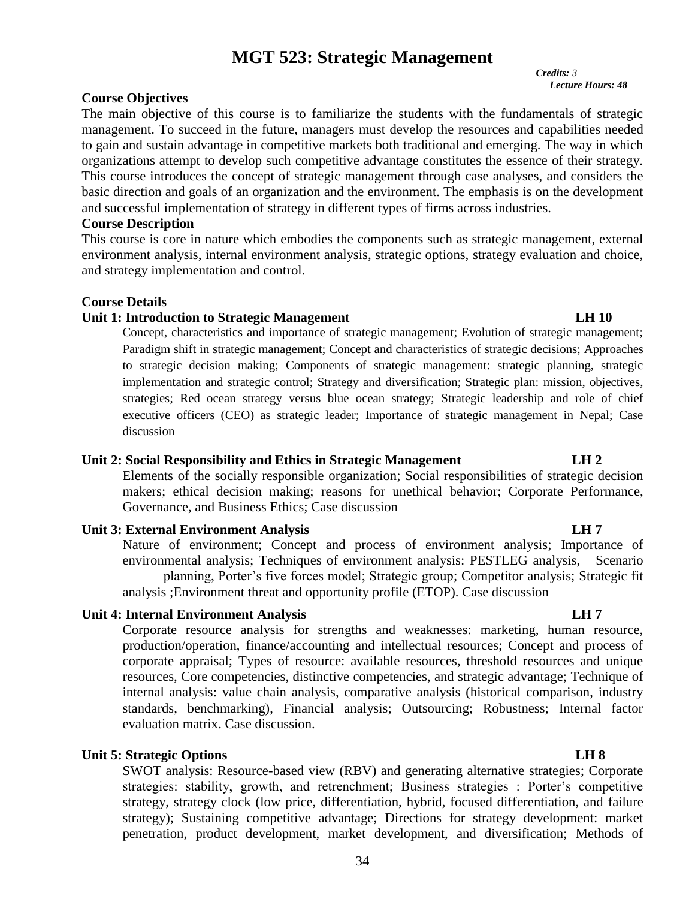# MGT 523: Strategic Management

*Credits: 3*
*Lecture Hours: 48*

**Course Objectives**

The main objective of this course is to familiarize the students with the fundamentals of strategic management. To succeed in the future, managers must develop the resources and capabilities needed to gain and sustain advantage in competitive markets both traditional and emerging. The way in which organizations attempt to develop such competitive advantage constitutes the essence of their strategy. This course introduces the concept of strategic management through case analyses, and considers the basic direction and goals of an organization and the environment. The emphasis is on the development and successful implementation of strategy in different types of firms across industries.

**Course Description**

This course is core in nature which embodies the components such as strategic management, external environment analysis, internal environment analysis, strategic options, strategy evaluation and choice, and strategy implementation and control.

**Course Details**

**Unit 1: Introduction to Strategic Management LH 10**

Concept, characteristics and importance of strategic management; Evolution of strategic management; Paradigm shift in strategic management; Concept and characteristics of strategic decisions; Approaches to strategic decision making; Components of strategic management: strategic planning, strategic implementation and strategic control; Strategy and diversification; Strategic plan: mission, objectives, strategies; Red ocean strategy versus blue ocean strategy; Strategic leadership and role of chief executive officers (CEO) as strategic leader; Importance of strategic management in Nepal; Case discussion

**Unit 2: Social Responsibility and Ethics in Strategic Management LH 2**

Elements of the socially responsible organization; Social responsibilities of strategic decision makers; ethical decision making; reasons for unethical behavior; Corporate Performance, Governance, and Business Ethics; Case discussion

**Unit 3: External Environment Analysis LH 7**

Nature of environment; Concept and process of environment analysis; Importance of environmental analysis; Techniques of environment analysis: PESTLEG analysis, Scenario planning, Porter's five forces model; Strategic group; Competitor analysis; Strategic fit analysis ;Environment threat and opportunity profile (ETOP). Case discussion

**Unit 4: Internal Environment Analysis LH 7**

Corporate resource analysis for strengths and weaknesses: marketing, human resource, production/operation, finance/accounting and intellectual resources; Concept and process of corporate appraisal; Types of resource: available resources, threshold resources and unique resources, Core competencies, distinctive competencies, and strategic advantage; Technique of internal analysis: value chain analysis, comparative analysis (historical comparison, industry standards, benchmarking), Financial analysis; Outsourcing; Robustness; Internal factor evaluation matrix. Case discussion.

**Unit 5: Strategic Options LH 8**

SWOT analysis: Resource-based view (RBV) and generating alternative strategies; Corporate strategies: stability, growth, and retrenchment; Business strategies : Porter's competitive strategy, strategy clock (low price, differentiation, hybrid, focused differentiation, and failure strategy); Sustaining competitive advantage; Directions for strategy development: market penetration, product development, market development, and diversification; Methods of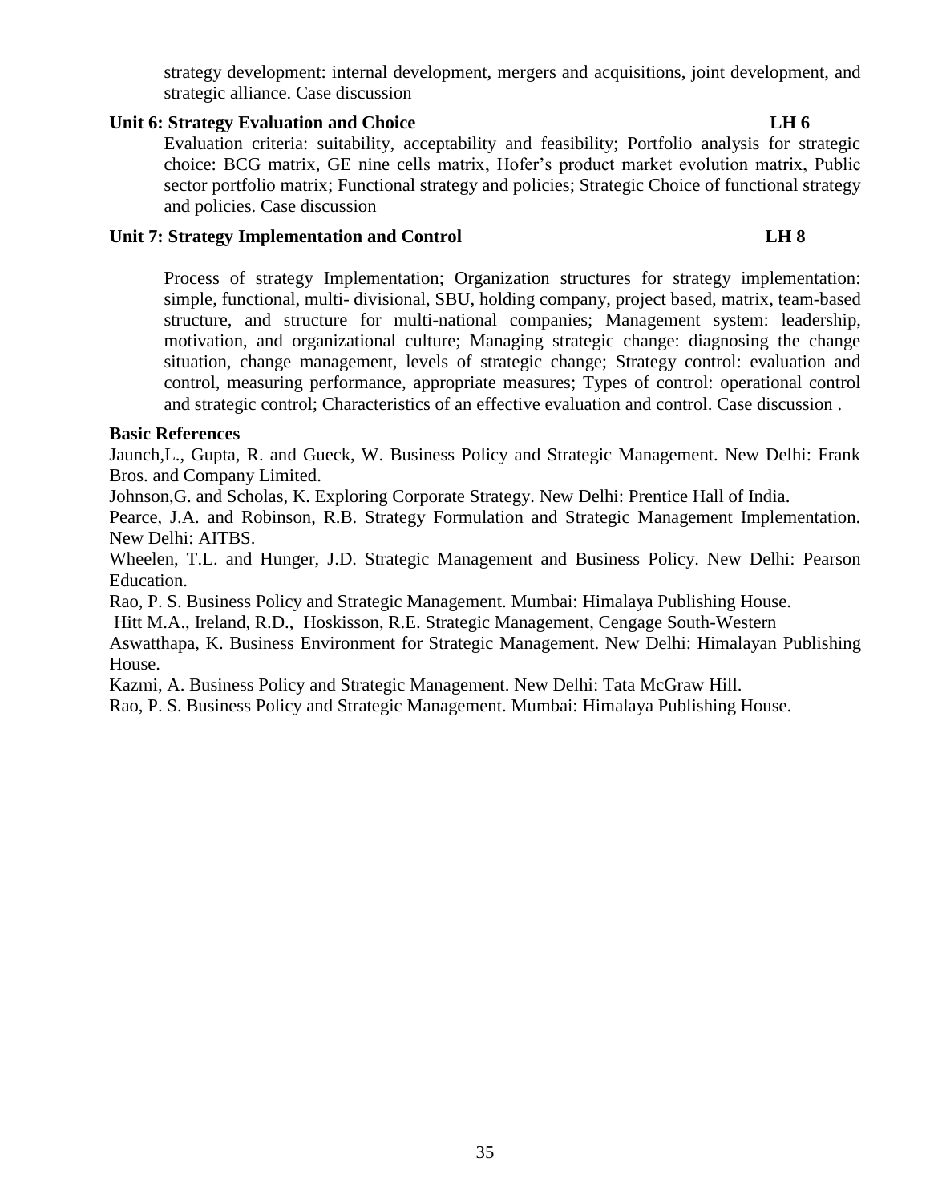strategy development: internal development, mergers and acquisitions, joint development, and strategic alliance. Case discussion

**Unit 6: Strategy Evaluation and Choice** **LH 6**

Evaluation criteria: suitability, acceptability and feasibility; Portfolio analysis for strategic choice: BCG matrix, GE nine cells matrix, Hofer's product market evolution matrix, Public sector portfolio matrix; Functional strategy and policies; Strategic Choice of functional strategy and policies. Case discussion

**Unit 7: Strategy Implementation and Control** **LH 8**

Process of strategy Implementation; Organization structures for strategy implementation: simple, functional, multi- divisional, SBU, holding company, project based, matrix, team-based structure, and structure for multi-national companies; Management system: leadership, motivation, and organizational culture; Managing strategic change: diagnosing the change situation, change management, levels of strategic change; Strategy control: evaluation and control, measuring performance, appropriate measures; Types of control: operational control and strategic control; Characteristics of an effective evaluation and control. Case discussion .

**Basic References**

Jaunch,L., Gupta, R. and Gueck, W. Business Policy and Strategic Management. New Delhi: Frank Bros. and Company Limited.

Johnson,G. and Scholas, K. Exploring Corporate Strategy. New Delhi: Prentice Hall of India.

Pearce, J.A. and Robinson, R.B. Strategy Formulation and Strategic Management Implementation. New Delhi: AITBS.

Wheelen, T.L. and Hunger, J.D. Strategic Management and Business Policy. New Delhi: Pearson Education.

Rao, P. S. Business Policy and Strategic Management. Mumbai: Himalaya Publishing House.

Hitt M.A., Ireland, R.D., Hoskisson, R.E. Strategic Management, Cengage South-Western

Aswatthapa, K. Business Environment for Strategic Management. New Delhi: Himalayan Publishing House.

Kazmi, A. Business Policy and Strategic Management. New Delhi: Tata McGraw Hill.

Rao, P. S. Business Policy and Strategic Management. Mumbai: Himalaya Publishing House.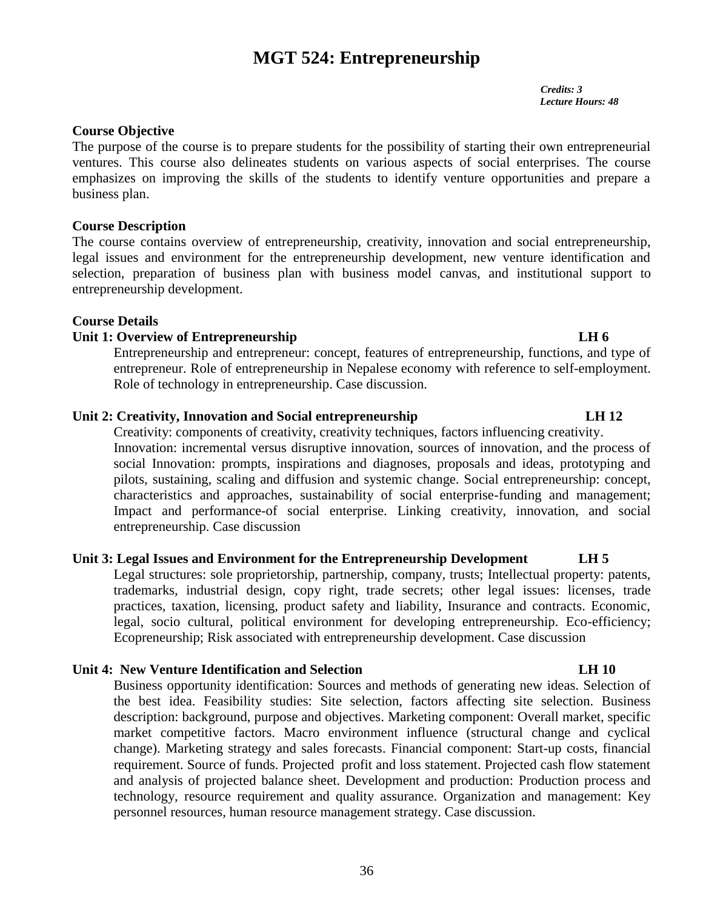# MGT 524: Entrepreneurship

*Credits: 3*
*Lecture Hours: 48*

**Course Objective**

The purpose of the course is to prepare students for the possibility of starting their own entrepreneurial ventures. This course also delineates students on various aspects of social enterprises. The course emphasizes on improving the skills of the students to identify venture opportunities and prepare a business plan.

**Course Description**

The course contains overview of entrepreneurship, creativity, innovation and social entrepreneurship, legal issues and environment for the entrepreneurship development, new venture identification and selection, preparation of business plan with business model canvas, and institutional support to entrepreneurship development.

**Course Details**

**Unit 1: Overview of Entrepreneurship LH 6**

Entrepreneurship and entrepreneur: concept, features of entrepreneurship, functions, and type of entrepreneur. Role of entrepreneurship in Nepalese economy with reference to self-employment. Role of technology in entrepreneurship. Case discussion.

**Unit 2: Creativity, Innovation and Social entrepreneurship LH 12**

Creativity: components of creativity, creativity techniques, factors influencing creativity.
Innovation: incremental versus disruptive innovation, sources of innovation, and the process of social Innovation: prompts, inspirations and diagnoses, proposals and ideas, prototyping and pilots, sustaining, scaling and diffusion and systemic change. Social entrepreneurship: concept, characteristics and approaches, sustainability of social enterprise-funding and management; Impact and performance-of social enterprise. Linking creativity, innovation, and social entrepreneurship. Case discussion

**Unit 3: Legal Issues and Environment for the Entrepreneurship Development LH 5**

Legal structures: sole proprietorship, partnership, company, trusts; Intellectual property: patents, trademarks, industrial design, copy right, trade secrets; other legal issues: licenses, trade practices, taxation, licensing, product safety and liability, Insurance and contracts. Economic, legal, socio cultural, political environment for developing entrepreneurship. Eco-efficiency; Ecopreneurship; Risk associated with entrepreneurship development. Case discussion

**Unit 4: New Venture Identification and Selection LH 10**

Business opportunity identification: Sources and methods of generating new ideas. Selection of the best idea. Feasibility studies: Site selection, factors affecting site selection. Business description: background, purpose and objectives. Marketing component: Overall market, specific market competitive factors. Macro environment influence (structural change and cyclical change). Marketing strategy and sales forecasts. Financial component: Start-up costs, financial requirement. Source of funds. Projected profit and loss statement. Projected cash flow statement and analysis of projected balance sheet. Development and production: Production process and technology, resource requirement and quality assurance. Organization and management: Key personnel resources, human resource management strategy. Case discussion.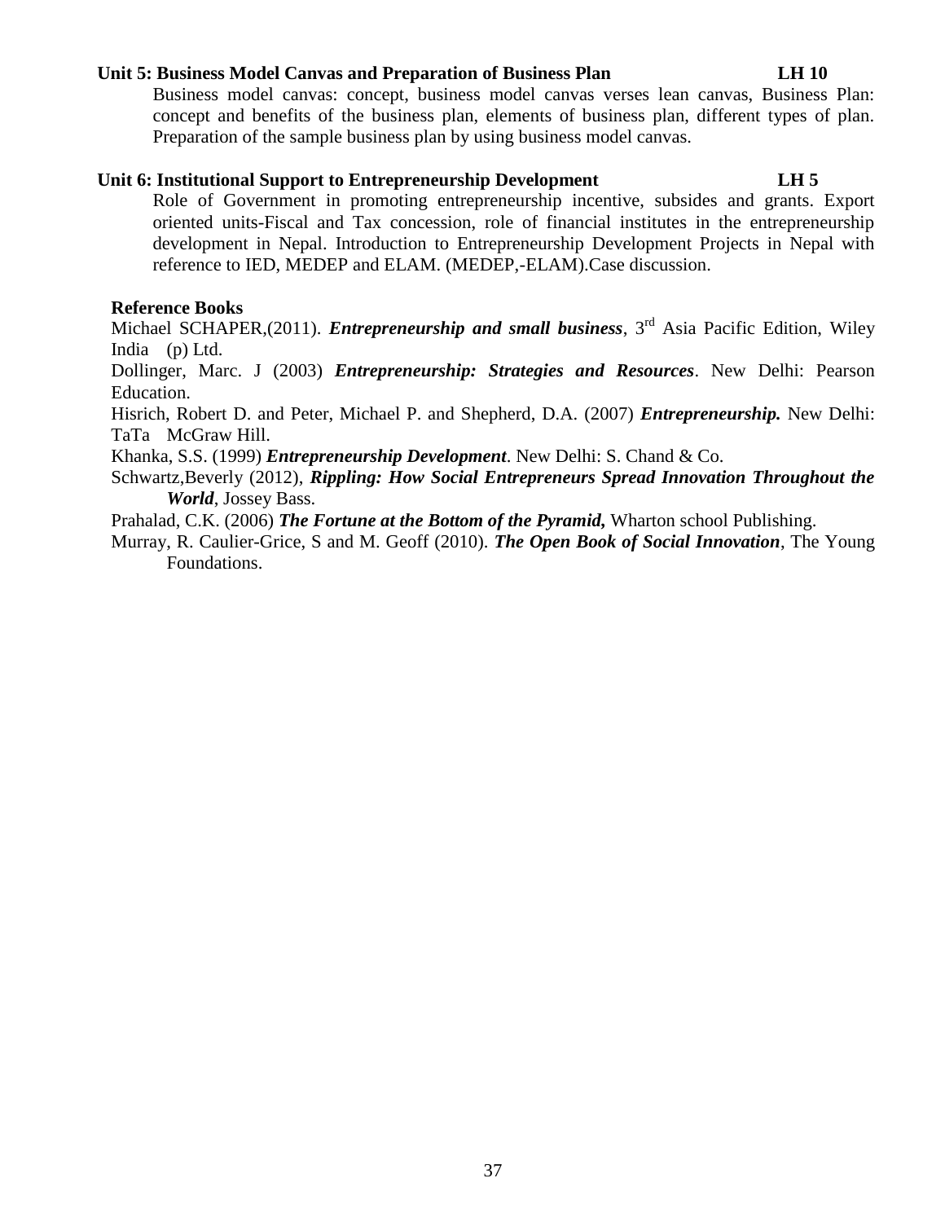**Unit 5: Business Model Canvas and Preparation of Business Plan LH 10**

Business model canvas: concept, business model canvas verses lean canvas, Business Plan: concept and benefits of the business plan, elements of business plan, different types of plan. Preparation of the sample business plan by using business model canvas.

**Unit 6: Institutional Support to Entrepreneurship Development LH 5**

Role of Government in promoting entrepreneurship incentive, subsides and grants. Export oriented units-Fiscal and Tax concession, role of financial institutes in the entrepreneurship development in Nepal. Introduction to Entrepreneurship Development Projects in Nepal with reference to IED, MEDEP and ELAM. (MEDEP,-ELAM).Case discussion.

**Reference Books**

Michael SCHAPER,(2011). ***Entrepreneurship and small business***, 3rd Asia Pacific Edition, Wiley India (p) Ltd.

Dollinger, Marc. J (2003) ***Entrepreneurship: Strategies and Resources***. New Delhi: Pearson Education.

Hisrich, Robert D. and Peter, Michael P. and Shepherd, D.A. (2007) ***Entrepreneurship.*** New Delhi: TaTa McGraw Hill.

Khanka, S.S. (1999) ***Entrepreneurship Development***. New Delhi: S. Chand & Co.

Schwartz,Beverly (2012), ***Rippling: How Social Entrepreneurs Spread Innovation Throughout the World***, Jossey Bass.

Prahalad, C.K. (2006) ***The Fortune at the Bottom of the Pyramid,*** Wharton school Publishing.

Murray, R. Caulier-Grice, S and M. Geoff (2010). ***The Open Book of Social Innovation***, The Young Foundations.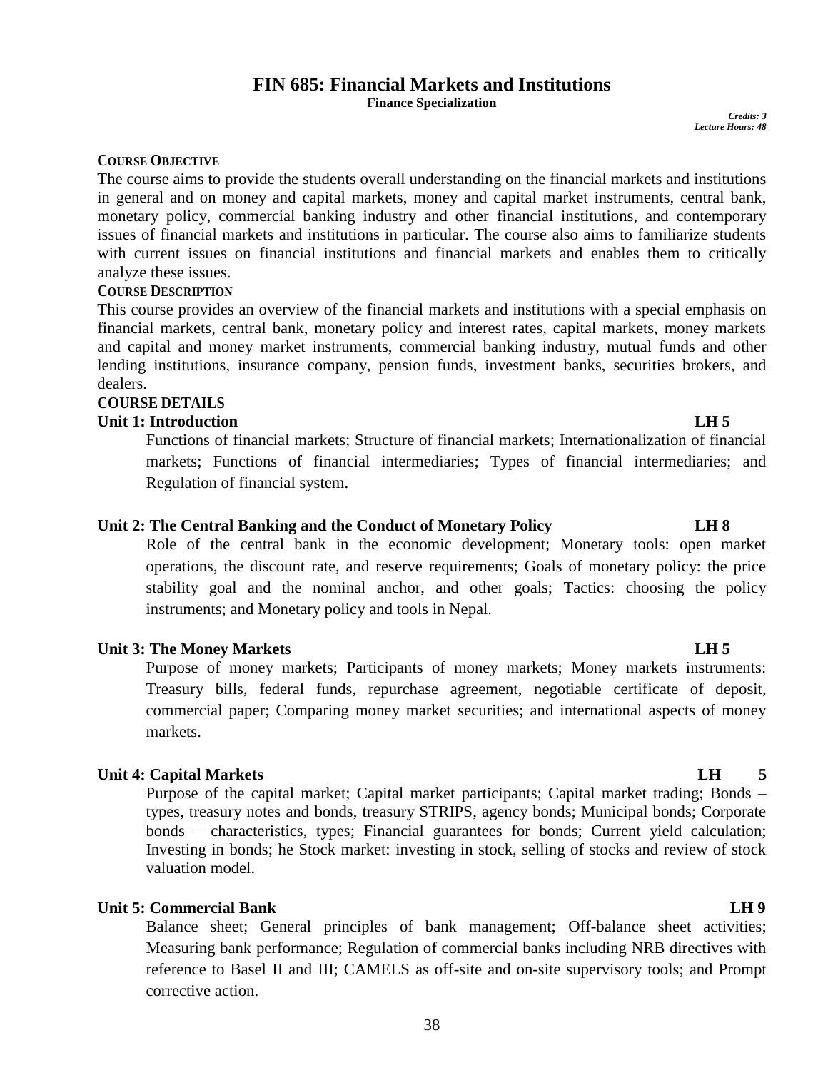# FIN 685: Financial Markets and Institutions

**Finance Specialization**

*Credits: 3*
*Lecture Hours: 48*

**COURSE OBJECTIVE**

The course aims to provide the students overall understanding on the financial markets and institutions in general and on money and capital markets, money and capital market instruments, central bank, monetary policy, commercial banking industry and other financial institutions, and contemporary issues of financial markets and institutions in particular. The course also aims to familiarize students with current issues on financial institutions and financial markets and enables them to critically analyze these issues.

**COURSE DESCRIPTION**

This course provides an overview of the financial markets and institutions with a special emphasis on financial markets, central bank, monetary policy and interest rates, capital markets, money markets and capital and money market instruments, commercial banking industry, mutual funds and other lending institutions, insurance company, pension funds, investment banks, securities brokers, and dealers.

**COURSE DETAILS**

**Unit 1: Introduction LH 5**

Functions of financial markets; Structure of financial markets; Internationalization of financial markets; Functions of financial intermediaries; Types of financial intermediaries; and Regulation of financial system.

**Unit 2: The Central Banking and the Conduct of Monetary Policy LH 8**

Role of the central bank in the economic development; Monetary tools: open market operations, the discount rate, and reserve requirements; Goals of monetary policy: the price stability goal and the nominal anchor, and other goals; Tactics: choosing the policy instruments; and Monetary policy and tools in Nepal.

**Unit 3: The Money Markets LH 5**

Purpose of money markets; Participants of money markets; Money markets instruments: Treasury bills, federal funds, repurchase agreement, negotiable certificate of deposit, commercial paper; Comparing money market securities; and international aspects of money markets.

**Unit 4: Capital Markets LH 5**

Purpose of the capital market; Capital market participants; Capital market trading; Bonds – types, treasury notes and bonds, treasury STRIPS, agency bonds; Municipal bonds; Corporate bonds – characteristics, types; Financial guarantees for bonds; Current yield calculation; Investing in bonds; he Stock market: investing in stock, selling of stocks and review of stock valuation model.

**Unit 5: Commercial Bank LH 9**

Balance sheet; General principles of bank management; Off-balance sheet activities; Measuring bank performance; Regulation of commercial banks including NRB directives with reference to Basel II and III; CAMELS as off-site and on-site supervisory tools; and Prompt corrective action.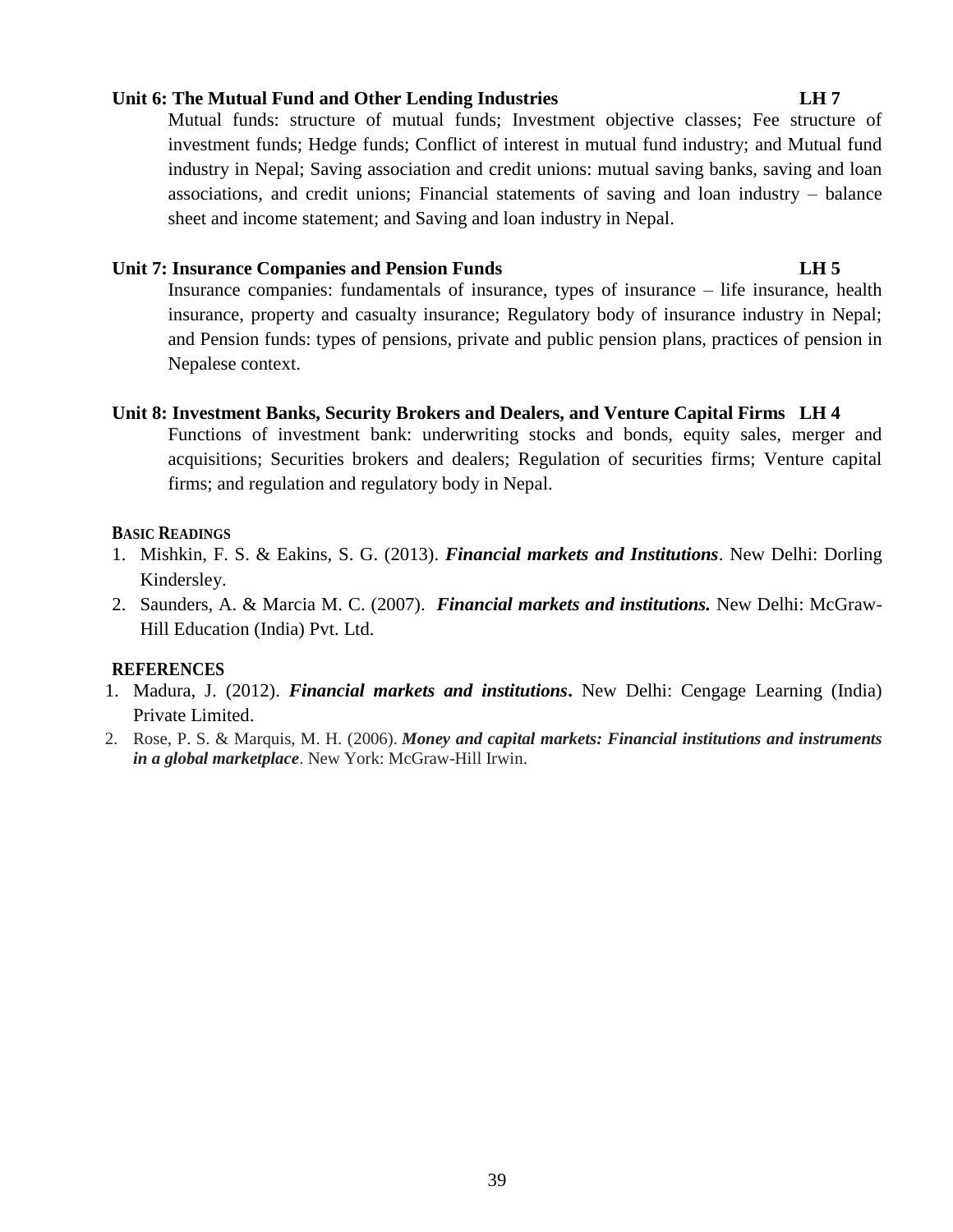**Unit 6: The Mutual Fund and Other Lending Industries LH 7**

Mutual funds: structure of mutual funds; Investment objective classes; Fee structure of investment funds; Hedge funds; Conflict of interest in mutual fund industry; and Mutual fund industry in Nepal; Saving association and credit unions: mutual saving banks, saving and loan associations, and credit unions; Financial statements of saving and loan industry – balance sheet and income statement; and Saving and loan industry in Nepal.

**Unit 7: Insurance Companies and Pension Funds LH 5**

Insurance companies: fundamentals of insurance, types of insurance – life insurance, health insurance, property and casualty insurance; Regulatory body of insurance industry in Nepal; and Pension funds: types of pensions, private and public pension plans, practices of pension in Nepalese context.

**Unit 8: Investment Banks, Security Brokers and Dealers, and Venture Capital Firms LH 4**

Functions of investment bank: underwriting stocks and bonds, equity sales, merger and acquisitions; Securities brokers and dealers; Regulation of securities firms; Venture capital firms; and regulation and regulatory body in Nepal.

**BASIC READINGS**

1. Mishkin, F. S. & Eakins, S. G. (2013). ***Financial markets and Institutions***. New Delhi: Dorling Kindersley.
2. Saunders, A. & Marcia M. C. (2007). ***Financial markets and institutions.*** New Delhi: McGraw-Hill Education (India) Pvt. Ltd.

**REFERENCES**

1. Madura, J. (2012). ***Financial markets and institutions*.** New Delhi: Cengage Learning (India) Private Limited.
2. Rose, P. S. & Marquis, M. H. (2006). ***Money and capital markets: Financial institutions and instruments in a global marketplace***. New York: McGraw-Hill Irwin.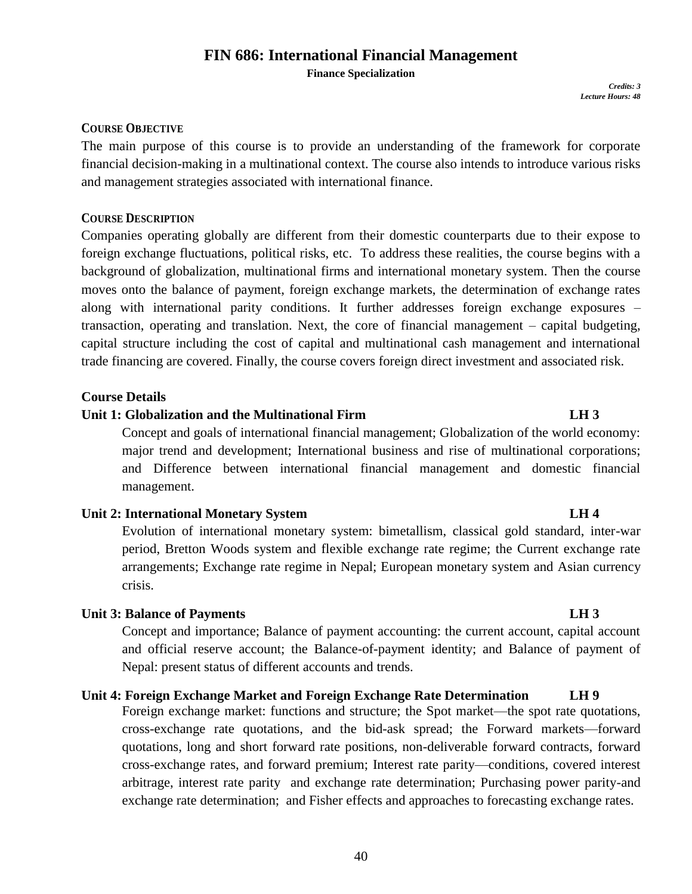# FIN 686: International Financial Management

**Finance Specialization**

*Credits: 3*
*Lecture Hours: 48*

### COURSE OBJECTIVE

The main purpose of this course is to provide an understanding of the framework for corporate financial decision-making in a multinational context. The course also intends to introduce various risks and management strategies associated with international finance.

### COURSE DESCRIPTION

Companies operating globally are different from their domestic counterparts due to their expose to foreign exchange fluctuations, political risks, etc. To address these realities, the course begins with a background of globalization, multinational firms and international monetary system. Then the course moves onto the balance of payment, foreign exchange markets, the determination of exchange rates along with international parity conditions. It further addresses foreign exchange exposures – transaction, operating and translation. Next, the core of financial management – capital budgeting, capital structure including the cost of capital and multinational cash management and international trade financing are covered. Finally, the course covers foreign direct investment and associated risk.

### Course Details

**Unit 1: Globalization and the Multinational Firm — LH 3**

Concept and goals of international financial management; Globalization of the world economy: major trend and development; International business and rise of multinational corporations; and Difference between international financial management and domestic financial management.

**Unit 2: International Monetary System — LH 4**

Evolution of international monetary system: bimetallism, classical gold standard, inter-war period, Bretton Woods system and flexible exchange rate regime; the Current exchange rate arrangements; Exchange rate regime in Nepal; European monetary system and Asian currency crisis.

**Unit 3: Balance of Payments — LH 3**

Concept and importance; Balance of payment accounting: the current account, capital account and official reserve account; the Balance-of-payment identity; and Balance of payment of Nepal: present status of different accounts and trends.

**Unit 4: Foreign Exchange Market and Foreign Exchange Rate Determination — LH 9**

Foreign exchange market: functions and structure; the Spot market—the spot rate quotations, cross-exchange rate quotations, and the bid-ask spread; the Forward markets—forward quotations, long and short forward rate positions, non-deliverable forward contracts, forward cross-exchange rates, and forward premium; Interest rate parity—conditions, covered interest arbitrage, interest rate parity and exchange rate determination; Purchasing power parity-and exchange rate determination; and Fisher effects and approaches to forecasting exchange rates.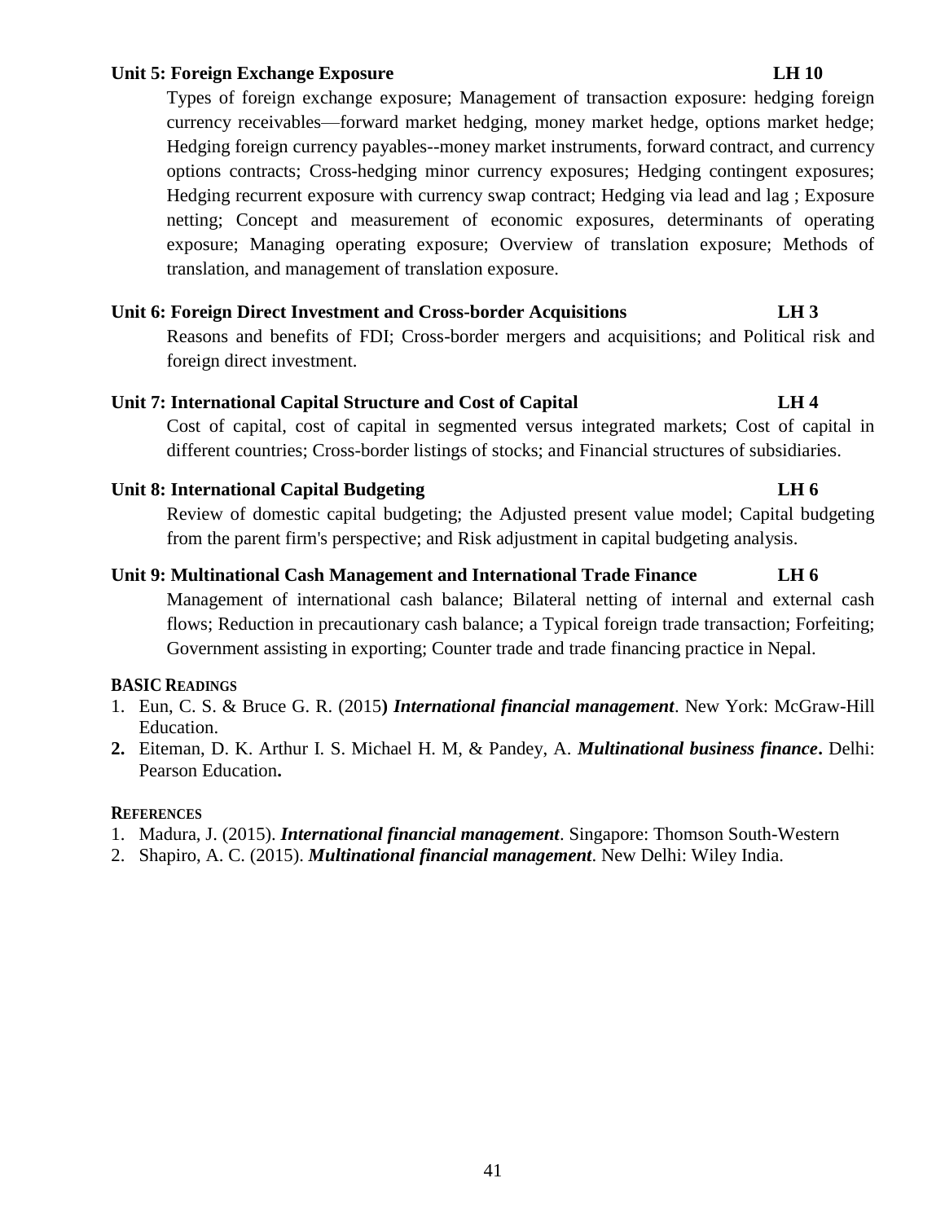**Unit 5: Foreign Exchange Exposure LH 10**

Types of foreign exchange exposure; Management of transaction exposure: hedging foreign currency receivables—forward market hedging, money market hedge, options market hedge; Hedging foreign currency payables--money market instruments, forward contract, and currency options contracts; Cross-hedging minor currency exposures; Hedging contingent exposures; Hedging recurrent exposure with currency swap contract; Hedging via lead and lag ; Exposure netting; Concept and measurement of economic exposures, determinants of operating exposure; Managing operating exposure; Overview of translation exposure; Methods of translation, and management of translation exposure.

**Unit 6: Foreign Direct Investment and Cross-border Acquisitions LH 3**

Reasons and benefits of FDI; Cross-border mergers and acquisitions; and Political risk and foreign direct investment.

**Unit 7: International Capital Structure and Cost of Capital LH 4**

Cost of capital, cost of capital in segmented versus integrated markets; Cost of capital in different countries; Cross-border listings of stocks; and Financial structures of subsidiaries.

**Unit 8: International Capital Budgeting LH 6**

Review of domestic capital budgeting; the Adjusted present value model; Capital budgeting from the parent firm's perspective; and Risk adjustment in capital budgeting analysis.

**Unit 9: Multinational Cash Management and International Trade Finance LH 6**

Management of international cash balance; Bilateral netting of internal and external cash flows; Reduction in precautionary cash balance; a Typical foreign trade transaction; Forfeiting; Government assisting in exporting; Counter trade and trade financing practice in Nepal.

**BASIC READINGS**

1. Eun, C. S. & Bruce G. R. (2015**)** ***International financial management***. New York: McGraw-Hill Education.
2. Eiteman, D. K. Arthur I. S. Michael H. M, & Pandey, A. ***Multinational business finance*****.** Delhi: Pearson Education**.**

**REFERENCES**

1. Madura, J. (2015). ***International financial management***. Singapore: Thomson South-Western
2. Shapiro, A. C. (2015). ***Multinational financial management***. New Delhi: Wiley India.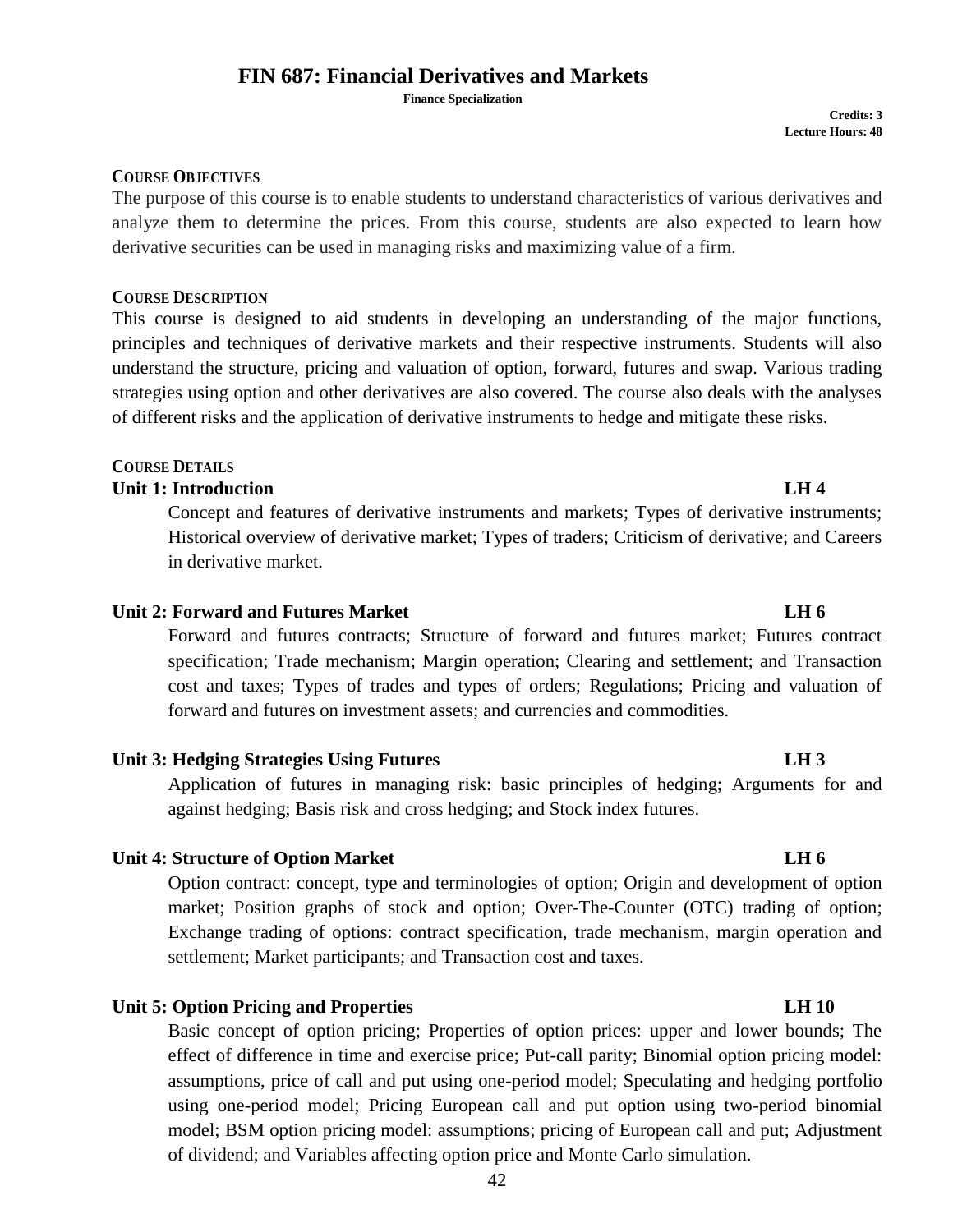# FIN 687: Financial Derivatives and Markets

**Finance Specialization**

**Credits: 3**
**Lecture Hours: 48**

### COURSE OBJECTIVES

The purpose of this course is to enable students to understand characteristics of various derivatives and analyze them to determine the prices. From this course, students are also expected to learn how derivative securities can be used in managing risks and maximizing value of a firm.

### COURSE DESCRIPTION

This course is designed to aid students in developing an understanding of the major functions, principles and techniques of derivative markets and their respective instruments. Students will also understand the structure, pricing and valuation of option, forward, futures and swap. Various trading strategies using option and other derivatives are also covered. The course also deals with the analyses of different risks and the application of derivative instruments to hedge and mitigate these risks.

### COURSE DETAILS

**Unit 1: Introduction — LH 4**

Concept and features of derivative instruments and markets; Types of derivative instruments; Historical overview of derivative market; Types of traders; Criticism of derivative; and Careers in derivative market.

**Unit 2: Forward and Futures Market — LH 6**

Forward and futures contracts; Structure of forward and futures market; Futures contract specification; Trade mechanism; Margin operation; Clearing and settlement; and Transaction cost and taxes; Types of trades and types of orders; Regulations; Pricing and valuation of forward and futures on investment assets; and currencies and commodities.

**Unit 3: Hedging Strategies Using Futures — LH 3**

Application of futures in managing risk: basic principles of hedging; Arguments for and against hedging; Basis risk and cross hedging; and Stock index futures.

**Unit 4: Structure of Option Market — LH 6**

Option contract: concept, type and terminologies of option; Origin and development of option market; Position graphs of stock and option; Over-The-Counter (OTC) trading of option; Exchange trading of options: contract specification, trade mechanism, margin operation and settlement; Market participants; and Transaction cost and taxes.

**Unit 5: Option Pricing and Properties — LH 10**

Basic concept of option pricing; Properties of option prices: upper and lower bounds; The effect of difference in time and exercise price; Put-call parity; Binomial option pricing model: assumptions, price of call and put using one-period model; Speculating and hedging portfolio using one-period model; Pricing European call and put option using two-period binomial model; BSM option pricing model: assumptions; pricing of European call and put; Adjustment of dividend; and Variables affecting option price and Monte Carlo simulation.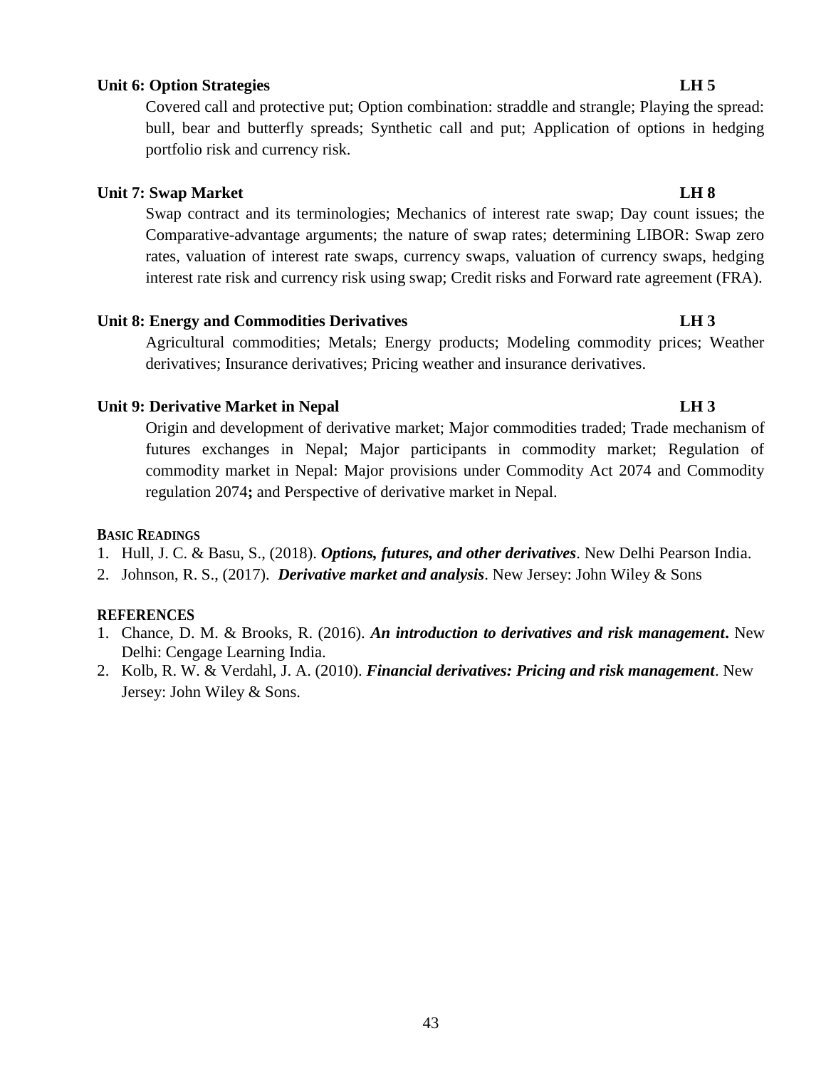**Unit 6: Option Strategies LH 5**

Covered call and protective put; Option combination: straddle and strangle; Playing the spread: bull, bear and butterfly spreads; Synthetic call and put; Application of options in hedging portfolio risk and currency risk.

**Unit 7: Swap Market LH 8**

Swap contract and its terminologies; Mechanics of interest rate swap; Day count issues; the Comparative-advantage arguments; the nature of swap rates; determining LIBOR: Swap zero rates, valuation of interest rate swaps, currency swaps, valuation of currency swaps, hedging interest rate risk and currency risk using swap; Credit risks and Forward rate agreement (FRA).

**Unit 8: Energy and Commodities Derivatives LH 3**

Agricultural commodities; Metals; Energy products; Modeling commodity prices; Weather derivatives; Insurance derivatives; Pricing weather and insurance derivatives.

**Unit 9: Derivative Market in Nepal LH 3**

Origin and development of derivative market; Major commodities traded; Trade mechanism of futures exchanges in Nepal; Major participants in commodity market; Regulation of commodity market in Nepal: Major provisions under Commodity Act 2074 and Commodity regulation 2074**;** and Perspective of derivative market in Nepal.

**BASIC READINGS**

1. Hull, J. C. & Basu, S., (2018). ***Options, futures, and other derivatives***. New Delhi Pearson India.
2. Johnson, R. S., (2017). ***Derivative market and analysis***. New Jersey: John Wiley & Sons

**REFERENCES**

1. Chance, D. M. & Brooks, R. (2016). ***An introduction to derivatives and risk management*.** New Delhi: Cengage Learning India.
2. Kolb, R. W. & Verdahl, J. A. (2010). ***Financial derivatives: Pricing and risk management***. New Jersey: John Wiley & Sons.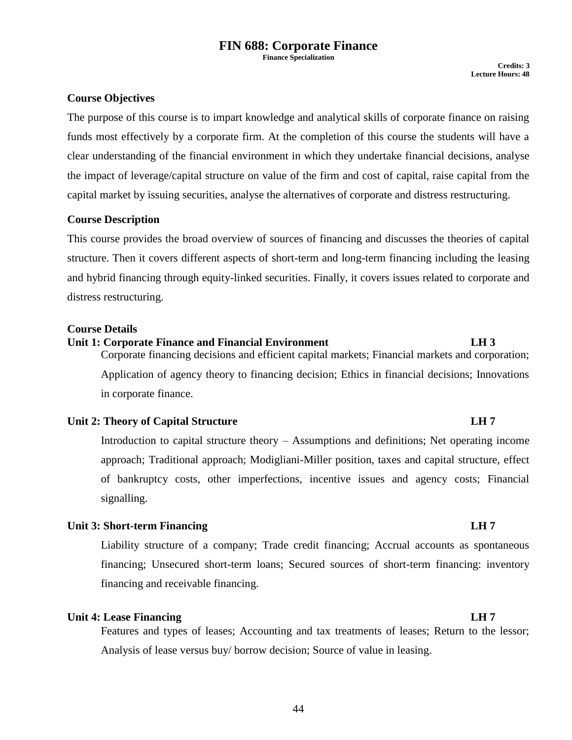# FIN 688: Corporate Finance

**Finance Specialization**

**Credits: 3**
**Lecture Hours: 48**

## Course Objectives

The purpose of this course is to impart knowledge and analytical skills of corporate finance on raising funds most effectively by a corporate firm. At the completion of this course the students will have a clear understanding of the financial environment in which they undertake financial decisions, analyse the impact of leverage/capital structure on value of the firm and cost of capital, raise capital from the capital market by issuing securities, analyse the alternatives of corporate and distress restructuring.

## Course Description

This course provides the broad overview of sources of financing and discusses the theories of capital structure. Then it covers different aspects of short-term and long-term financing including the leasing and hybrid financing through equity-linked securities. Finally, it covers issues related to corporate and distress restructuring.

## Course Details

### Unit 1: Corporate Finance and Financial Environment — LH 3

Corporate financing decisions and efficient capital markets; Financial markets and corporation; Application of agency theory to financing decision; Ethics in financial decisions; Innovations in corporate finance.

### Unit 2: Theory of Capital Structure — LH 7

Introduction to capital structure theory – Assumptions and definitions; Net operating income approach; Traditional approach; Modigliani-Miller position, taxes and capital structure, effect of bankruptcy costs, other imperfections, incentive issues and agency costs; Financial signalling.

### Unit 3: Short-term Financing — LH 7

Liability structure of a company; Trade credit financing; Accrual accounts as spontaneous financing; Unsecured short-term loans; Secured sources of short-term financing: inventory financing and receivable financing.

### Unit 4: Lease Financing — LH 7

Features and types of leases; Accounting and tax treatments of leases; Return to the lessor; Analysis of lease versus buy/ borrow decision; Source of value in leasing.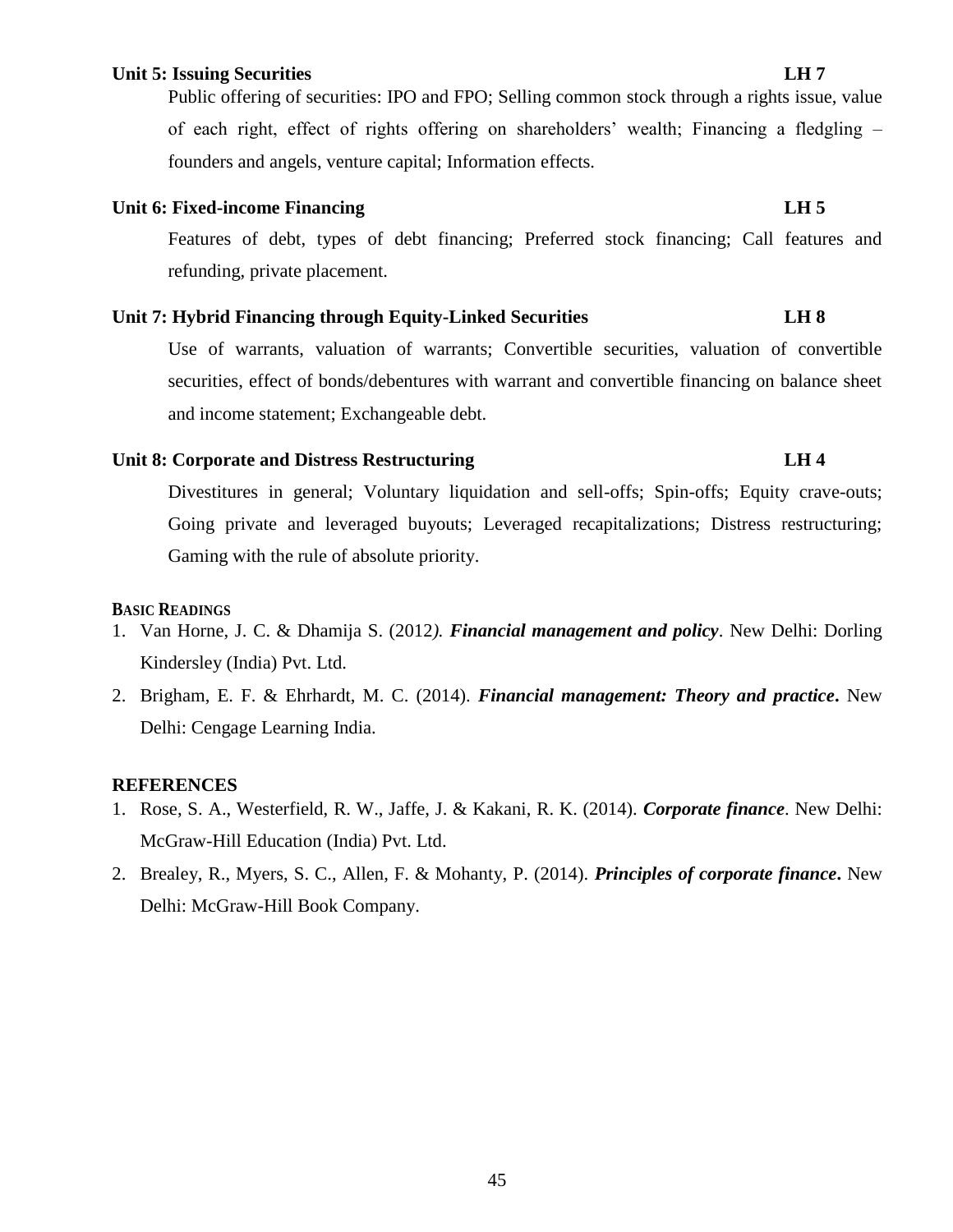**Unit 5: Issuing Securities** **LH 7**

Public offering of securities: IPO and FPO; Selling common stock through a rights issue, value of each right, effect of rights offering on shareholders' wealth; Financing a fledgling – founders and angels, venture capital; Information effects.

**Unit 6: Fixed-income Financing** **LH 5**

Features of debt, types of debt financing; Preferred stock financing; Call features and refunding, private placement.

**Unit 7: Hybrid Financing through Equity-Linked Securities** **LH 8**

Use of warrants, valuation of warrants; Convertible securities, valuation of convertible securities, effect of bonds/debentures with warrant and convertible financing on balance sheet and income statement; Exchangeable debt.

**Unit 8: Corporate and Distress Restructuring** **LH 4**

Divestitures in general; Voluntary liquidation and sell-offs; Spin-offs; Equity crave-outs; Going private and leveraged buyouts; Leveraged recapitalizations; Distress restructuring; Gaming with the rule of absolute priority.

**BASIC READINGS**

1. Van Horne, J. C. & Dhamija S. (2012*).* ***Financial management and policy***. New Delhi: Dorling Kindersley (India) Pvt. Ltd.
2. Brigham, E. F. & Ehrhardt, M. C. (2014). ***Financial management: Theory and practice*****.** New Delhi: Cengage Learning India.

**REFERENCES**

1. Rose, S. A., Westerfield, R. W., Jaffe, J. & Kakani, R. K. (2014). ***Corporate finance***. New Delhi: McGraw-Hill Education (India) Pvt. Ltd.
2. Brealey, R., Myers, S. C., Allen, F. & Mohanty, P. (2014). ***Principles of corporate finance*****.** New Delhi: McGraw-Hill Book Company.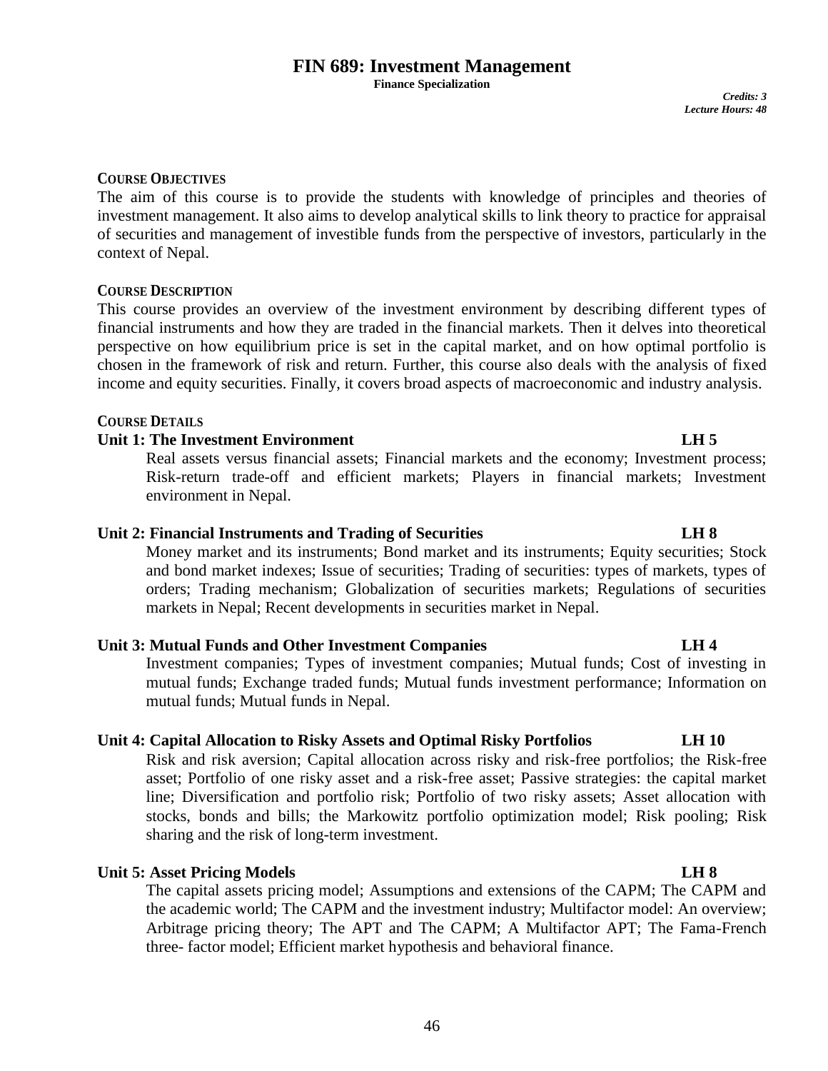# FIN 689: Investment Management

**Finance Specialization**

*Credits: 3*
*Lecture Hours: 48*

## COURSE OBJECTIVES

The aim of this course is to provide the students with knowledge of principles and theories of investment management. It also aims to develop analytical skills to link theory to practice for appraisal of securities and management of investible funds from the perspective of investors, particularly in the context of Nepal.

## COURSE DESCRIPTION

This course provides an overview of the investment environment by describing different types of financial instruments and how they are traded in the financial markets. Then it delves into theoretical perspective on how equilibrium price is set in the capital market, and on how optimal portfolio is chosen in the framework of risk and return. Further, this course also deals with the analysis of fixed income and equity securities. Finally, it covers broad aspects of macroeconomic and industry analysis.

## COURSE DETAILS

### Unit 1: The Investment Environment — LH 5

Real assets versus financial assets; Financial markets and the economy; Investment process; Risk-return trade-off and efficient markets; Players in financial markets; Investment environment in Nepal.

### Unit 2: Financial Instruments and Trading of Securities — LH 8

Money market and its instruments; Bond market and its instruments; Equity securities; Stock and bond market indexes; Issue of securities; Trading of securities: types of markets, types of orders; Trading mechanism; Globalization of securities markets; Regulations of securities markets in Nepal; Recent developments in securities market in Nepal.

### Unit 3: Mutual Funds and Other Investment Companies — LH 4

Investment companies; Types of investment companies; Mutual funds; Cost of investing in mutual funds; Exchange traded funds; Mutual funds investment performance; Information on mutual funds; Mutual funds in Nepal.

### Unit 4: Capital Allocation to Risky Assets and Optimal Risky Portfolios — LH 10

Risk and risk aversion; Capital allocation across risky and risk-free portfolios; the Risk-free asset; Portfolio of one risky asset and a risk-free asset; Passive strategies: the capital market line; Diversification and portfolio risk; Portfolio of two risky assets; Asset allocation with stocks, bonds and bills; the Markowitz portfolio optimization model; Risk pooling; Risk sharing and the risk of long-term investment.

### Unit 5: Asset Pricing Models — LH 8

The capital assets pricing model; Assumptions and extensions of the CAPM; The CAPM and the academic world; The CAPM and the investment industry; Multifactor model: An overview; Arbitrage pricing theory; The APT and The CAPM; A Multifactor APT; The Fama-French three- factor model; Efficient market hypothesis and behavioral finance.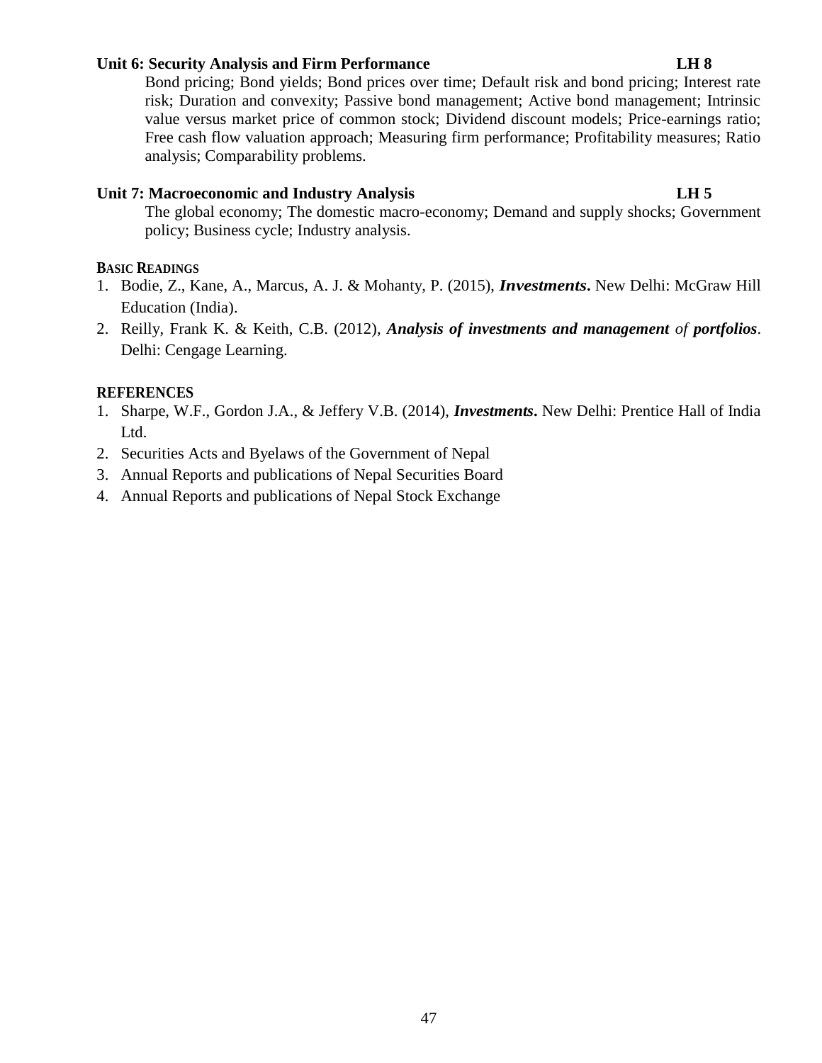**Unit 6: Security Analysis and Firm Performance LH 8**

Bond pricing; Bond yields; Bond prices over time; Default risk and bond pricing; Interest rate risk; Duration and convexity; Passive bond management; Active bond management; Intrinsic value versus market price of common stock; Dividend discount models; Price-earnings ratio; Free cash flow valuation approach; Measuring firm performance; Profitability measures; Ratio analysis; Comparability problems.

**Unit 7: Macroeconomic and Industry Analysis LH 5**

The global economy; The domestic macro-economy; Demand and supply shocks; Government policy; Business cycle; Industry analysis.

**BASIC READINGS**

1. Bodie, Z., Kane, A., Marcus, A. J. & Mohanty, P. (2015), ***Investments*****.** New Delhi: McGraw Hill Education (India).
2. Reilly, Frank K. & Keith, C.B. (2012), ***Analysis of investments and management*** *of* ***portfolios***. Delhi: Cengage Learning.

**REFERENCES**

1. Sharpe, W.F., Gordon J.A., & Jeffery V.B. (2014), ***Investments*****.** New Delhi: Prentice Hall of India Ltd.
2. Securities Acts and Byelaws of the Government of Nepal
3. Annual Reports and publications of Nepal Securities Board
4. Annual Reports and publications of Nepal Stock Exchange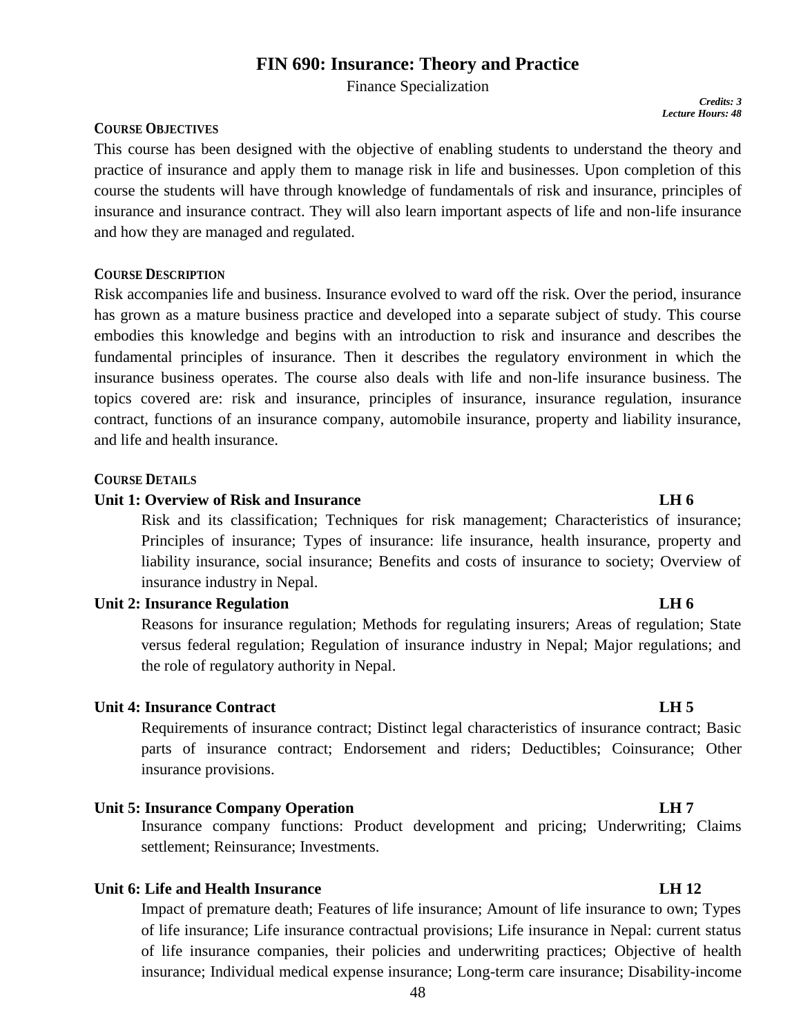# FIN 690: Insurance: Theory and Practice

Finance Specialization

*Credits: 3*
*Lecture Hours: 48*

## COURSE OBJECTIVES

This course has been designed with the objective of enabling students to understand the theory and practice of insurance and apply them to manage risk in life and businesses. Upon completion of this course the students will have through knowledge of fundamentals of risk and insurance, principles of insurance and insurance contract. They will also learn important aspects of life and non-life insurance and how they are managed and regulated.

## COURSE DESCRIPTION

Risk accompanies life and business. Insurance evolved to ward off the risk. Over the period, insurance has grown as a mature business practice and developed into a separate subject of study. This course embodies this knowledge and begins with an introduction to risk and insurance and describes the fundamental principles of insurance. Then it describes the regulatory environment in which the insurance business operates. The course also deals with life and non-life insurance business. The topics covered are: risk and insurance, principles of insurance, insurance regulation, insurance contract, functions of an insurance company, automobile insurance, property and liability insurance, and life and health insurance.

## COURSE DETAILS

### Unit 1: Overview of Risk and Insurance — LH 6

Risk and its classification; Techniques for risk management; Characteristics of insurance; Principles of insurance; Types of insurance: life insurance, health insurance, property and liability insurance, social insurance; Benefits and costs of insurance to society; Overview of insurance industry in Nepal.

### Unit 2: Insurance Regulation — LH 6

Reasons for insurance regulation; Methods for regulating insurers; Areas of regulation; State versus federal regulation; Regulation of insurance industry in Nepal; Major regulations; and the role of regulatory authority in Nepal.

### Unit 4: Insurance Contract — LH 5

Requirements of insurance contract; Distinct legal characteristics of insurance contract; Basic parts of insurance contract; Endorsement and riders; Deductibles; Coinsurance; Other insurance provisions.

### Unit 5: Insurance Company Operation — LH 7

Insurance company functions: Product development and pricing; Underwriting; Claims settlement; Reinsurance; Investments.

### Unit 6: Life and Health Insurance — LH 12

Impact of premature death; Features of life insurance; Amount of life insurance to own; Types of life insurance; Life insurance contractual provisions; Life insurance in Nepal: current status of life insurance companies, their policies and underwriting practices; Objective of health insurance; Individual medical expense insurance; Long-term care insurance; Disability-income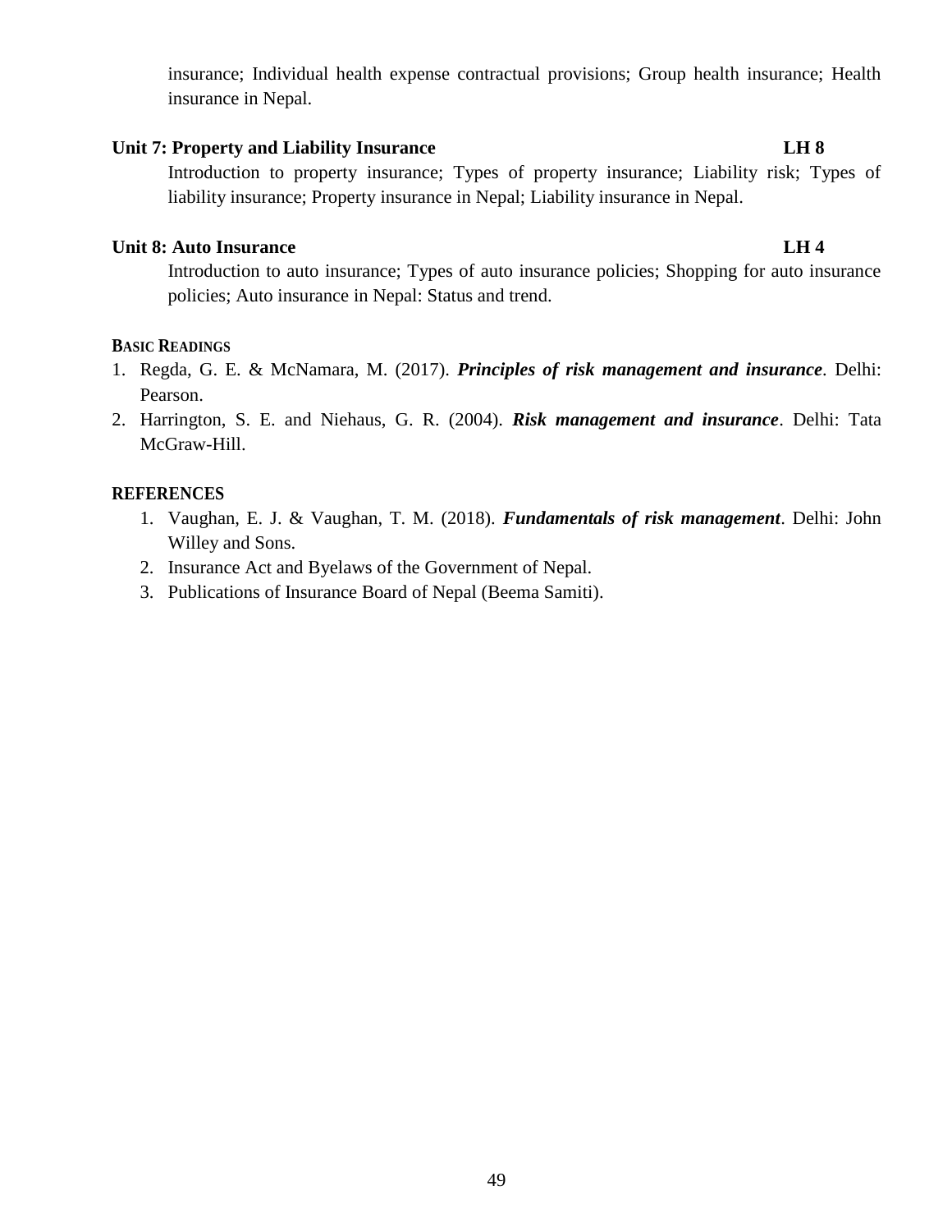insurance; Individual health expense contractual provisions; Group health insurance; Health insurance in Nepal.

**Unit 7: Property and Liability Insurance LH 8**

Introduction to property insurance; Types of property insurance; Liability risk; Types of liability insurance; Property insurance in Nepal; Liability insurance in Nepal.

**Unit 8: Auto Insurance LH 4**

Introduction to auto insurance; Types of auto insurance policies; Shopping for auto insurance policies; Auto insurance in Nepal: Status and trend.

**BASIC READINGS**

1. Regda, G. E. & McNamara, M. (2017). ***Principles of risk management and insurance***. Delhi: Pearson.
2. Harrington, S. E. and Niehaus, G. R. (2004). ***Risk management and insurance***. Delhi: Tata McGraw-Hill.

**REFERENCES**

1. Vaughan, E. J. & Vaughan, T. M. (2018). ***Fundamentals of risk management***. Delhi: John Willey and Sons.
2. Insurance Act and Byelaws of the Government of Nepal.
3. Publications of Insurance Board of Nepal (Beema Samiti).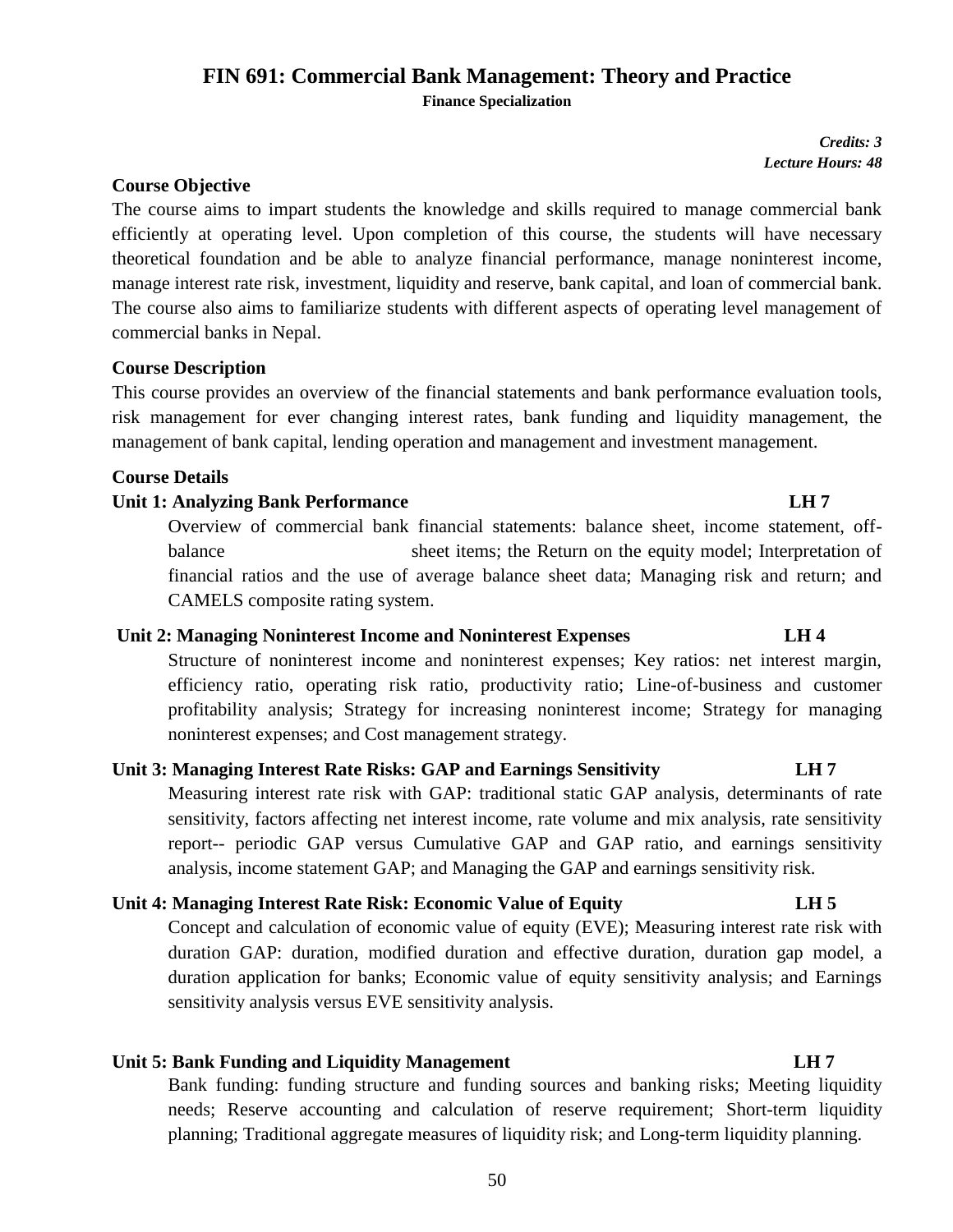# FIN 691: Commercial Bank Management: Theory and Practice

**Finance Specialization**

*Credits: 3*
*Lecture Hours: 48*

## Course Objective

The course aims to impart students the knowledge and skills required to manage commercial bank efficiently at operating level. Upon completion of this course, the students will have necessary theoretical foundation and be able to analyze financial performance, manage noninterest income, manage interest rate risk, investment, liquidity and reserve, bank capital, and loan of commercial bank. The course also aims to familiarize students with different aspects of operating level management of commercial banks in Nepal.

## Course Description

This course provides an overview of the financial statements and bank performance evaluation tools, risk management for ever changing interest rates, bank funding and liquidity management, the management of bank capital, lending operation and management and investment management.

## Course Details

### Unit 1: Analyzing Bank Performance — LH 7

Overview of commercial bank financial statements: balance sheet, income statement, off-balance sheet items; the Return on the equity model; Interpretation of financial ratios and the use of average balance sheet data; Managing risk and return; and CAMELS composite rating system.

### Unit 2: Managing Noninterest Income and Noninterest Expenses — LH 4

Structure of noninterest income and noninterest expenses; Key ratios: net interest margin, efficiency ratio, operating risk ratio, productivity ratio; Line-of-business and customer profitability analysis; Strategy for increasing noninterest income; Strategy for managing noninterest expenses; and Cost management strategy.

### Unit 3: Managing Interest Rate Risks: GAP and Earnings Sensitivity — LH 7

Measuring interest rate risk with GAP: traditional static GAP analysis, determinants of rate sensitivity, factors affecting net interest income, rate volume and mix analysis, rate sensitivity report-- periodic GAP versus Cumulative GAP and GAP ratio, and earnings sensitivity analysis, income statement GAP; and Managing the GAP and earnings sensitivity risk.

### Unit 4: Managing Interest Rate Risk: Economic Value of Equity — LH 5

Concept and calculation of economic value of equity (EVE); Measuring interest rate risk with duration GAP: duration, modified duration and effective duration, duration gap model, a duration application for banks; Economic value of equity sensitivity analysis; and Earnings sensitivity analysis versus EVE sensitivity analysis.

### Unit 5: Bank Funding and Liquidity Management — LH 7

Bank funding: funding structure and funding sources and banking risks; Meeting liquidity needs; Reserve accounting and calculation of reserve requirement; Short-term liquidity planning; Traditional aggregate measures of liquidity risk; and Long-term liquidity planning.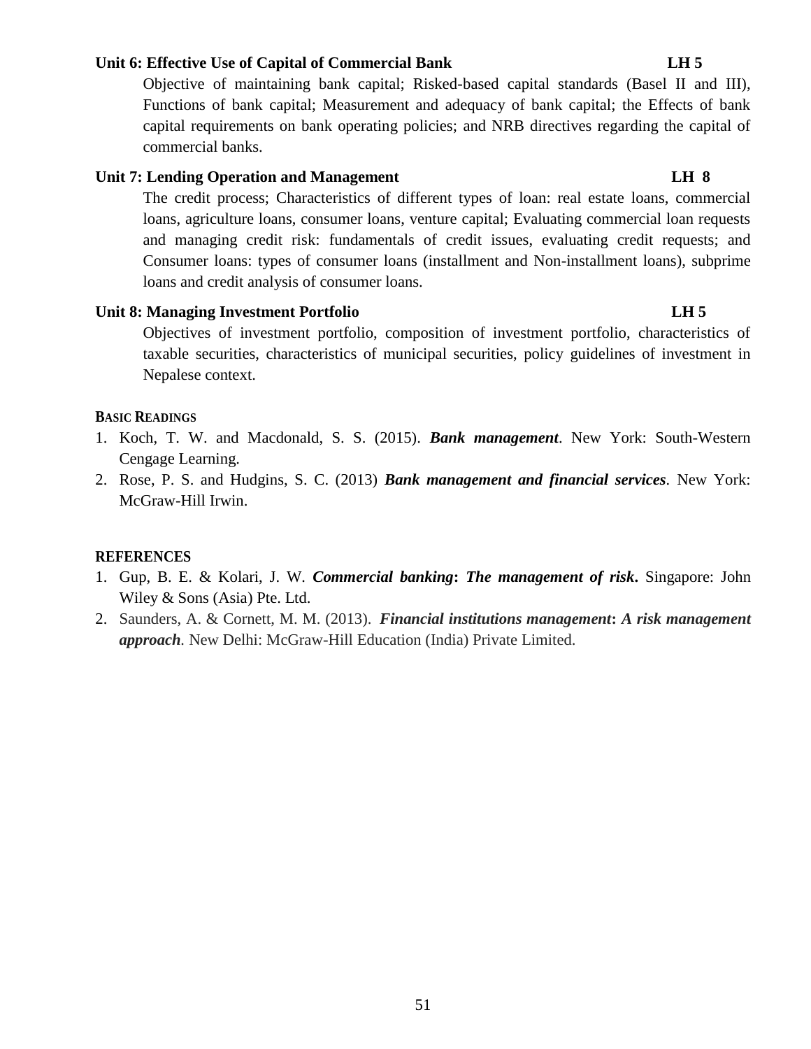**Unit 6: Effective Use of Capital of Commercial Bank LH 5**

Objective of maintaining bank capital; Risked-based capital standards (Basel II and III), Functions of bank capital; Measurement and adequacy of bank capital; the Effects of bank capital requirements on bank operating policies; and NRB directives regarding the capital of commercial banks.

**Unit 7: Lending Operation and Management LH 8**

The credit process; Characteristics of different types of loan: real estate loans, commercial loans, agriculture loans, consumer loans, venture capital; Evaluating commercial loan requests and managing credit risk: fundamentals of credit issues, evaluating credit requests; and Consumer loans: types of consumer loans (installment and Non-installment loans), subprime loans and credit analysis of consumer loans.

**Unit 8: Managing Investment Portfolio LH 5**

Objectives of investment portfolio, composition of investment portfolio, characteristics of taxable securities, characteristics of municipal securities, policy guidelines of investment in Nepalese context.

**BASIC READINGS**

1. Koch, T. W. and Macdonald, S. S. (2015). ***Bank management***. New York: South-Western Cengage Learning.
2. Rose, P. S. and Hudgins, S. C. (2013) ***Bank management and financial services***. New York: McGraw-Hill Irwin.

**REFERENCES**

1. Gup, B. E. & Kolari, J. W. ***Commercial banking*: *The management of risk***. Singapore: John Wiley & Sons (Asia) Pte. Ltd.
2. Saunders, A. & Cornett, M. M. (2013). ***Financial institutions management*: *A risk management approach***. New Delhi: McGraw-Hill Education (India) Private Limited.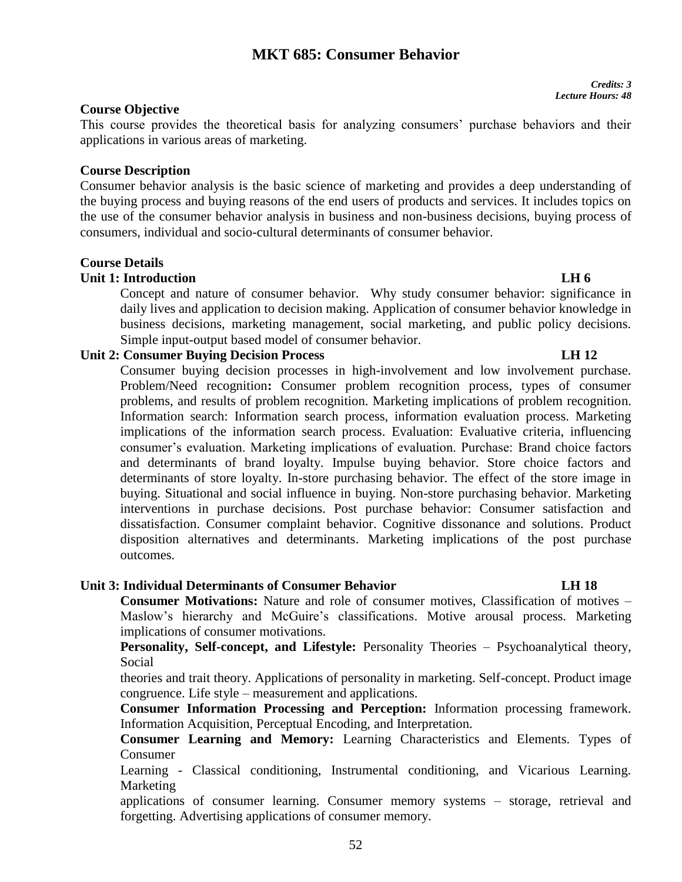# MKT 685: Consumer Behavior

*Credits: 3*
*Lecture Hours: 48*

## Course Objective

This course provides the theoretical basis for analyzing consumers' purchase behaviors and their applications in various areas of marketing.

## Course Description

Consumer behavior analysis is the basic science of marketing and provides a deep understanding of the buying process and buying reasons of the end users of products and services. It includes topics on the use of the consumer behavior analysis in business and non-business decisions, buying process of consumers, individual and socio-cultural determinants of consumer behavior.

## Course Details

### Unit 1: Introduction — LH 6

Concept and nature of consumer behavior. Why study consumer behavior: significance in daily lives and application to decision making. Application of consumer behavior knowledge in business decisions, marketing management, social marketing, and public policy decisions. Simple input-output based model of consumer behavior.

### Unit 2: Consumer Buying Decision Process — LH 12

Consumer buying decision processes in high-involvement and low involvement purchase. Problem/Need recognition**:** Consumer problem recognition process, types of consumer problems, and results of problem recognition. Marketing implications of problem recognition. Information search: Information search process, information evaluation process. Marketing implications of the information search process. Evaluation: Evaluative criteria, influencing consumer's evaluation. Marketing implications of evaluation. Purchase: Brand choice factors and determinants of brand loyalty. Impulse buying behavior. Store choice factors and determinants of store loyalty. In-store purchasing behavior. The effect of the store image in buying. Situational and social influence in buying. Non-store purchasing behavior. Marketing interventions in purchase decisions. Post purchase behavior: Consumer satisfaction and dissatisfaction. Consumer complaint behavior. Cognitive dissonance and solutions. Product disposition alternatives and determinants. Marketing implications of the post purchase outcomes.

### Unit 3: Individual Determinants of Consumer Behavior — LH 18

**Consumer Motivations:** Nature and role of consumer motives, Classification of motives – Maslow's hierarchy and McGuire's classifications. Motive arousal process. Marketing implications of consumer motivations.

**Personality, Self-concept, and Lifestyle:** Personality Theories – Psychoanalytical theory, Social theories and trait theory. Applications of personality in marketing. Self-concept. Product image congruence. Life style – measurement and applications.

**Consumer Information Processing and Perception:** Information processing framework. Information Acquisition, Perceptual Encoding, and Interpretation.

**Consumer Learning and Memory:** Learning Characteristics and Elements. Types of Consumer Learning - Classical conditioning, Instrumental conditioning, and Vicarious Learning. Marketing applications of consumer learning. Consumer memory systems – storage, retrieval and forgetting. Advertising applications of consumer memory.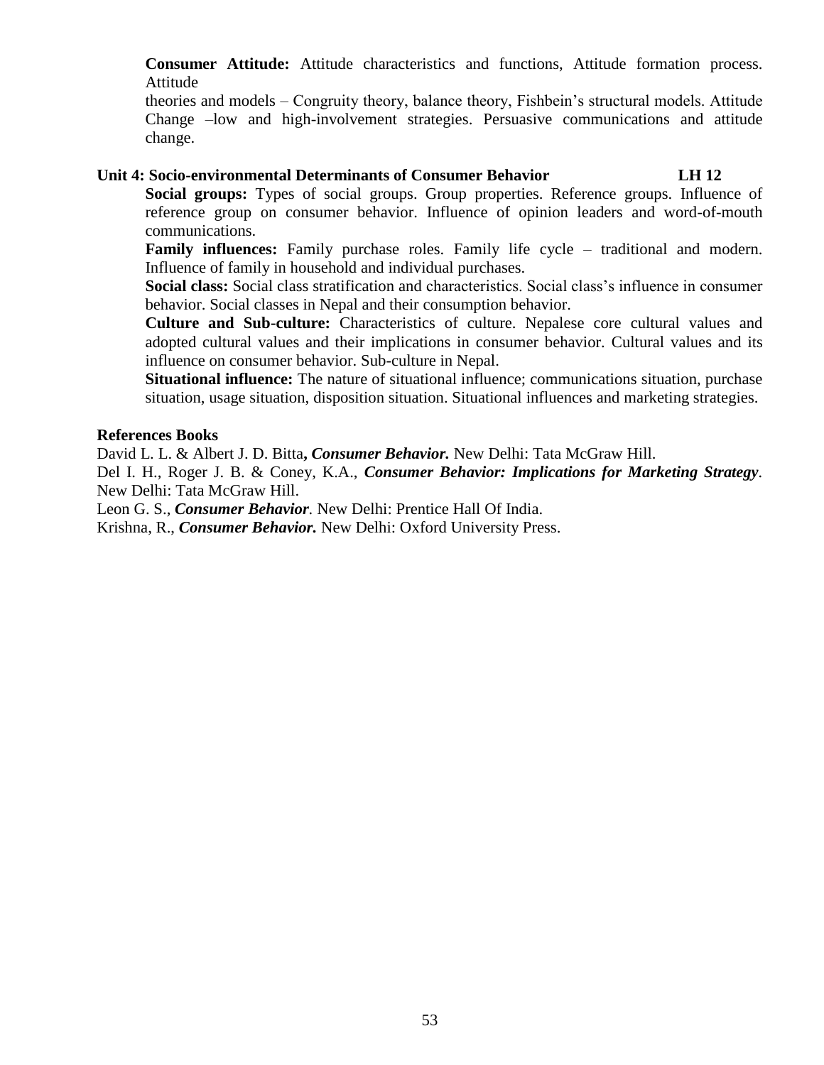**Consumer Attitude:** Attitude characteristics and functions, Attitude formation process. Attitude
theories and models – Congruity theory, balance theory, Fishbein's structural models. Attitude Change –low and high-involvement strategies. Persuasive communications and attitude change.

### Unit 4: Socio-environmental Determinants of Consumer Behavior LH 12

**Social groups:** Types of social groups. Group properties. Reference groups. Influence of reference group on consumer behavior. Influence of opinion leaders and word-of-mouth communications.

**Family influences:** Family purchase roles. Family life cycle – traditional and modern. Influence of family in household and individual purchases.

**Social class:** Social class stratification and characteristics. Social class's influence in consumer behavior. Social classes in Nepal and their consumption behavior.

**Culture and Sub-culture:** Characteristics of culture. Nepalese core cultural values and adopted cultural values and their implications in consumer behavior. Cultural values and its influence on consumer behavior. Sub-culture in Nepal.

**Situational influence:** The nature of situational influence; communications situation, purchase situation, usage situation, disposition situation. Situational influences and marketing strategies.

### References Books

David L. L. & Albert J. D. Bitta**,** ***Consumer Behavior.*** New Delhi: Tata McGraw Hill.

Del I. H., Roger J. B. & Coney, K.A., ***Consumer Behavior: Implications for Marketing Strategy***. New Delhi: Tata McGraw Hill.

Leon G. S., ***Consumer Behavior***. New Delhi: Prentice Hall Of India.

Krishna, R., ***Consumer Behavior.*** New Delhi: Oxford University Press.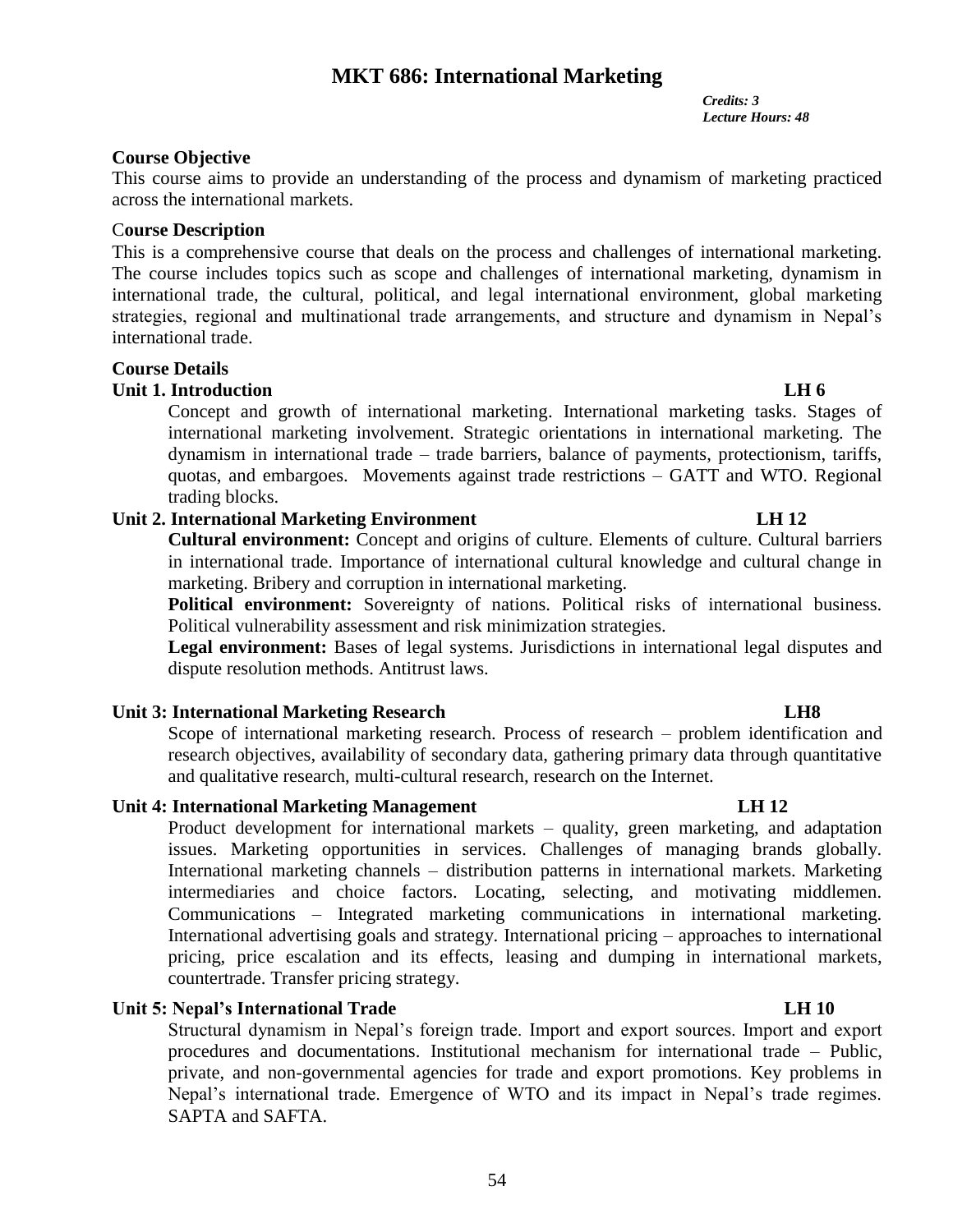# MKT 686: International Marketing

*Credits: 3*
*Lecture Hours: 48*

## Course Objective

This course aims to provide an understanding of the process and dynamism of marketing practiced across the international markets.

## Course Description

This is a comprehensive course that deals on the process and challenges of international marketing. The course includes topics such as scope and challenges of international marketing, dynamism in international trade, the cultural, political, and legal international environment, global marketing strategies, regional and multinational trade arrangements, and structure and dynamism in Nepal's international trade.

## Course Details

### Unit 1. Introduction — LH 6

Concept and growth of international marketing. International marketing tasks. Stages of international marketing involvement. Strategic orientations in international marketing. The dynamism in international trade – trade barriers, balance of payments, protectionism, tariffs, quotas, and embargoes. Movements against trade restrictions – GATT and WTO. Regional trading blocks.

### Unit 2. International Marketing Environment — LH 12

**Cultural environment:** Concept and origins of culture. Elements of culture. Cultural barriers in international trade. Importance of international cultural knowledge and cultural change in marketing. Bribery and corruption in international marketing.

**Political environment:** Sovereignty of nations. Political risks of international business. Political vulnerability assessment and risk minimization strategies.

**Legal environment:** Bases of legal systems. Jurisdictions in international legal disputes and dispute resolution methods. Antitrust laws.

### Unit 3: International Marketing Research — LH8

Scope of international marketing research. Process of research – problem identification and research objectives, availability of secondary data, gathering primary data through quantitative and qualitative research, multi-cultural research, research on the Internet.

### Unit 4: International Marketing Management — LH 12

Product development for international markets – quality, green marketing, and adaptation issues. Marketing opportunities in services. Challenges of managing brands globally. International marketing channels – distribution patterns in international markets. Marketing intermediaries and choice factors. Locating, selecting, and motivating middlemen. Communications – Integrated marketing communications in international marketing. International advertising goals and strategy. International pricing – approaches to international pricing, price escalation and its effects, leasing and dumping in international markets, countertrade. Transfer pricing strategy.

### Unit 5: Nepal's International Trade — LH 10

Structural dynamism in Nepal's foreign trade. Import and export sources. Import and export procedures and documentations. Institutional mechanism for international trade – Public, private, and non-governmental agencies for trade and export promotions. Key problems in Nepal's international trade. Emergence of WTO and its impact in Nepal's trade regimes. SAPTA and SAFTA.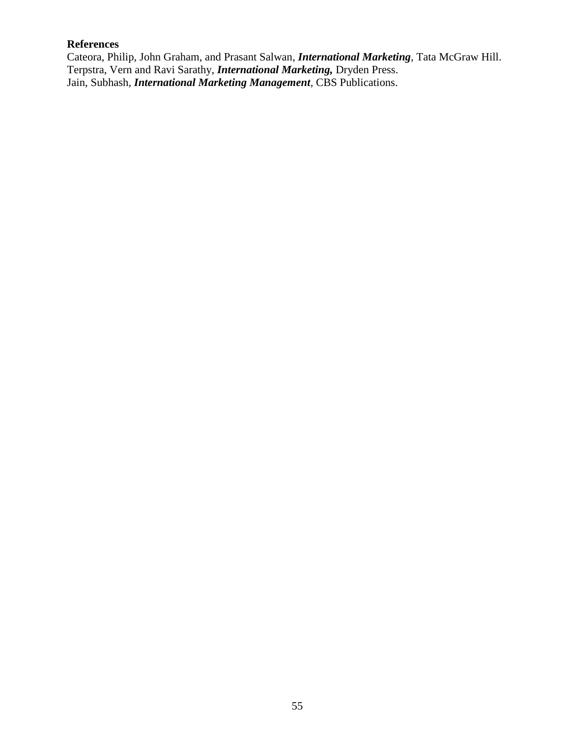**References**

Cateora, Philip, John Graham, and Prasant Salwan, ***International Marketing***, Tata McGraw Hill.
Terpstra, Vern and Ravi Sarathy, ***International Marketing,*** Dryden Press.
Jain, Subhash, ***International Marketing Management***, CBS Publications.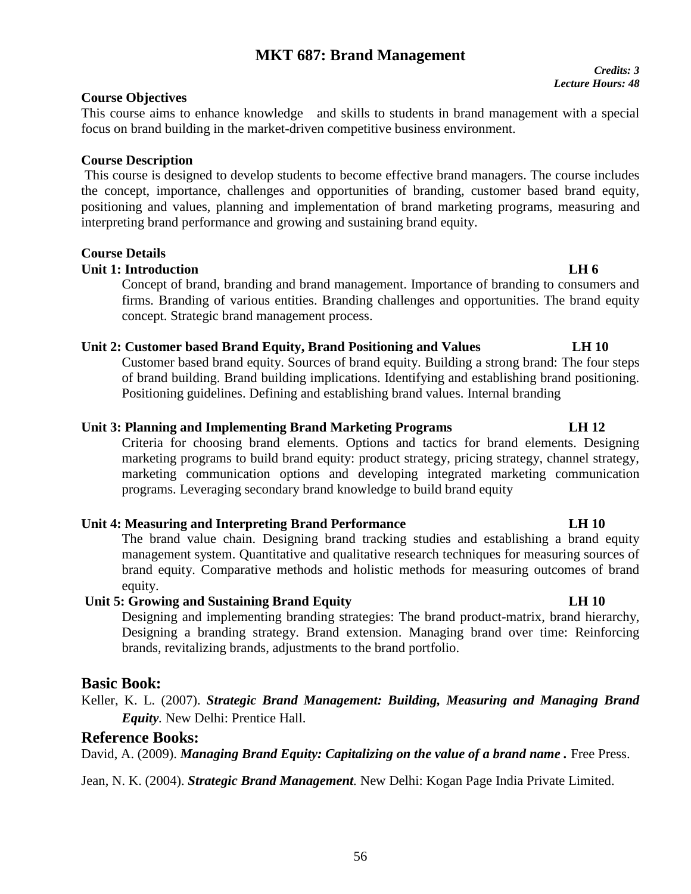# MKT 687: Brand Management

*Credits: 3*
*Lecture Hours: 48*

**Course Objectives**

This course aims to enhance knowledge and skills to students in brand management with a special focus on brand building in the market-driven competitive business environment.

**Course Description**

This course is designed to develop students to become effective brand managers. The course includes the concept, importance, challenges and opportunities of branding, customer based brand equity, positioning and values, planning and implementation of brand marketing programs, measuring and interpreting brand performance and growing and sustaining brand equity.

**Course Details**

**Unit 1: Introduction LH 6**

Concept of brand, branding and brand management. Importance of branding to consumers and firms. Branding of various entities. Branding challenges and opportunities. The brand equity concept. Strategic brand management process.

**Unit 2: Customer based Brand Equity, Brand Positioning and Values LH 10**

Customer based brand equity. Sources of brand equity. Building a strong brand: The four steps of brand building. Brand building implications. Identifying and establishing brand positioning. Positioning guidelines. Defining and establishing brand values. Internal branding

**Unit 3: Planning and Implementing Brand Marketing Programs LH 12**

Criteria for choosing brand elements. Options and tactics for brand elements. Designing marketing programs to build brand equity: product strategy, pricing strategy, channel strategy, marketing communication options and developing integrated marketing communication programs. Leveraging secondary brand knowledge to build brand equity

**Unit 4: Measuring and Interpreting Brand Performance LH 10**

The brand value chain. Designing brand tracking studies and establishing a brand equity management system. Quantitative and qualitative research techniques for measuring sources of brand equity. Comparative methods and holistic methods for measuring outcomes of brand equity.

**Unit 5: Growing and Sustaining Brand Equity LH 10**

Designing and implementing branding strategies: The brand product-matrix, brand hierarchy, Designing a branding strategy. Brand extension. Managing brand over time: Reinforcing brands, revitalizing brands, adjustments to the brand portfolio.

## Basic Book:

Keller, K. L. (2007). ***Strategic Brand Management: Building, Measuring and Managing Brand Equity***. New Delhi: Prentice Hall.

## Reference Books:

David, A. (2009). ***Managing Brand Equity: Capitalizing on the value of a brand name .*** Free Press.

Jean, N. K. (2004). ***Strategic Brand Management***. New Delhi: Kogan Page India Private Limited.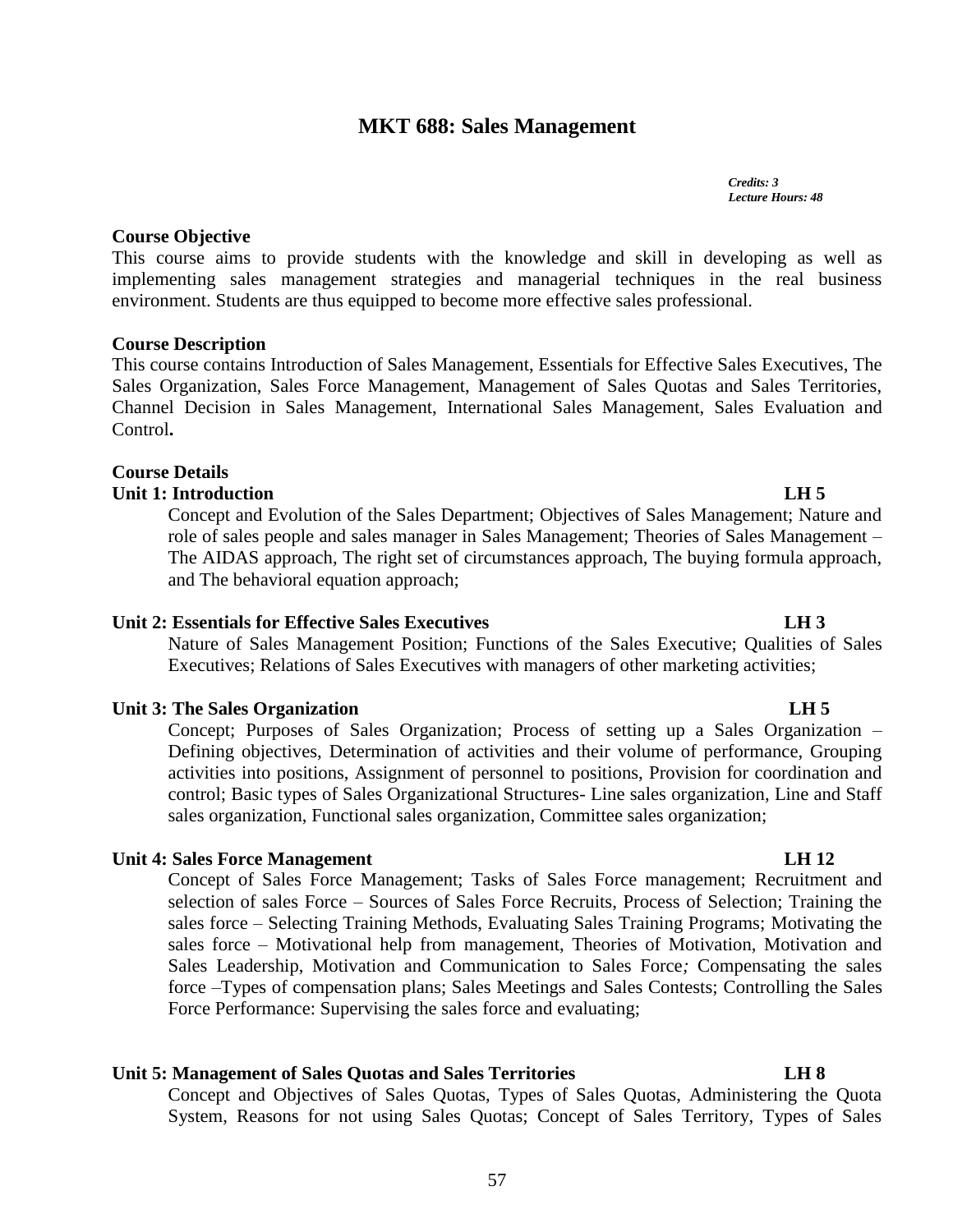# MKT 688: Sales Management

*Credits: 3*
*Lecture Hours: 48*

**Course Objective**

This course aims to provide students with the knowledge and skill in developing as well as implementing sales management strategies and managerial techniques in the real business environment. Students are thus equipped to become more effective sales professional.

**Course Description**

This course contains Introduction of Sales Management, Essentials for Effective Sales Executives, The Sales Organization, Sales Force Management, Management of Sales Quotas and Sales Territories, Channel Decision in Sales Management, International Sales Management, Sales Evaluation and Control**.**

**Course Details**

**Unit 1: Introduction** **LH 5**

Concept and Evolution of the Sales Department; Objectives of Sales Management; Nature and role of sales people and sales manager in Sales Management; Theories of Sales Management – The AIDAS approach, The right set of circumstances approach, The buying formula approach, and The behavioral equation approach;

**Unit 2: Essentials for Effective Sales Executives** **LH 3**

Nature of Sales Management Position; Functions of the Sales Executive; Qualities of Sales Executives; Relations of Sales Executives with managers of other marketing activities;

**Unit 3: The Sales Organization** **LH 5**

Concept; Purposes of Sales Organization; Process of setting up a Sales Organization – Defining objectives, Determination of activities and their volume of performance, Grouping activities into positions, Assignment of personnel to positions, Provision for coordination and control; Basic types of Sales Organizational Structures- Line sales organization, Line and Staff sales organization, Functional sales organization, Committee sales organization;

**Unit 4: Sales Force Management** **LH 12**

Concept of Sales Force Management; Tasks of Sales Force management; Recruitment and selection of sales Force – Sources of Sales Force Recruits, Process of Selection; Training the sales force – Selecting Training Methods, Evaluating Sales Training Programs; Motivating the sales force – Motivational help from management, Theories of Motivation, Motivation and Sales Leadership, Motivation and Communication to Sales Force*;* Compensating the sales force –Types of compensation plans; Sales Meetings and Sales Contests; Controlling the Sales Force Performance: Supervising the sales force and evaluating;

**Unit 5: Management of Sales Quotas and Sales Territories** **LH 8**

Concept and Objectives of Sales Quotas, Types of Sales Quotas, Administering the Quota System, Reasons for not using Sales Quotas; Concept of Sales Territory, Types of Sales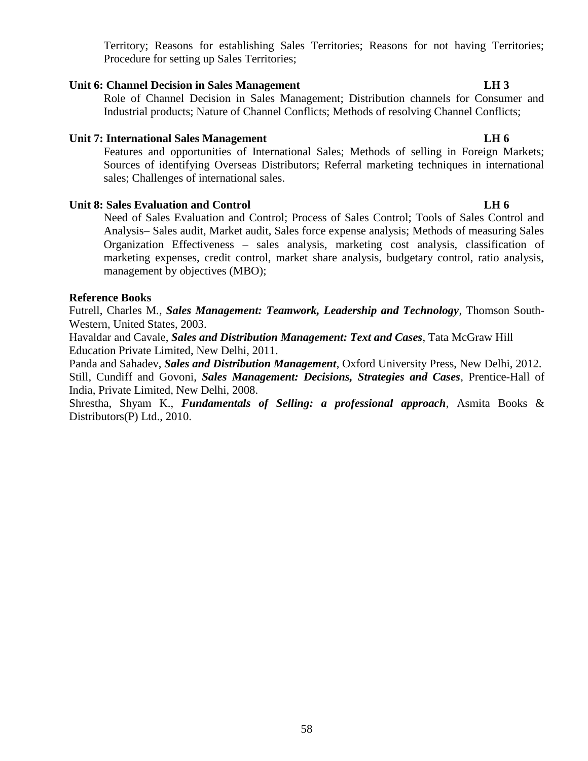Territory; Reasons for establishing Sales Territories; Reasons for not having Territories; Procedure for setting up Sales Territories;

**Unit 6: Channel Decision in Sales Management LH 3**

Role of Channel Decision in Sales Management; Distribution channels for Consumer and Industrial products; Nature of Channel Conflicts; Methods of resolving Channel Conflicts;

**Unit 7: International Sales Management LH 6**

Features and opportunities of International Sales; Methods of selling in Foreign Markets; Sources of identifying Overseas Distributors; Referral marketing techniques in international sales; Challenges of international sales.

**Unit 8: Sales Evaluation and Control LH 6**

Need of Sales Evaluation and Control; Process of Sales Control; Tools of Sales Control and Analysis– Sales audit, Market audit, Sales force expense analysis; Methods of measuring Sales Organization Effectiveness – sales analysis, marketing cost analysis, classification of marketing expenses, credit control, market share analysis, budgetary control, ratio analysis, management by objectives (MBO);

**Reference Books**

Futrell, Charles M., ***Sales Management: Teamwork, Leadership and Technology***, Thomson South-Western, United States, 2003.

Havaldar and Cavale, ***Sales and Distribution Management: Text and Cases***, Tata McGraw Hill Education Private Limited, New Delhi, 2011.

Panda and Sahadev, ***Sales and Distribution Management***, Oxford University Press, New Delhi, 2012.

Still, Cundiff and Govoni, ***Sales Management: Decisions, Strategies and Cases***, Prentice-Hall of India, Private Limited, New Delhi, 2008.

Shrestha, Shyam K., ***Fundamentals of Selling: a professional approach***, Asmita Books & Distributors(P) Ltd., 2010.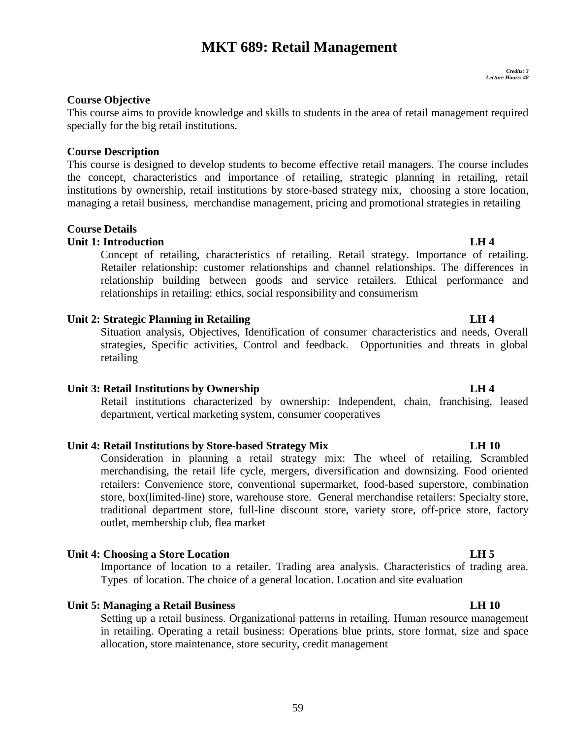# MKT 689: Retail Management

*Credits: 3*
*Lecture Hours: 48*

**Course Objective**

This course aims to provide knowledge and skills to students in the area of retail management required specially for the big retail institutions.

**Course Description**

This course is designed to develop students to become effective retail managers. The course includes the concept, characteristics and importance of retailing, strategic planning in retailing, retail institutions by ownership, retail institutions by store-based strategy mix, choosing a store location, managing a retail business, merchandise management, pricing and promotional strategies in retailing

**Course Details**

**Unit 1: Introduction** **LH 4**

Concept of retailing, characteristics of retailing. Retail strategy. Importance of retailing. Retailer relationship: customer relationships and channel relationships. The differences in relationship building between goods and service retailers. Ethical performance and relationships in retailing: ethics, social responsibility and consumerism

**Unit 2: Strategic Planning in Retailing** **LH 4**

Situation analysis, Objectives, Identification of consumer characteristics and needs, Overall strategies, Specific activities, Control and feedback. Opportunities and threats in global retailing

**Unit 3: Retail Institutions by Ownership** **LH 4**

Retail institutions characterized by ownership: Independent, chain, franchising, leased department, vertical marketing system, consumer cooperatives

**Unit 4: Retail Institutions by Store-based Strategy Mix** **LH 10**

Consideration in planning a retail strategy mix: The wheel of retailing, Scrambled merchandising, the retail life cycle, mergers, diversification and downsizing. Food oriented retailers: Convenience store, conventional supermarket, food-based superstore, combination store, box(limited-line) store, warehouse store. General merchandise retailers: Specialty store, traditional department store, full-line discount store, variety store, off-price store, factory outlet, membership club, flea market

**Unit 4: Choosing a Store Location** **LH 5**

Importance of location to a retailer. Trading area analysis. Characteristics of trading area. Types of location. The choice of a general location. Location and site evaluation

**Unit 5: Managing a Retail Business** **LH 10**

Setting up a retail business. Organizational patterns in retailing. Human resource management in retailing. Operating a retail business: Operations blue prints, store format, size and space allocation, store maintenance, store security, credit management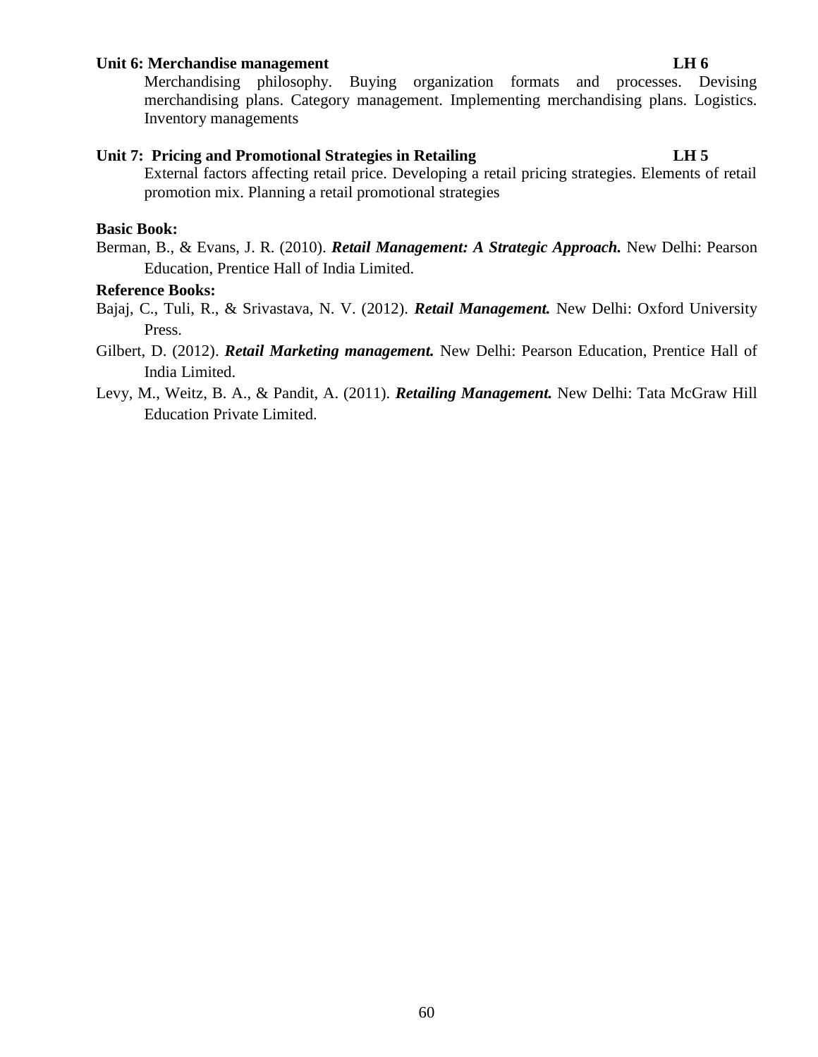**Unit 6: Merchandise management** **LH 6**

Merchandising philosophy. Buying organization formats and processes. Devising merchandising plans. Category management. Implementing merchandising plans. Logistics. Inventory managements

**Unit 7: Pricing and Promotional Strategies in Retailing** **LH 5**

External factors affecting retail price. Developing a retail pricing strategies. Elements of retail promotion mix. Planning a retail promotional strategies

**Basic Book:**

Berman, B., & Evans, J. R. (2010). ***Retail Management: A Strategic Approach.*** New Delhi: Pearson Education, Prentice Hall of India Limited.

**Reference Books:**

Bajaj, C., Tuli, R., & Srivastava, N. V. (2012). ***Retail Management.*** New Delhi: Oxford University Press.

Gilbert, D. (2012). ***Retail Marketing management.*** New Delhi: Pearson Education, Prentice Hall of India Limited.

Levy, M., Weitz, B. A., & Pandit, A. (2011). ***Retailing Management.*** New Delhi: Tata McGraw Hill Education Private Limited.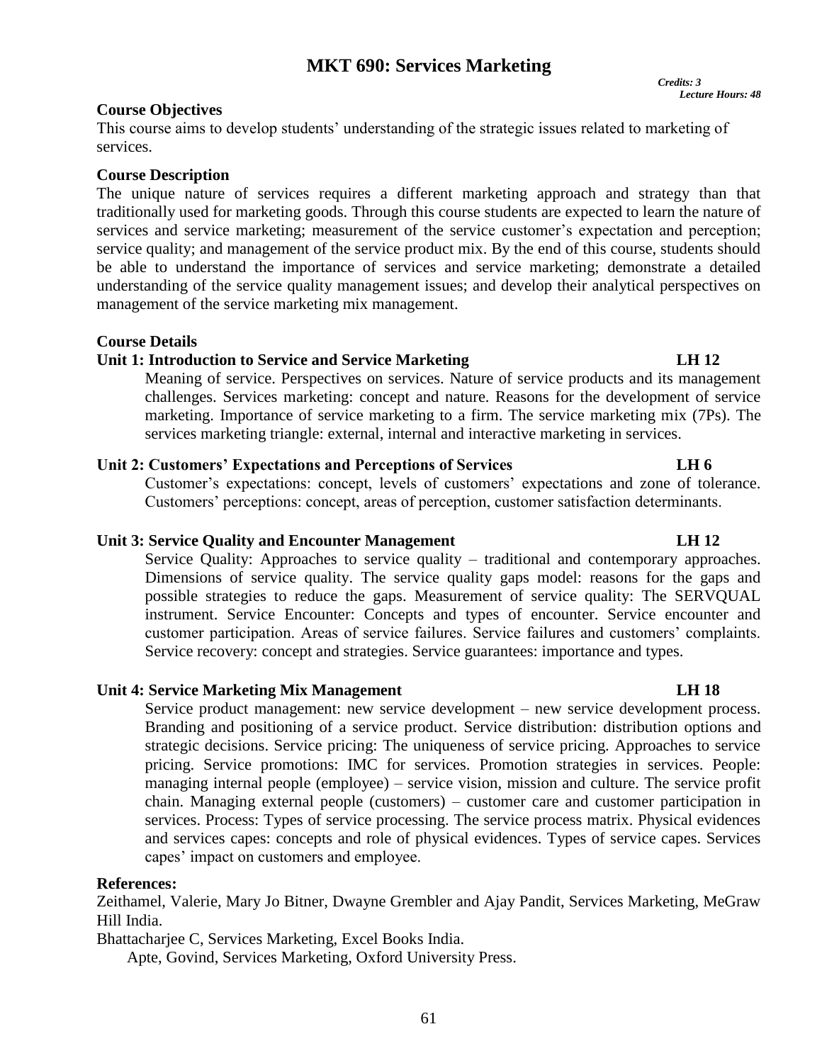# MKT 690: Services Marketing

*Credits: 3*
*Lecture Hours: 48*

**Course Objectives**

This course aims to develop students' understanding of the strategic issues related to marketing of services.

**Course Description**

The unique nature of services requires a different marketing approach and strategy than that traditionally used for marketing goods. Through this course students are expected to learn the nature of services and service marketing; measurement of the service customer's expectation and perception; service quality; and management of the service product mix. By the end of this course, students should be able to understand the importance of services and service marketing; demonstrate a detailed understanding of the service quality management issues; and develop their analytical perspectives on management of the service marketing mix management.

**Course Details**

**Unit 1: Introduction to Service and Service Marketing LH 12**

Meaning of service. Perspectives on services. Nature of service products and its management challenges. Services marketing: concept and nature. Reasons for the development of service marketing. Importance of service marketing to a firm. The service marketing mix (7Ps). The services marketing triangle: external, internal and interactive marketing in services.

**Unit 2: Customers' Expectations and Perceptions of Services LH 6**

Customer's expectations: concept, levels of customers' expectations and zone of tolerance. Customers' perceptions: concept, areas of perception, customer satisfaction determinants.

**Unit 3: Service Quality and Encounter Management LH 12**

Service Quality: Approaches to service quality – traditional and contemporary approaches. Dimensions of service quality. The service quality gaps model: reasons for the gaps and possible strategies to reduce the gaps. Measurement of service quality: The SERVQUAL instrument. Service Encounter: Concepts and types of encounter. Service encounter and customer participation. Areas of service failures. Service failures and customers' complaints. Service recovery: concept and strategies. Service guarantees: importance and types.

**Unit 4: Service Marketing Mix Management LH 18**

Service product management: new service development – new service development process. Branding and positioning of a service product. Service distribution: distribution options and strategic decisions. Service pricing: The uniqueness of service pricing. Approaches to service pricing. Service promotions: IMC for services. Promotion strategies in services. People: managing internal people (employee) – service vision, mission and culture. The service profit chain. Managing external people (customers) – customer care and customer participation in services. Process: Types of service processing. The service process matrix. Physical evidences and services capes: concepts and role of physical evidences. Types of service capes. Services capes' impact on customers and employee.

**References:**

Zeithamel, Valerie, Mary Jo Bitner, Dwayne Grembler and Ajay Pandit, Services Marketing, MeGraw Hill India.

Bhattacharjee C, Services Marketing, Excel Books India.

Apte, Govind, Services Marketing, Oxford University Press.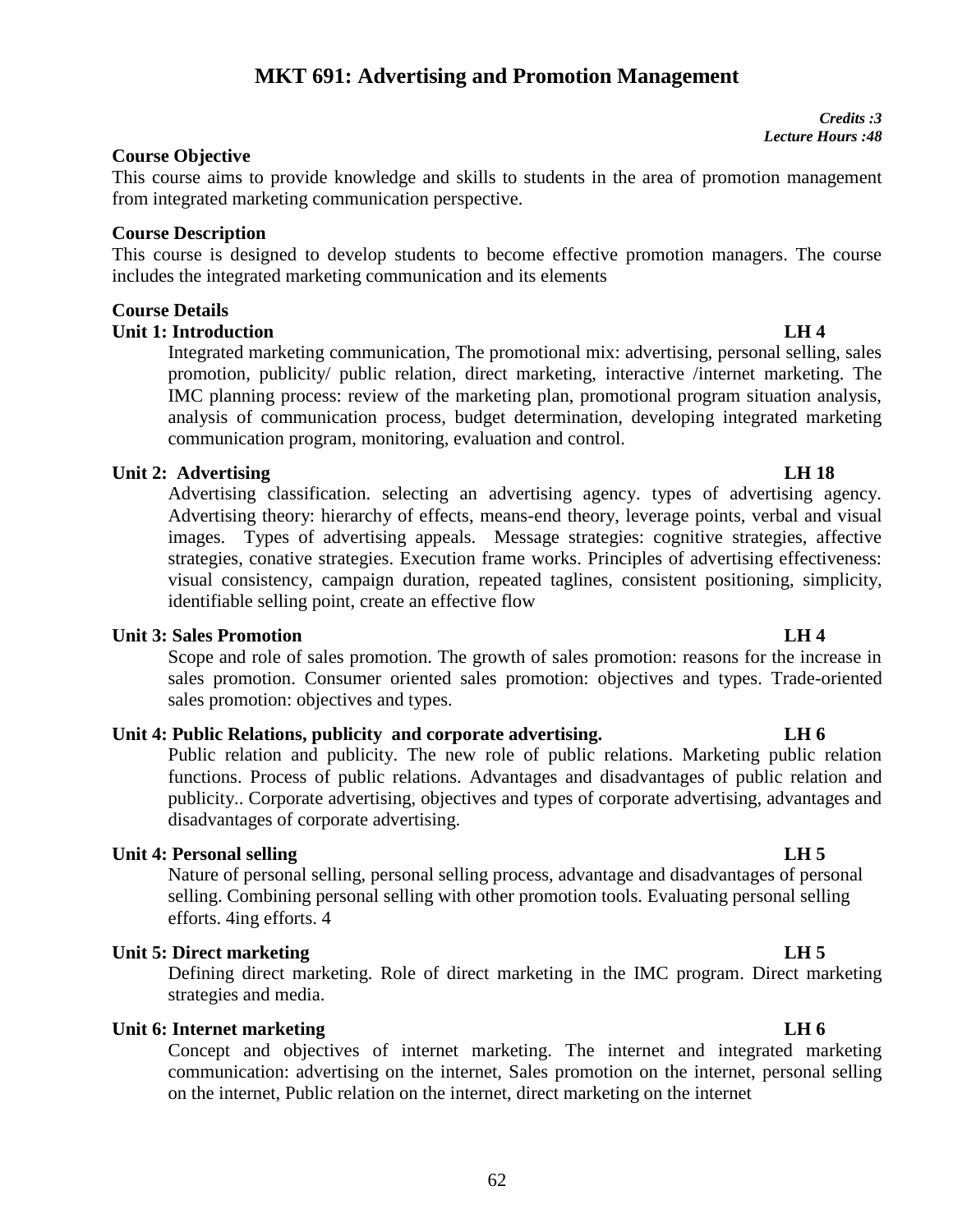# MKT 691: Advertising and Promotion Management

*Credits :3*
*Lecture Hours :48*

**Course Objective**

This course aims to provide knowledge and skills to students in the area of promotion management from integrated marketing communication perspective.

**Course Description**

This course is designed to develop students to become effective promotion managers. The course includes the integrated marketing communication and its elements

**Course Details**

**Unit 1: Introduction LH 4**

Integrated marketing communication, The promotional mix: advertising, personal selling, sales promotion, publicity/ public relation, direct marketing, interactive /internet marketing. The IMC planning process: review of the marketing plan, promotional program situation analysis, analysis of communication process, budget determination, developing integrated marketing communication program, monitoring, evaluation and control.

**Unit 2: Advertising LH 18**

Advertising classification. selecting an advertising agency. types of advertising agency. Advertising theory: hierarchy of effects, means-end theory, leverage points, verbal and visual images. Types of advertising appeals. Message strategies: cognitive strategies, affective strategies, conative strategies. Execution frame works. Principles of advertising effectiveness: visual consistency, campaign duration, repeated taglines, consistent positioning, simplicity, identifiable selling point, create an effective flow

**Unit 3: Sales Promotion LH 4**

Scope and role of sales promotion. The growth of sales promotion: reasons for the increase in sales promotion. Consumer oriented sales promotion: objectives and types. Trade-oriented sales promotion: objectives and types.

**Unit 4: Public Relations, publicity and corporate advertising. LH 6**

Public relation and publicity. The new role of public relations. Marketing public relation functions. Process of public relations. Advantages and disadvantages of public relation and publicity.. Corporate advertising, objectives and types of corporate advertising, advantages and disadvantages of corporate advertising.

**Unit 4: Personal selling LH 5**

Nature of personal selling, personal selling process, advantage and disadvantages of personal selling. Combining personal selling with other promotion tools. Evaluating personal selling efforts. 4ing efforts. 4

**Unit 5: Direct marketing LH 5**

Defining direct marketing. Role of direct marketing in the IMC program. Direct marketing strategies and media.

**Unit 6: Internet marketing LH 6**

Concept and objectives of internet marketing. The internet and integrated marketing communication: advertising on the internet, Sales promotion on the internet, personal selling on the internet, Public relation on the internet, direct marketing on the internet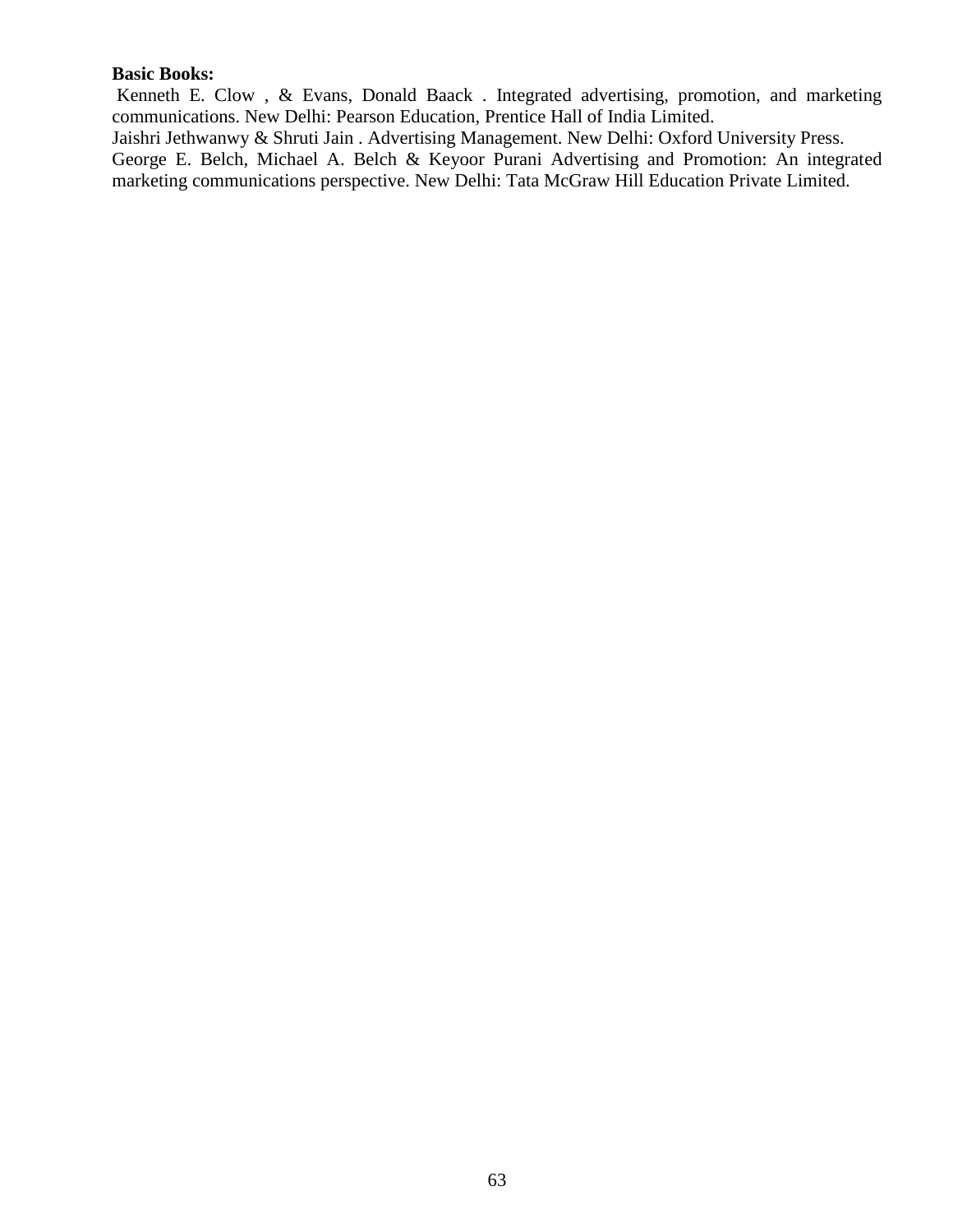**Basic Books:**

Kenneth E. Clow , & Evans, Donald Baack . Integrated advertising, promotion, and marketing communications. New Delhi: Pearson Education, Prentice Hall of India Limited.

Jaishri Jethwanwy & Shruti Jain . Advertising Management. New Delhi: Oxford University Press.

George E. Belch, Michael A. Belch & Keyoor Purani Advertising and Promotion: An integrated marketing communications perspective. New Delhi: Tata McGraw Hill Education Private Limited.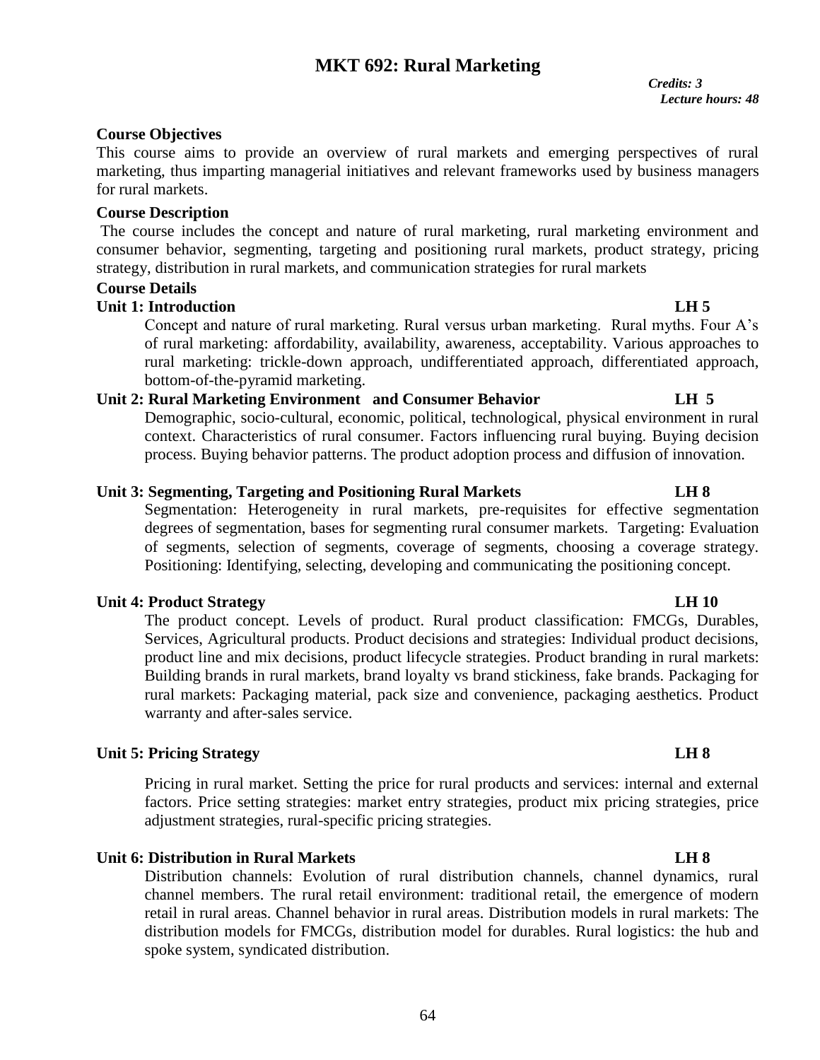# MKT 692: Rural Marketing

*Credits: 3*
*Lecture hours: 48*

**Course Objectives**

This course aims to provide an overview of rural markets and emerging perspectives of rural marketing, thus imparting managerial initiatives and relevant frameworks used by business managers for rural markets.

**Course Description**

The course includes the concept and nature of rural marketing, rural marketing environment and consumer behavior, segmenting, targeting and positioning rural markets, product strategy, pricing strategy, distribution in rural markets, and communication strategies for rural markets

**Course Details**

**Unit 1: Introduction LH 5**

Concept and nature of rural marketing. Rural versus urban marketing. Rural myths. Four A's of rural marketing: affordability, availability, awareness, acceptability. Various approaches to rural marketing: trickle-down approach, undifferentiated approach, differentiated approach, bottom-of-the-pyramid marketing.

**Unit 2: Rural Marketing Environment and Consumer Behavior LH 5**

Demographic, socio-cultural, economic, political, technological, physical environment in rural context. Characteristics of rural consumer. Factors influencing rural buying. Buying decision process. Buying behavior patterns. The product adoption process and diffusion of innovation.

**Unit 3: Segmenting, Targeting and Positioning Rural Markets LH 8**

Segmentation: Heterogeneity in rural markets, pre-requisites for effective segmentation degrees of segmentation, bases for segmenting rural consumer markets. Targeting: Evaluation of segments, selection of segments, coverage of segments, choosing a coverage strategy. Positioning: Identifying, selecting, developing and communicating the positioning concept.

**Unit 4: Product Strategy LH 10**

The product concept. Levels of product. Rural product classification: FMCGs, Durables, Services, Agricultural products. Product decisions and strategies: Individual product decisions, product line and mix decisions, product lifecycle strategies. Product branding in rural markets: Building brands in rural markets, brand loyalty vs brand stickiness, fake brands. Packaging for rural markets: Packaging material, pack size and convenience, packaging aesthetics. Product warranty and after-sales service.

**Unit 5: Pricing Strategy LH 8**

Pricing in rural market. Setting the price for rural products and services: internal and external factors. Price setting strategies: market entry strategies, product mix pricing strategies, price adjustment strategies, rural-specific pricing strategies.

**Unit 6: Distribution in Rural Markets LH 8**

Distribution channels: Evolution of rural distribution channels, channel dynamics, rural channel members. The rural retail environment: traditional retail, the emergence of modern retail in rural areas. Channel behavior in rural areas. Distribution models in rural markets: The distribution models for FMCGs, distribution model for durables. Rural logistics: the hub and spoke system, syndicated distribution.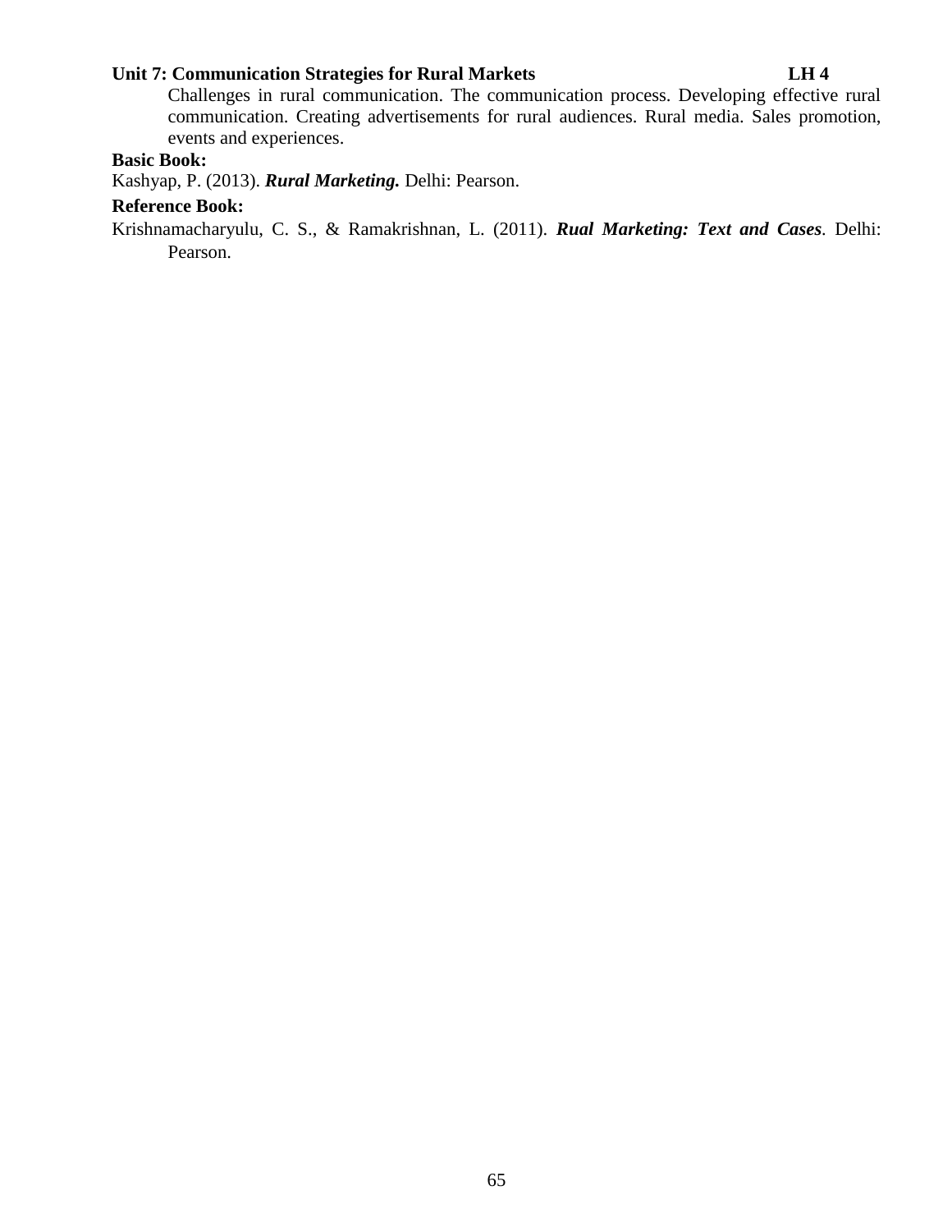**Unit 7: Communication Strategies for Rural Markets LH 4**

Challenges in rural communication. The communication process. Developing effective rural communication. Creating advertisements for rural audiences. Rural media. Sales promotion, events and experiences.

**Basic Book:**

Kashyap, P. (2013). ***Rural Marketing.*** Delhi: Pearson.

**Reference Book:**

Krishnamacharyulu, C. S., & Ramakrishnan, L. (2011). ***Rual Marketing: Text and Cases***. Delhi: Pearson.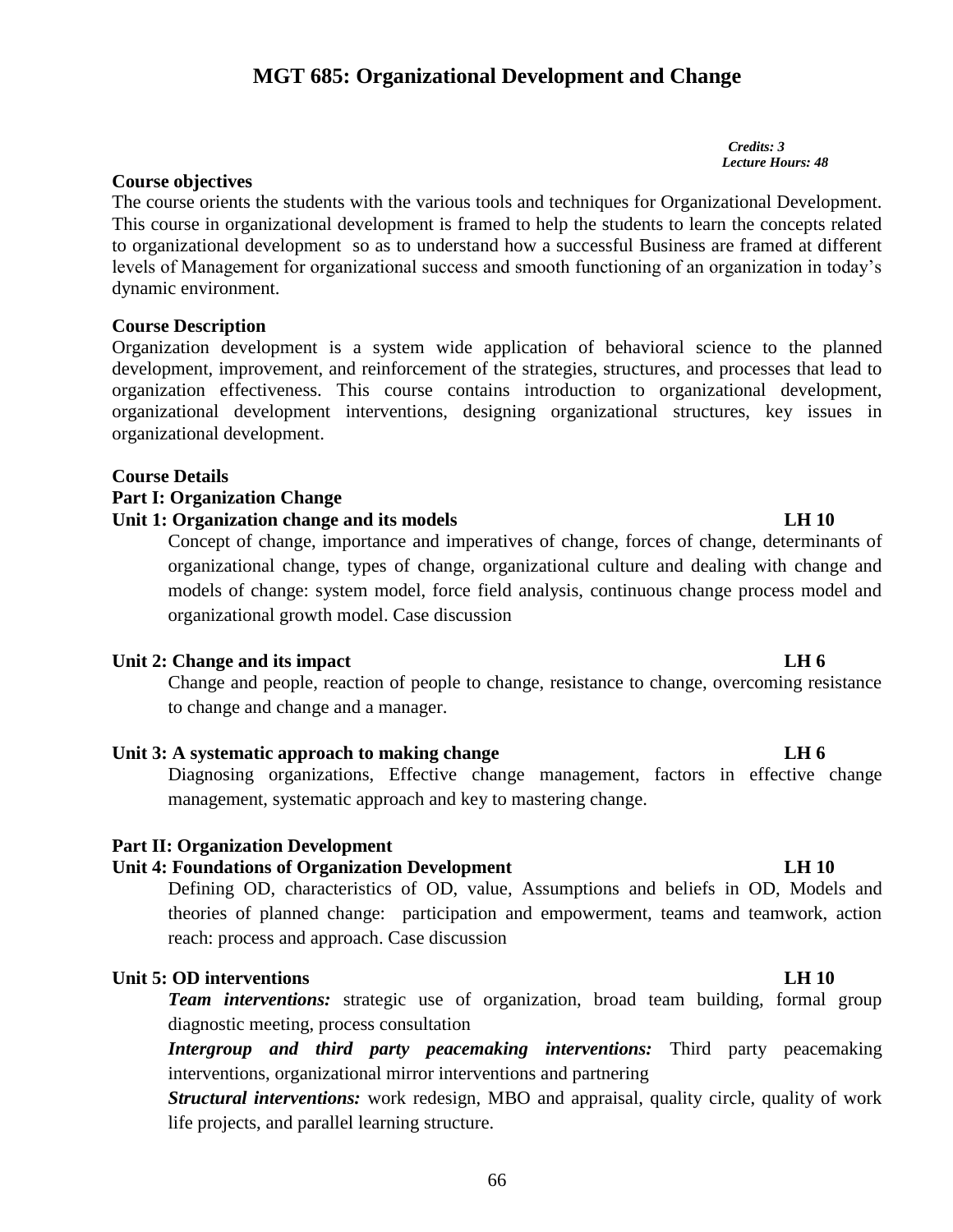# MGT 685: Organizational Development and Change

*Credits: 3*
*Lecture Hours: 48*

**Course objectives**

The course orients the students with the various tools and techniques for Organizational Development. This course in organizational development is framed to help the students to learn the concepts related to organizational development so as to understand how a successful Business are framed at different levels of Management for organizational success and smooth functioning of an organization in today's dynamic environment.

**Course Description**

Organization development is a system wide application of behavioral science to the planned development, improvement, and reinforcement of the strategies, structures, and processes that lead to organization effectiveness. This course contains introduction to organizational development, organizational development interventions, designing organizational structures, key issues in organizational development.

**Course Details**

**Part I: Organization Change**

**Unit 1: Organization change and its models LH 10**

Concept of change, importance and imperatives of change, forces of change, determinants of organizational change, types of change, organizational culture and dealing with change and models of change: system model, force field analysis, continuous change process model and organizational growth model. Case discussion

**Unit 2: Change and its impact LH 6**

Change and people, reaction of people to change, resistance to change, overcoming resistance to change and change and a manager.

**Unit 3: A systematic approach to making change LH 6**

Diagnosing organizations, Effective change management, factors in effective change management, systematic approach and key to mastering change.

**Part II: Organization Development**

**Unit 4: Foundations of Organization Development LH 10**

Defining OD, characteristics of OD, value, Assumptions and beliefs in OD, Models and theories of planned change: participation and empowerment, teams and teamwork, action reach: process and approach. Case discussion

**Unit 5: OD interventions LH 10**

***Team interventions:*** strategic use of organization, broad team building, formal group diagnostic meeting, process consultation

***Intergroup and third party peacemaking interventions:*** Third party peacemaking interventions, organizational mirror interventions and partnering

***Structural interventions:*** work redesign, MBO and appraisal, quality circle, quality of work life projects, and parallel learning structure.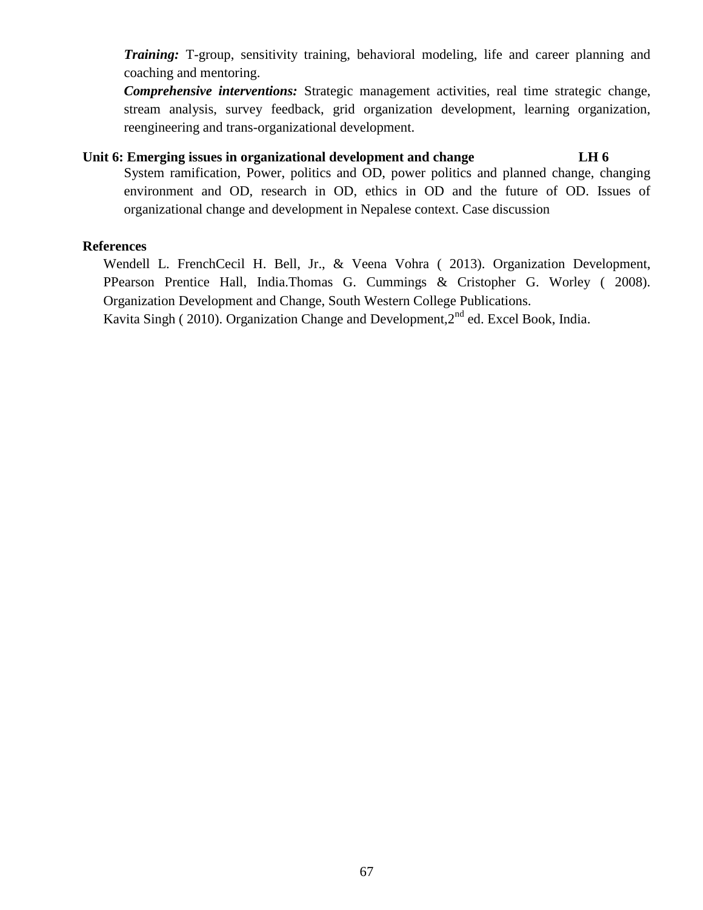***Training:*** T-group, sensitivity training, behavioral modeling, life and career planning and coaching and mentoring.

***Comprehensive interventions:*** Strategic management activities, real time strategic change, stream analysis, survey feedback, grid organization development, learning organization, reengineering and trans-organizational development.

**Unit 6: Emerging issues in organizational development and change LH 6**

System ramification, Power, politics and OD, power politics and planned change, changing environment and OD, research in OD, ethics in OD and the future of OD. Issues of organizational change and development in Nepalese context. Case discussion

**References**

Wendell L. FrenchCecil H. Bell, Jr., & Veena Vohra ( 2013). Organization Development, PPearson Prentice Hall, India.Thomas G. Cummings & Cristopher G. Worley ( 2008). Organization Development and Change, South Western College Publications.

Kavita Singh ( 2010). Organization Change and Development,2nd ed. Excel Book, India.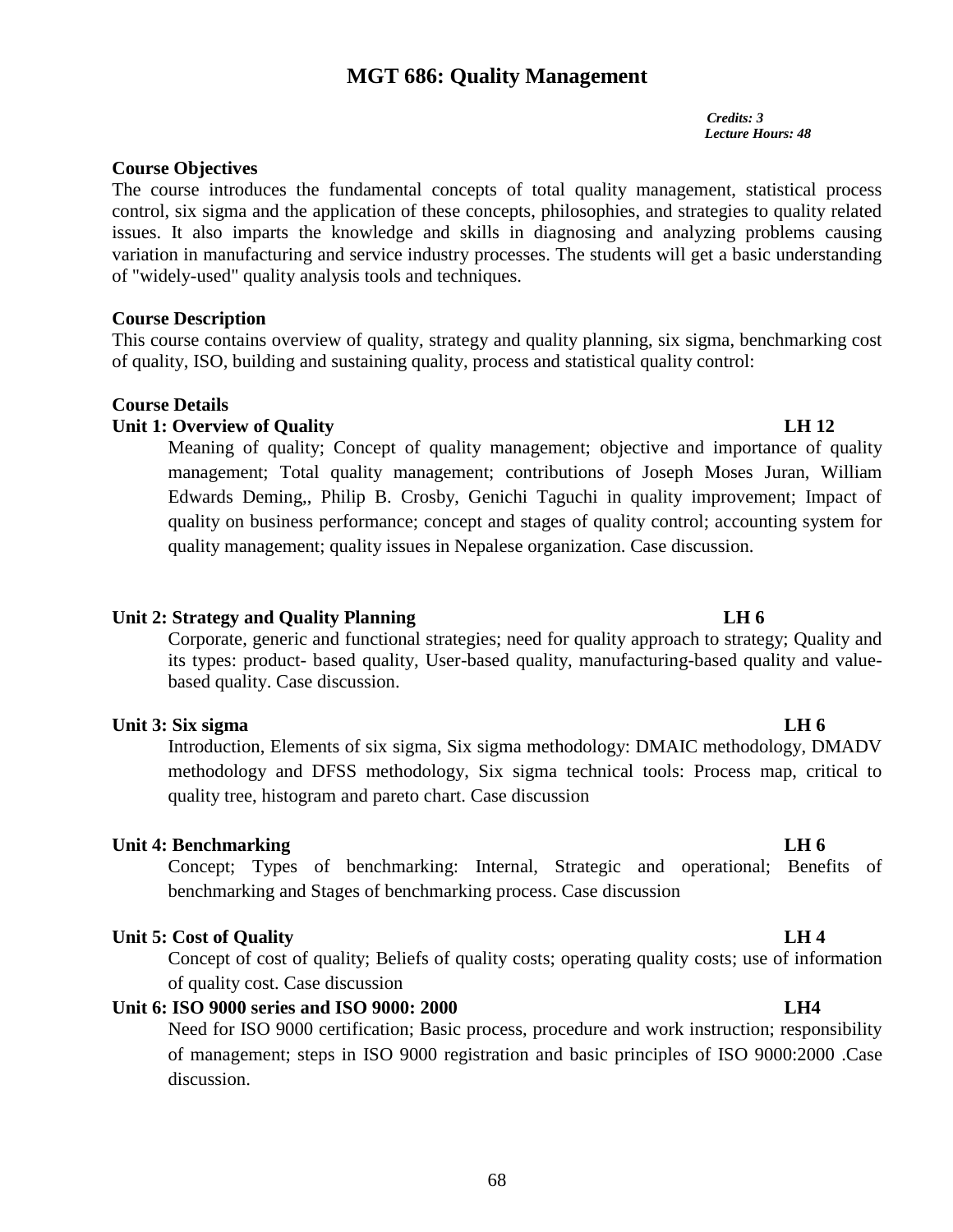# MGT 686: Quality Management

*Credits: 3*
*Lecture Hours: 48*

**Course Objectives**

The course introduces the fundamental concepts of total quality management, statistical process control, six sigma and the application of these concepts, philosophies, and strategies to quality related issues. It also imparts the knowledge and skills in diagnosing and analyzing problems causing variation in manufacturing and service industry processes. The students will get a basic understanding of "widely-used" quality analysis tools and techniques.

**Course Description**

This course contains overview of quality, strategy and quality planning, six sigma, benchmarking cost of quality, ISO, building and sustaining quality, process and statistical quality control:

**Course Details**

**Unit 1: Overview of Quality LH 12**

Meaning of quality; Concept of quality management; objective and importance of quality management; Total quality management; contributions of Joseph Moses Juran, William Edwards Deming,, Philip B. Crosby, Genichi Taguchi in quality improvement; Impact of quality on business performance; concept and stages of quality control; accounting system for quality management; quality issues in Nepalese organization. Case discussion.

**Unit 2: Strategy and Quality Planning LH 6**

Corporate, generic and functional strategies; need for quality approach to strategy; Quality and its types: product- based quality, User-based quality, manufacturing-based quality and value-based quality. Case discussion.

**Unit 3: Six sigma LH 6**

Introduction, Elements of six sigma, Six sigma methodology: DMAIC methodology, DMADV methodology and DFSS methodology, Six sigma technical tools: Process map, critical to quality tree, histogram and pareto chart. Case discussion

**Unit 4: Benchmarking LH 6**

Concept; Types of benchmarking: Internal, Strategic and operational; Benefits of benchmarking and Stages of benchmarking process. Case discussion

**Unit 5: Cost of Quality LH 4**

Concept of cost of quality; Beliefs of quality costs; operating quality costs; use of information of quality cost. Case discussion

**Unit 6: ISO 9000 series and ISO 9000: 2000 LH4**

Need for ISO 9000 certification; Basic process, procedure and work instruction; responsibility of management; steps in ISO 9000 registration and basic principles of ISO 9000:2000 .Case discussion.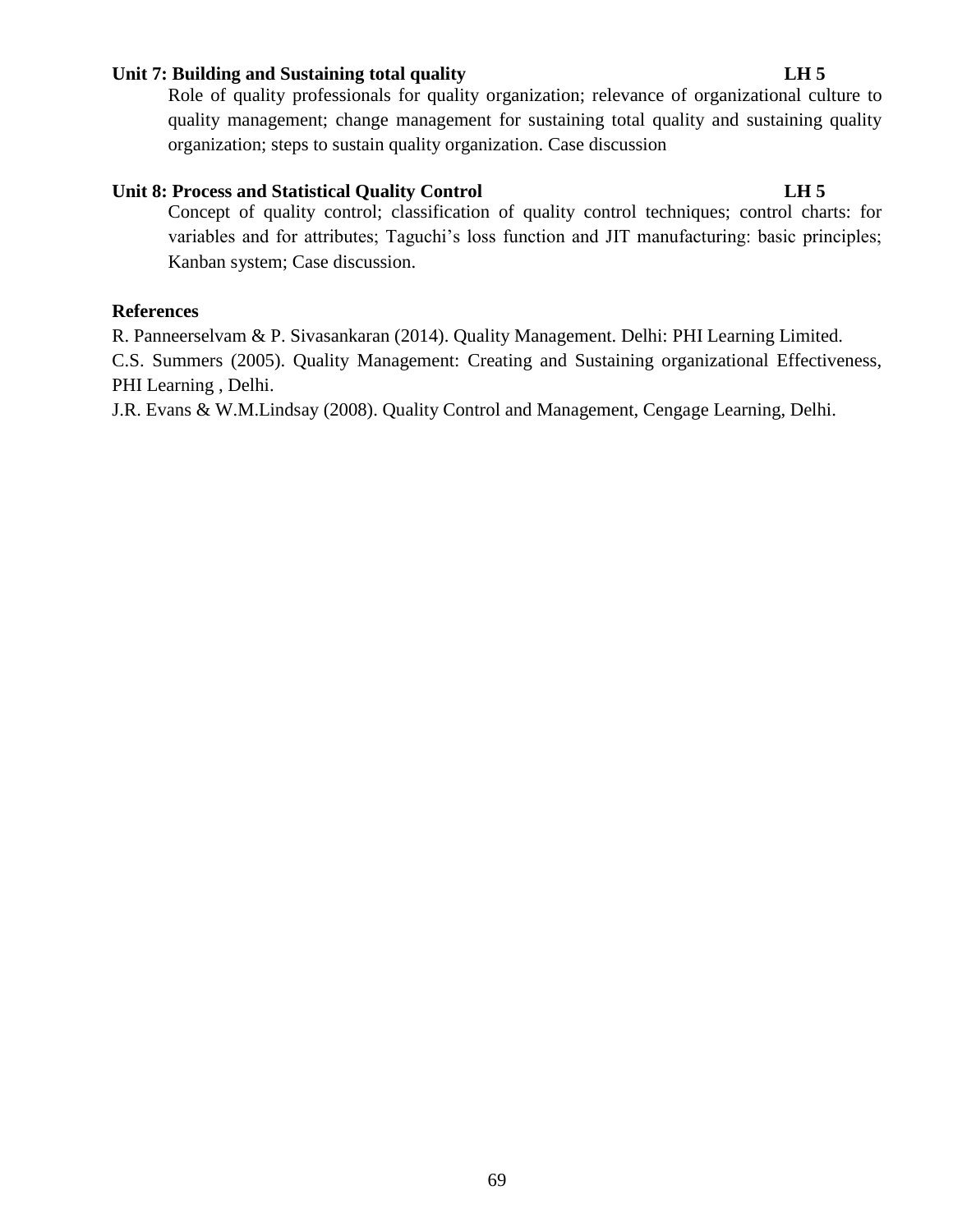**Unit 7: Building and Sustaining total quality** **LH 5**

Role of quality professionals for quality organization; relevance of organizational culture to quality management; change management for sustaining total quality and sustaining quality organization; steps to sustain quality organization. Case discussion

**Unit 8: Process and Statistical Quality Control** **LH 5**

Concept of quality control; classification of quality control techniques; control charts: for variables and for attributes; Taguchi's loss function and JIT manufacturing: basic principles; Kanban system; Case discussion.

**References**

R. Panneerselvam & P. Sivasankaran (2014). Quality Management. Delhi: PHI Learning Limited.

C.S. Summers (2005). Quality Management: Creating and Sustaining organizational Effectiveness, PHI Learning , Delhi.

J.R. Evans & W.M.Lindsay (2008). Quality Control and Management, Cengage Learning, Delhi.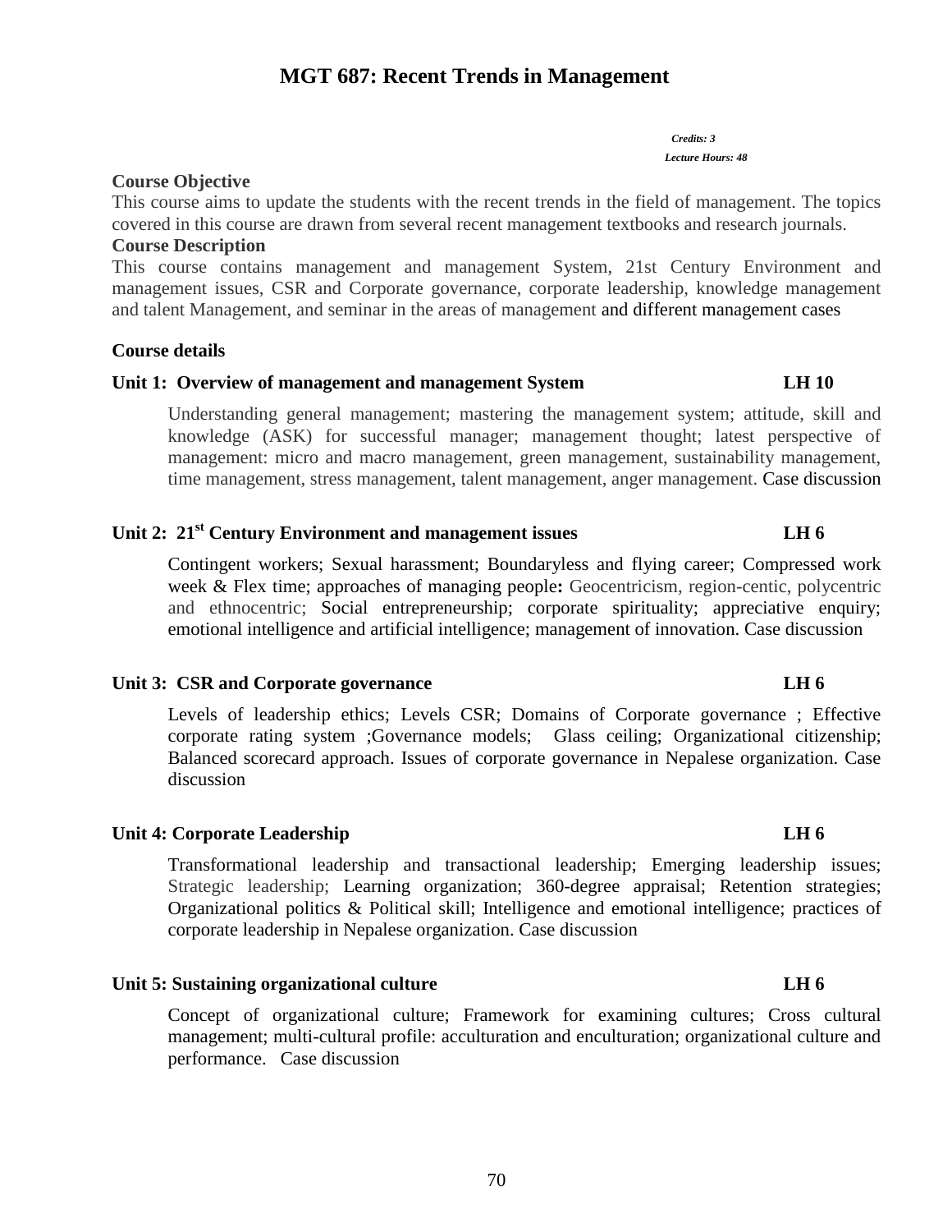# MGT 687: Recent Trends in Management

*Credits: 3*
*Lecture Hours: 48*

**Course Objective**

This course aims to update the students with the recent trends in the field of management. The topics covered in this course are drawn from several recent management textbooks and research journals.

**Course Description**

This course contains management and management System, 21st Century Environment and management issues, CSR and Corporate governance, corporate leadership, knowledge management and talent Management, and seminar in the areas of management and different management cases

**Course details**

**Unit 1: Overview of management and management System LH 10**

Understanding general management; mastering the management system; attitude, skill and knowledge (ASK) for successful manager; management thought; latest perspective of management: micro and macro management, green management, sustainability management, time management, stress management, talent management, anger management. Case discussion

**Unit 2: 21st Century Environment and management issues LH 6**

Contingent workers; Sexual harassment; Boundaryless and flying career; Compressed work week & Flex time; approaches of managing people**:** Geocentricism, region-centic, polycentric and ethnocentric; Social entrepreneurship; corporate spirituality; appreciative enquiry; emotional intelligence and artificial intelligence; management of innovation. Case discussion

**Unit 3: CSR and Corporate governance LH 6**

Levels of leadership ethics; Levels CSR; Domains of Corporate governance ; Effective corporate rating system ;Governance models; Glass ceiling; Organizational citizenship; Balanced scorecard approach. Issues of corporate governance in Nepalese organization. Case discussion

**Unit 4: Corporate Leadership LH 6**

Transformational leadership and transactional leadership; Emerging leadership issues; Strategic leadership; Learning organization; 360-degree appraisal; Retention strategies; Organizational politics & Political skill; Intelligence and emotional intelligence; practices of corporate leadership in Nepalese organization. Case discussion

**Unit 5: Sustaining organizational culture LH 6**

Concept of organizational culture; Framework for examining cultures; Cross cultural management; multi-cultural profile: acculturation and enculturation; organizational culture and performance. Case discussion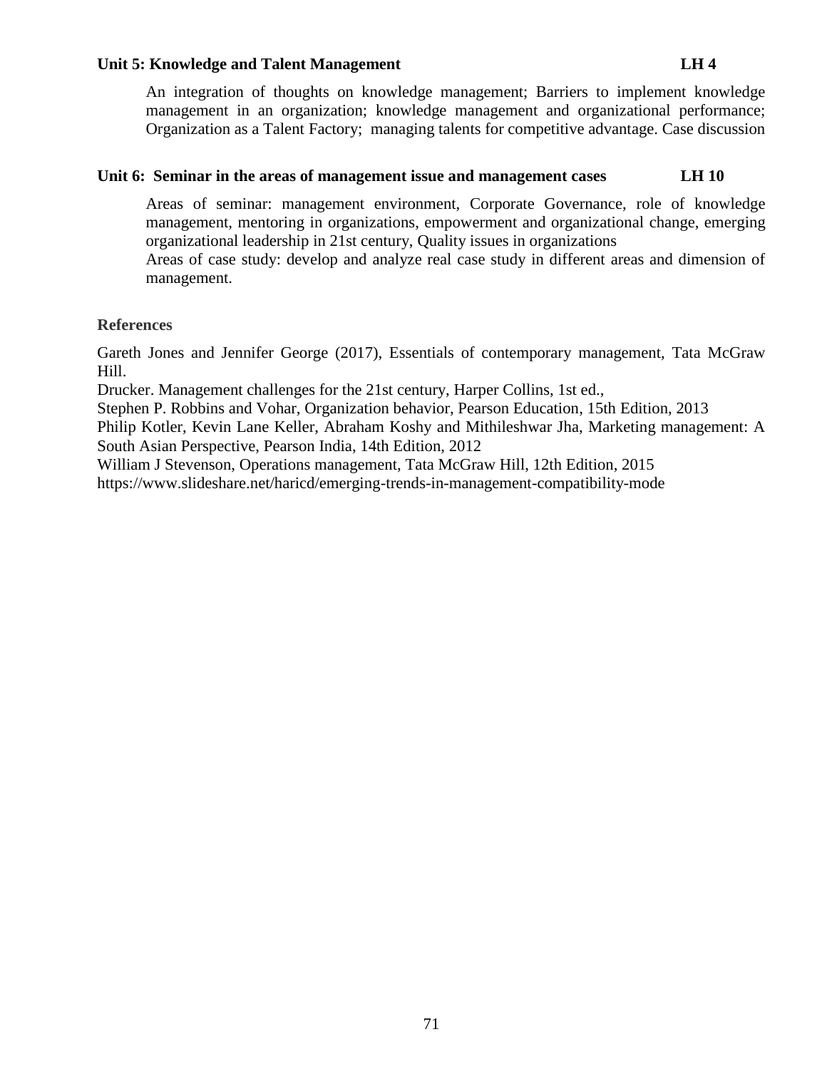**Unit 5: Knowledge and Talent Management LH 4**

An integration of thoughts on knowledge management; Barriers to implement knowledge management in an organization; knowledge management and organizational performance; Organization as a Talent Factory; managing talents for competitive advantage. Case discussion

**Unit 6: Seminar in the areas of management issue and management cases LH 10**

Areas of seminar: management environment, Corporate Governance, role of knowledge management, mentoring in organizations, empowerment and organizational change, emerging organizational leadership in 21st century, Quality issues in organizations

Areas of case study: develop and analyze real case study in different areas and dimension of management.

**References**

Gareth Jones and Jennifer George (2017), Essentials of contemporary management, Tata McGraw Hill.

Drucker. Management challenges for the 21st century, Harper Collins, 1st ed.,

Stephen P. Robbins and Vohar, Organization behavior, Pearson Education, 15th Edition, 2013

Philip Kotler, Kevin Lane Keller, Abraham Koshy and Mithileshwar Jha, Marketing management: A South Asian Perspective, Pearson India, 14th Edition, 2012

William J Stevenson, Operations management, Tata McGraw Hill, 12th Edition, 2015

https://www.slideshare.net/haricd/emerging-trends-in-management-compatibility-mode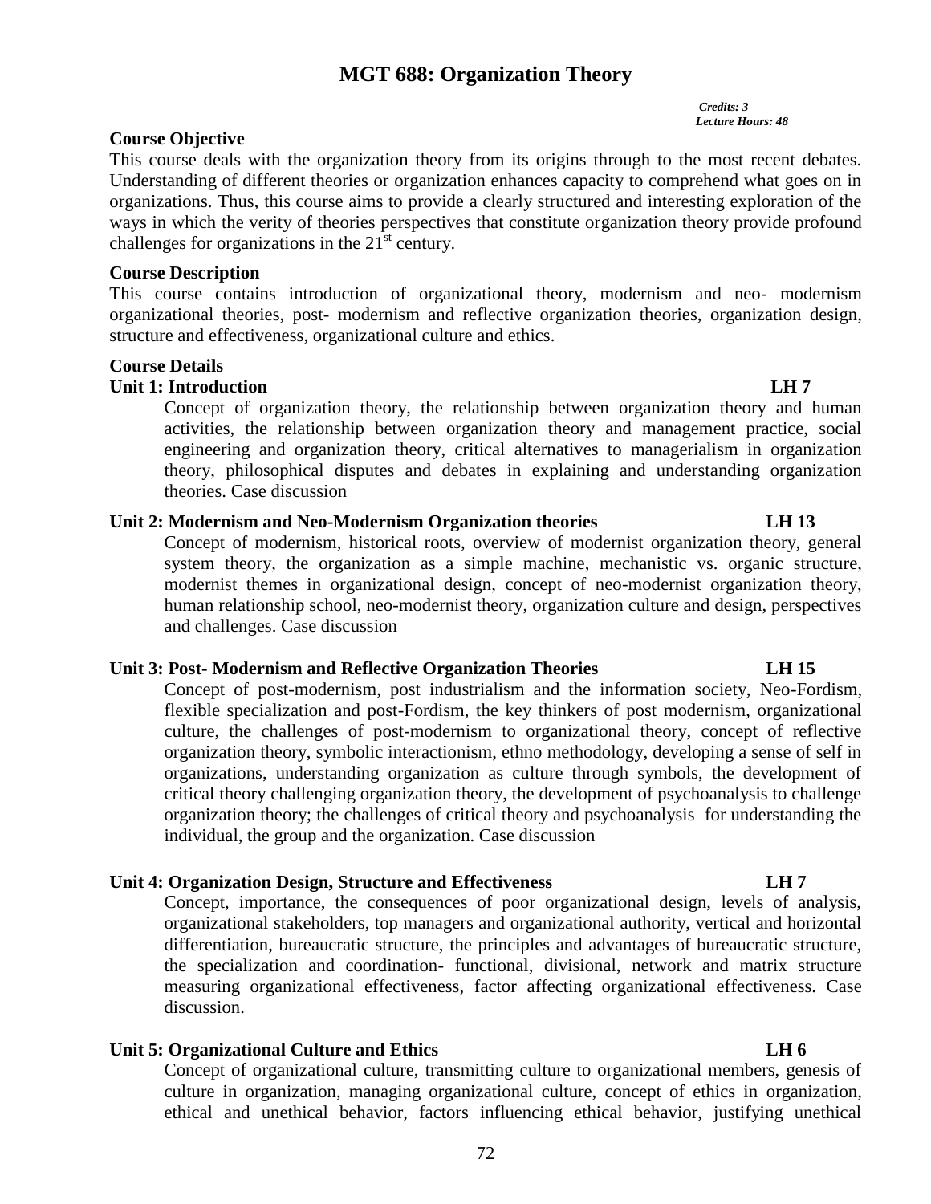# MGT 688: Organization Theory

*Credits: 3*
*Lecture Hours: 48*

### Course Objective

This course deals with the organization theory from its origins through to the most recent debates. Understanding of different theories or organization enhances capacity to comprehend what goes on in organizations. Thus, this course aims to provide a clearly structured and interesting exploration of the ways in which the verity of theories perspectives that constitute organization theory provide profound challenges for organizations in the 21st century.

### Course Description

This course contains introduction of organizational theory, modernism and neo- modernism organizational theories, post- modernism and reflective organization theories, organization design, structure and effectiveness, organizational culture and ethics.

### Course Details

**Unit 1: Introduction LH 7**

Concept of organization theory, the relationship between organization theory and human activities, the relationship between organization theory and management practice, social engineering and organization theory, critical alternatives to managerialism in organization theory, philosophical disputes and debates in explaining and understanding organization theories. Case discussion

**Unit 2: Modernism and Neo-Modernism Organization theories LH 13**

Concept of modernism, historical roots, overview of modernist organization theory, general system theory, the organization as a simple machine, mechanistic vs. organic structure, modernist themes in organizational design, concept of neo-modernist organization theory, human relationship school, neo-modernist theory, organization culture and design, perspectives and challenges. Case discussion

**Unit 3: Post- Modernism and Reflective Organization Theories LH 15**

Concept of post-modernism, post industrialism and the information society, Neo-Fordism, flexible specialization and post-Fordism, the key thinkers of post modernism, organizational culture, the challenges of post-modernism to organizational theory, concept of reflective organization theory, symbolic interactionism, ethno methodology, developing a sense of self in organizations, understanding organization as culture through symbols, the development of critical theory challenging organization theory, the development of psychoanalysis to challenge organization theory; the challenges of critical theory and psychoanalysis for understanding the individual, the group and the organization. Case discussion

**Unit 4: Organization Design, Structure and Effectiveness LH 7**

Concept, importance, the consequences of poor organizational design, levels of analysis, organizational stakeholders, top managers and organizational authority, vertical and horizontal differentiation, bureaucratic structure, the principles and advantages of bureaucratic structure, the specialization and coordination- functional, divisional, network and matrix structure measuring organizational effectiveness, factor affecting organizational effectiveness. Case discussion.

**Unit 5: Organizational Culture and Ethics LH 6**

Concept of organizational culture, transmitting culture to organizational members, genesis of culture in organization, managing organizational culture, concept of ethics in organization, ethical and unethical behavior, factors influencing ethical behavior, justifying unethical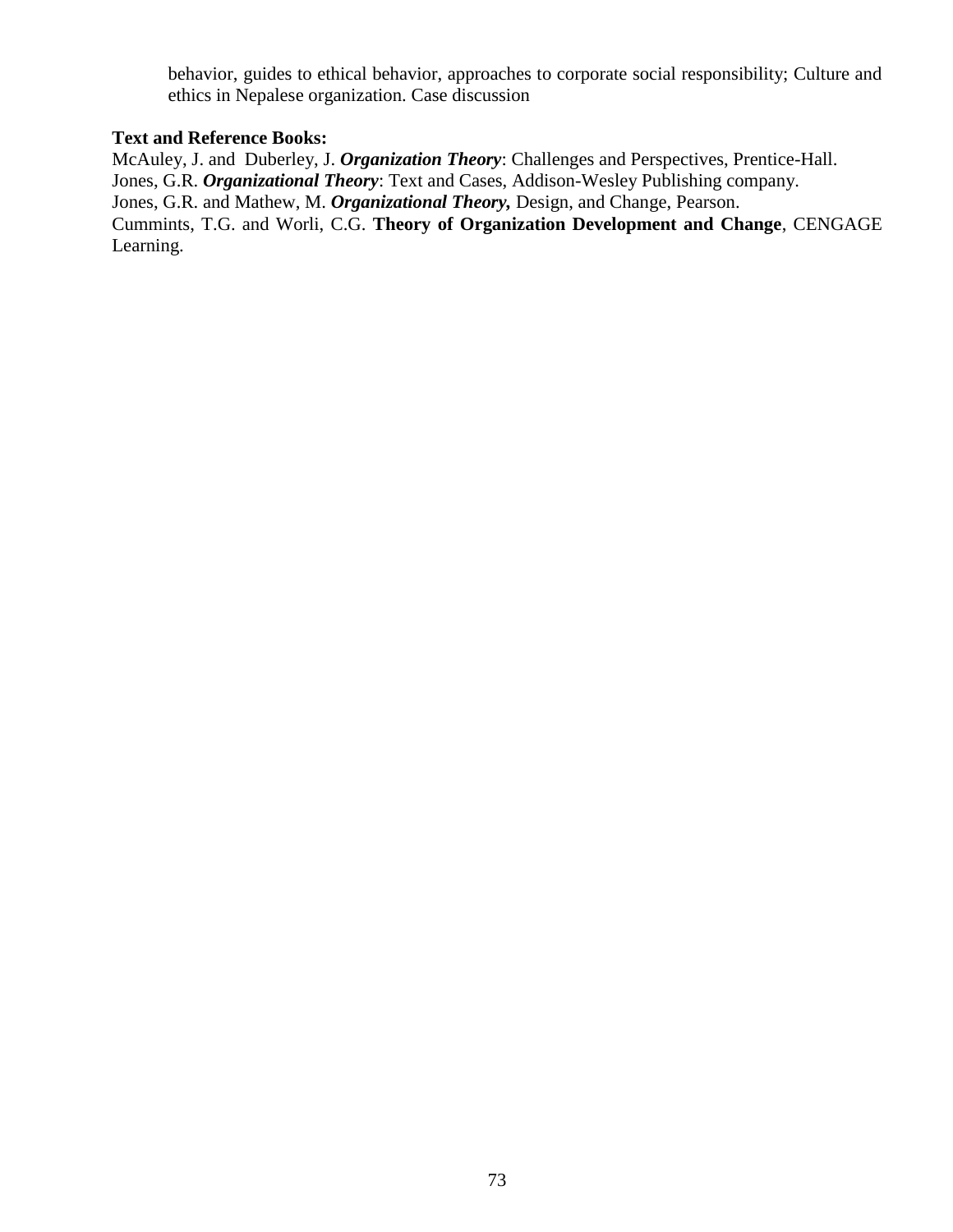behavior, guides to ethical behavior, approaches to corporate social responsibility; Culture and ethics in Nepalese organization. Case discussion

**Text and Reference Books:**

McAuley, J. and Duberley, J. ***Organization Theory***: Challenges and Perspectives, Prentice-Hall.
Jones, G.R. ***Organizational Theory***: Text and Cases, Addison-Wesley Publishing company.
Jones, G.R. and Mathew, M. ***Organizational Theory,*** Design, and Change, Pearson.
Cummints, T.G. and Worli, C.G. **Theory of Organization Development and Change**, CENGAGE Learning.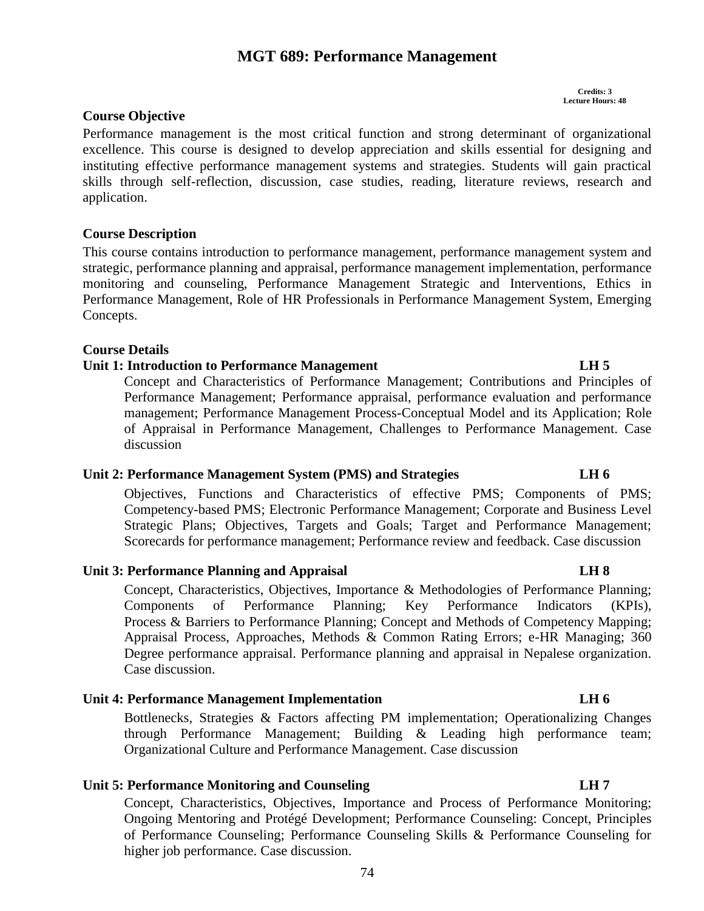# MGT 689: Performance Management

**Credits: 3**
**Lecture Hours: 48**

### Course Objective

Performance management is the most critical function and strong determinant of organizational excellence. This course is designed to develop appreciation and skills essential for designing and instituting effective performance management systems and strategies. Students will gain practical skills through self-reflection, discussion, case studies, reading, literature reviews, research and application.

### Course Description

This course contains introduction to performance management, performance management system and strategic, performance planning and appraisal, performance management implementation, performance monitoring and counseling, Performance Management Strategic and Interventions, Ethics in Performance Management, Role of HR Professionals in Performance Management System, Emerging Concepts.

### Course Details

**Unit 1: Introduction to Performance Management LH 5**

Concept and Characteristics of Performance Management; Contributions and Principles of Performance Management; Performance appraisal, performance evaluation and performance management; Performance Management Process-Conceptual Model and its Application; Role of Appraisal in Performance Management, Challenges to Performance Management. Case discussion

**Unit 2: Performance Management System (PMS) and Strategies LH 6**

Objectives, Functions and Characteristics of effective PMS; Components of PMS; Competency-based PMS; Electronic Performance Management; Corporate and Business Level Strategic Plans; Objectives, Targets and Goals; Target and Performance Management; Scorecards for performance management; Performance review and feedback. Case discussion

**Unit 3: Performance Planning and Appraisal LH 8**

Concept, Characteristics, Objectives, Importance & Methodologies of Performance Planning; Components of Performance Planning; Key Performance Indicators (KPIs), Process & Barriers to Performance Planning; Concept and Methods of Competency Mapping; Appraisal Process, Approaches, Methods & Common Rating Errors; e-HR Managing; 360 Degree performance appraisal. Performance planning and appraisal in Nepalese organization. Case discussion.

**Unit 4: Performance Management Implementation LH 6**

Bottlenecks, Strategies & Factors affecting PM implementation; Operationalizing Changes through Performance Management; Building & Leading high performance team; Organizational Culture and Performance Management. Case discussion

**Unit 5: Performance Monitoring and Counseling LH 7**

Concept, Characteristics, Objectives, Importance and Process of Performance Monitoring; Ongoing Mentoring and Protégé Development; Performance Counseling: Concept, Principles of Performance Counseling; Performance Counseling Skills & Performance Counseling for higher job performance. Case discussion.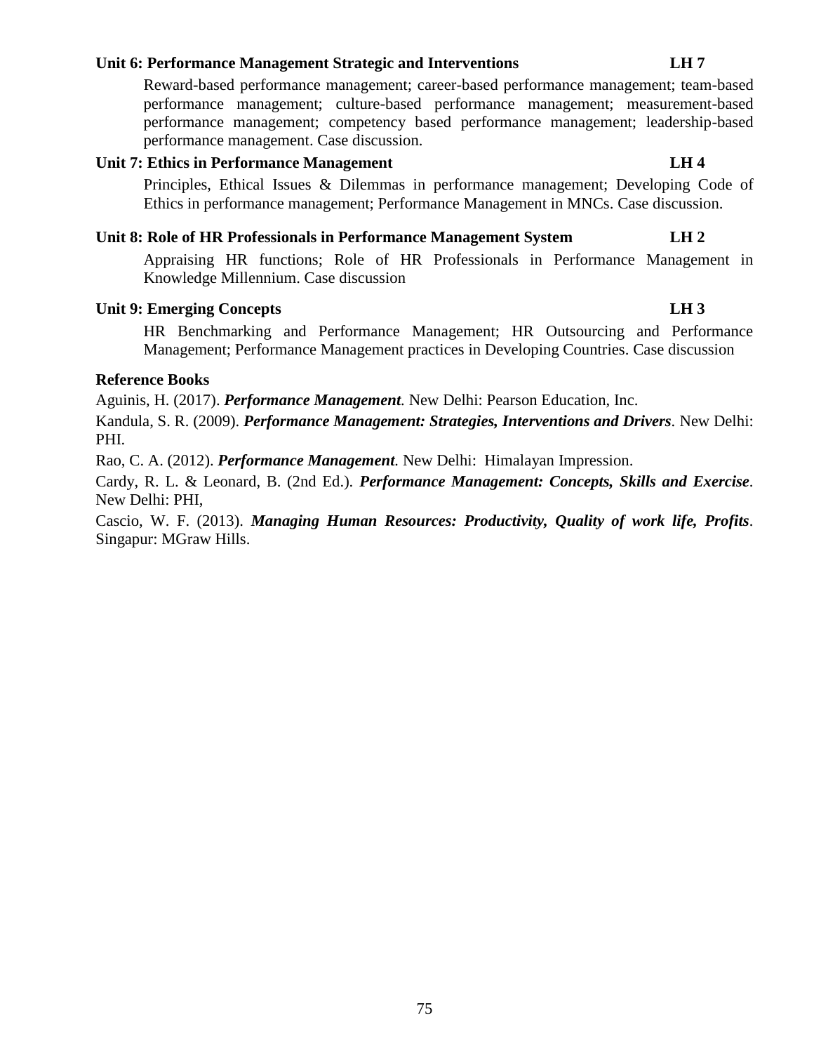**Unit 6: Performance Management Strategic and Interventions LH 7**

Reward-based performance management; career-based performance management; team-based performance management; culture-based performance management; measurement-based performance management; competency based performance management; leadership-based performance management. Case discussion.

**Unit 7: Ethics in Performance Management LH 4**

Principles, Ethical Issues & Dilemmas in performance management; Developing Code of Ethics in performance management; Performance Management in MNCs. Case discussion.

**Unit 8: Role of HR Professionals in Performance Management System LH 2**

Appraising HR functions; Role of HR Professionals in Performance Management in Knowledge Millennium. Case discussion

**Unit 9: Emerging Concepts LH 3**

HR Benchmarking and Performance Management; HR Outsourcing and Performance Management; Performance Management practices in Developing Countries. Case discussion

**Reference Books**

Aguinis, H. (2017). ***Performance Management***. New Delhi: Pearson Education, Inc.

Kandula, S. R. (2009). ***Performance Management: Strategies, Interventions and Drivers***. New Delhi: PHI.

Rao, C. A. (2012). ***Performance Management***. New Delhi: Himalayan Impression.

Cardy, R. L. & Leonard, B. (2nd Ed.). ***Performance Management: Concepts, Skills and Exercise***. New Delhi: PHI,

Cascio, W. F. (2013). ***Managing Human Resources: Productivity, Quality of work life, Profits***. Singapur: MGraw Hills.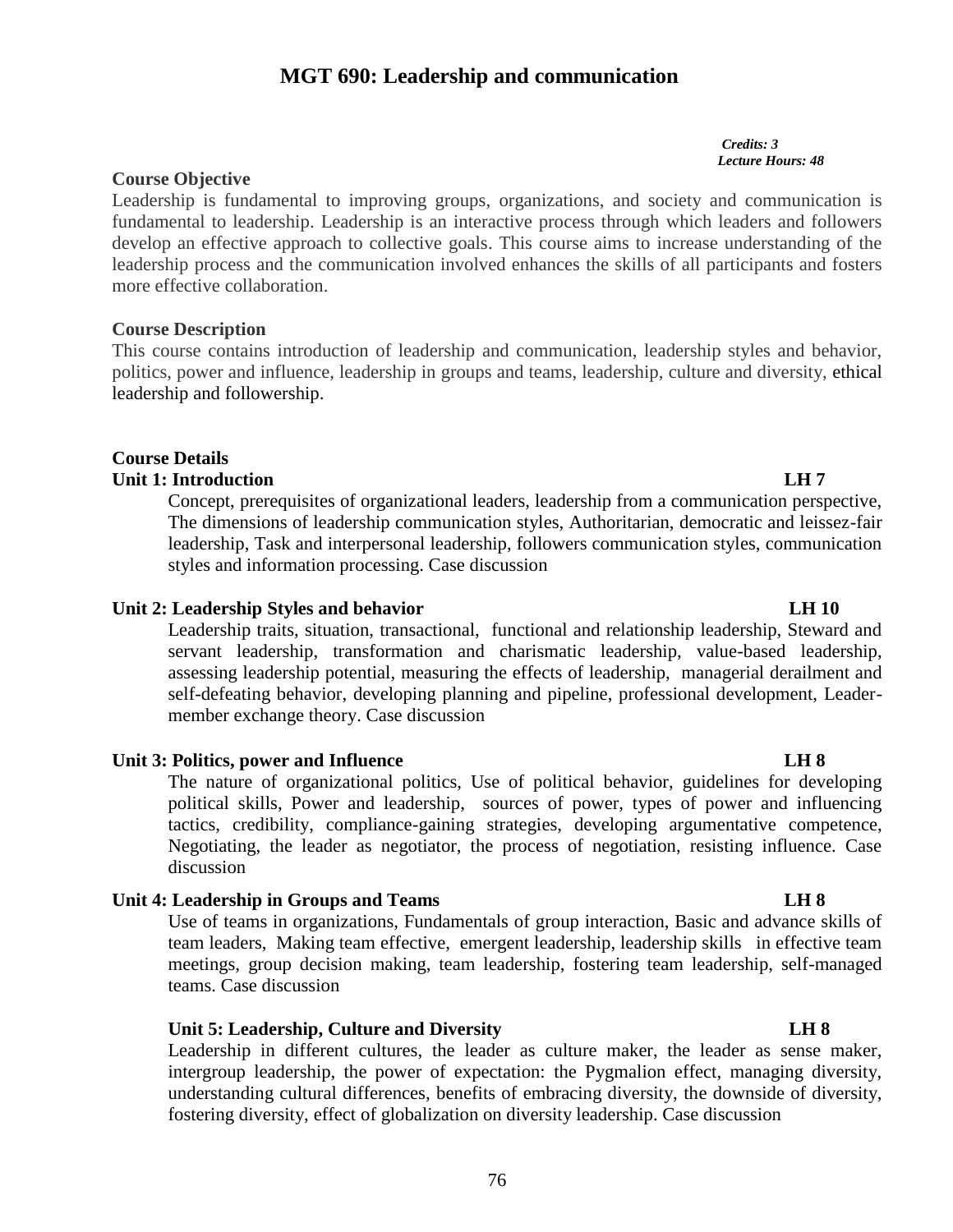# MGT 690: Leadership and communication

*Credits: 3*
*Lecture Hours: 48*

**Course Objective**

Leadership is fundamental to improving groups, organizations, and society and communication is fundamental to leadership. Leadership is an interactive process through which leaders and followers develop an effective approach to collective goals. This course aims to increase understanding of the leadership process and the communication involved enhances the skills of all participants and fosters more effective collaboration.

**Course Description**

This course contains introduction of leadership and communication, leadership styles and behavior, politics, power and influence, leadership in groups and teams, leadership, culture and diversity, ethical leadership and followership.

**Course Details**

**Unit 1: Introduction** **LH 7**

Concept, prerequisites of organizational leaders, leadership from a communication perspective, The dimensions of leadership communication styles, Authoritarian, democratic and leissez-fair leadership, Task and interpersonal leadership, followers communication styles, communication styles and information processing. Case discussion

**Unit 2: Leadership Styles and behavior** **LH 10**

Leadership traits, situation, transactional, functional and relationship leadership, Steward and servant leadership, transformation and charismatic leadership, value-based leadership, assessing leadership potential, measuring the effects of leadership, managerial derailment and self-defeating behavior, developing planning and pipeline, professional development, Leader-member exchange theory. Case discussion

**Unit 3: Politics, power and Influence** **LH 8**

The nature of organizational politics, Use of political behavior, guidelines for developing political skills, Power and leadership, sources of power, types of power and influencing tactics, credibility, compliance-gaining strategies, developing argumentative competence, Negotiating, the leader as negotiator, the process of negotiation, resisting influence. Case discussion

**Unit 4: Leadership in Groups and Teams** **LH 8**

Use of teams in organizations, Fundamentals of group interaction, Basic and advance skills of team leaders, Making team effective, emergent leadership, leadership skills in effective team meetings, group decision making, team leadership, fostering team leadership, self-managed teams. Case discussion

**Unit 5: Leadership, Culture and Diversity** **LH 8**

Leadership in different cultures, the leader as culture maker, the leader as sense maker, intergroup leadership, the power of expectation: the Pygmalion effect, managing diversity, understanding cultural differences, benefits of embracing diversity, the downside of diversity, fostering diversity, effect of globalization on diversity leadership. Case discussion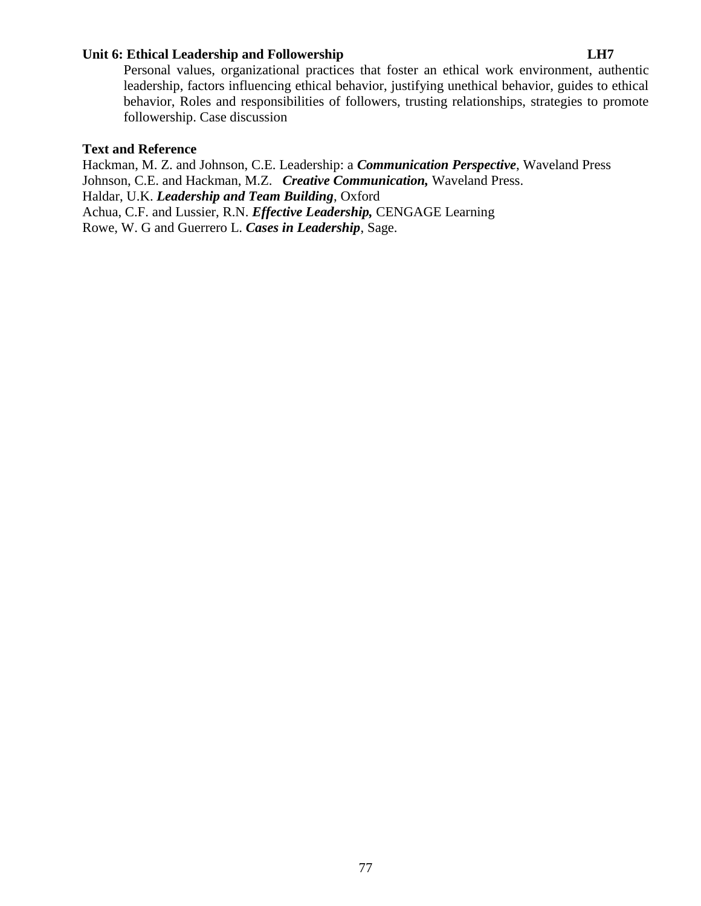**Unit 6: Ethical Leadership and Followership LH7**

Personal values, organizational practices that foster an ethical work environment, authentic leadership, factors influencing ethical behavior, justifying unethical behavior, guides to ethical behavior, Roles and responsibilities of followers, trusting relationships, strategies to promote followership. Case discussion

**Text and Reference**

Hackman, M. Z. and Johnson, C.E. Leadership: a ***Communication Perspective***, Waveland Press
Johnson, C.E. and Hackman, M.Z. ***Creative Communication,*** Waveland Press.
Haldar, U.K. ***Leadership and Team Building***, Oxford
Achua, C.F. and Lussier, R.N. ***Effective Leadership,*** CENGAGE Learning
Rowe, W. G and Guerrero L. ***Cases in Leadership***, Sage.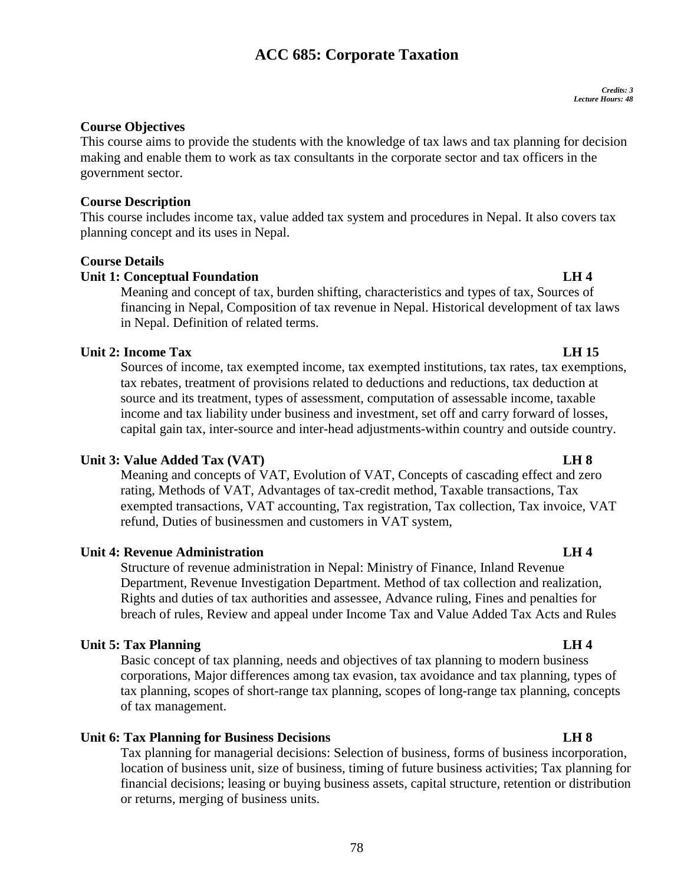# ACC 685: Corporate Taxation

*Credits: 3*
*Lecture Hours: 48*

**Course Objectives**

This course aims to provide the students with the knowledge of tax laws and tax planning for decision making and enable them to work as tax consultants in the corporate sector and tax officers in the government sector.

**Course Description**

This course includes income tax, value added tax system and procedures in Nepal. It also covers tax planning concept and its uses in Nepal.

**Course Details**

**Unit 1: Conceptual Foundation LH 4**

Meaning and concept of tax, burden shifting, characteristics and types of tax, Sources of financing in Nepal, Composition of tax revenue in Nepal. Historical development of tax laws in Nepal. Definition of related terms.

**Unit 2: Income Tax LH 15**

Sources of income, tax exempted income, tax exempted institutions, tax rates, tax exemptions, tax rebates, treatment of provisions related to deductions and reductions, tax deduction at source and its treatment, types of assessment, computation of assessable income, taxable income and tax liability under business and investment, set off and carry forward of losses, capital gain tax, inter-source and inter-head adjustments-within country and outside country.

**Unit 3: Value Added Tax (VAT) LH 8**

Meaning and concepts of VAT, Evolution of VAT, Concepts of cascading effect and zero rating, Methods of VAT, Advantages of tax-credit method, Taxable transactions, Tax exempted transactions, VAT accounting, Tax registration, Tax collection, Tax invoice, VAT refund, Duties of businessmen and customers in VAT system,

**Unit 4: Revenue Administration LH 4**

Structure of revenue administration in Nepal: Ministry of Finance, Inland Revenue Department, Revenue Investigation Department. Method of tax collection and realization, Rights and duties of tax authorities and assessee, Advance ruling, Fines and penalties for breach of rules, Review and appeal under Income Tax and Value Added Tax Acts and Rules

**Unit 5: Tax Planning LH 4**

Basic concept of tax planning, needs and objectives of tax planning to modern business corporations, Major differences among tax evasion, tax avoidance and tax planning, types of tax planning, scopes of short-range tax planning, scopes of long-range tax planning, concepts of tax management.

**Unit 6: Tax Planning for Business Decisions LH 8**

Tax planning for managerial decisions: Selection of business, forms of business incorporation, location of business unit, size of business, timing of future business activities; Tax planning for financial decisions; leasing or buying business assets, capital structure, retention or distribution or returns, merging of business units.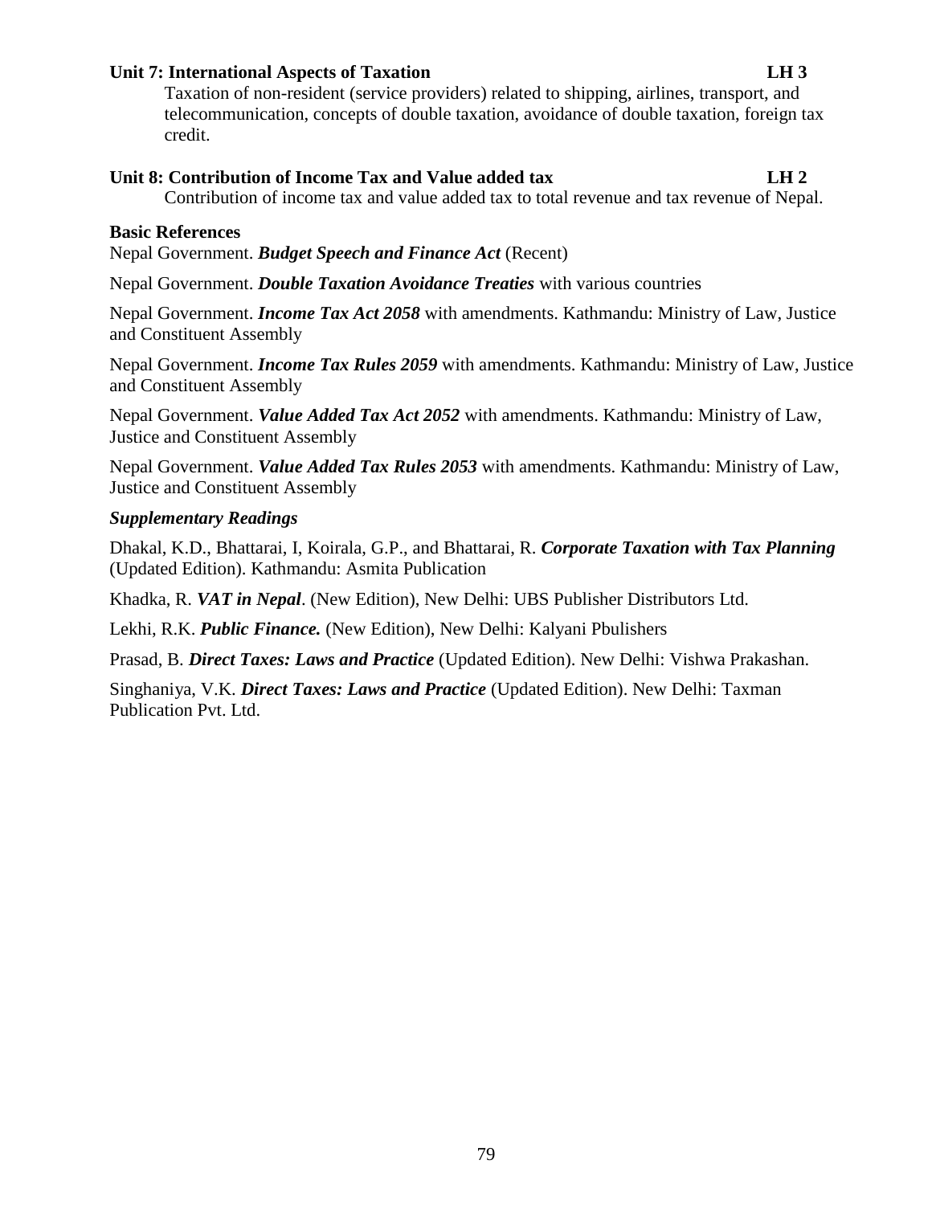**Unit 7: International Aspects of Taxation LH 3**

Taxation of non-resident (service providers) related to shipping, airlines, transport, and telecommunication, concepts of double taxation, avoidance of double taxation, foreign tax credit.

**Unit 8: Contribution of Income Tax and Value added tax LH 2**

Contribution of income tax and value added tax to total revenue and tax revenue of Nepal.

**Basic References**

Nepal Government. ***Budget Speech and Finance Act*** (Recent)

Nepal Government. ***Double Taxation Avoidance Treaties*** with various countries

Nepal Government. ***Income Tax Act 2058*** with amendments. Kathmandu: Ministry of Law, Justice and Constituent Assembly

Nepal Government. ***Income Tax Rules 2059*** with amendments. Kathmandu: Ministry of Law, Justice and Constituent Assembly

Nepal Government. ***Value Added Tax Act 2052*** with amendments. Kathmandu: Ministry of Law, Justice and Constituent Assembly

Nepal Government. ***Value Added Tax Rules 2053*** with amendments. Kathmandu: Ministry of Law, Justice and Constituent Assembly

***Supplementary Readings***

Dhakal, K.D., Bhattarai, I, Koirala, G.P., and Bhattarai, R. ***Corporate Taxation with Tax Planning*** (Updated Edition). Kathmandu: Asmita Publication

Khadka, R. ***VAT in Nepal***. (New Edition), New Delhi: UBS Publisher Distributors Ltd.

Lekhi, R.K. ***Public Finance.*** (New Edition), New Delhi: Kalyani Pbulishers

Prasad, B. ***Direct Taxes: Laws and Practice*** (Updated Edition). New Delhi: Vishwa Prakashan.

Singhaniya, V.K. ***Direct Taxes: Laws and Practice*** (Updated Edition). New Delhi: Taxman Publication Pvt. Ltd.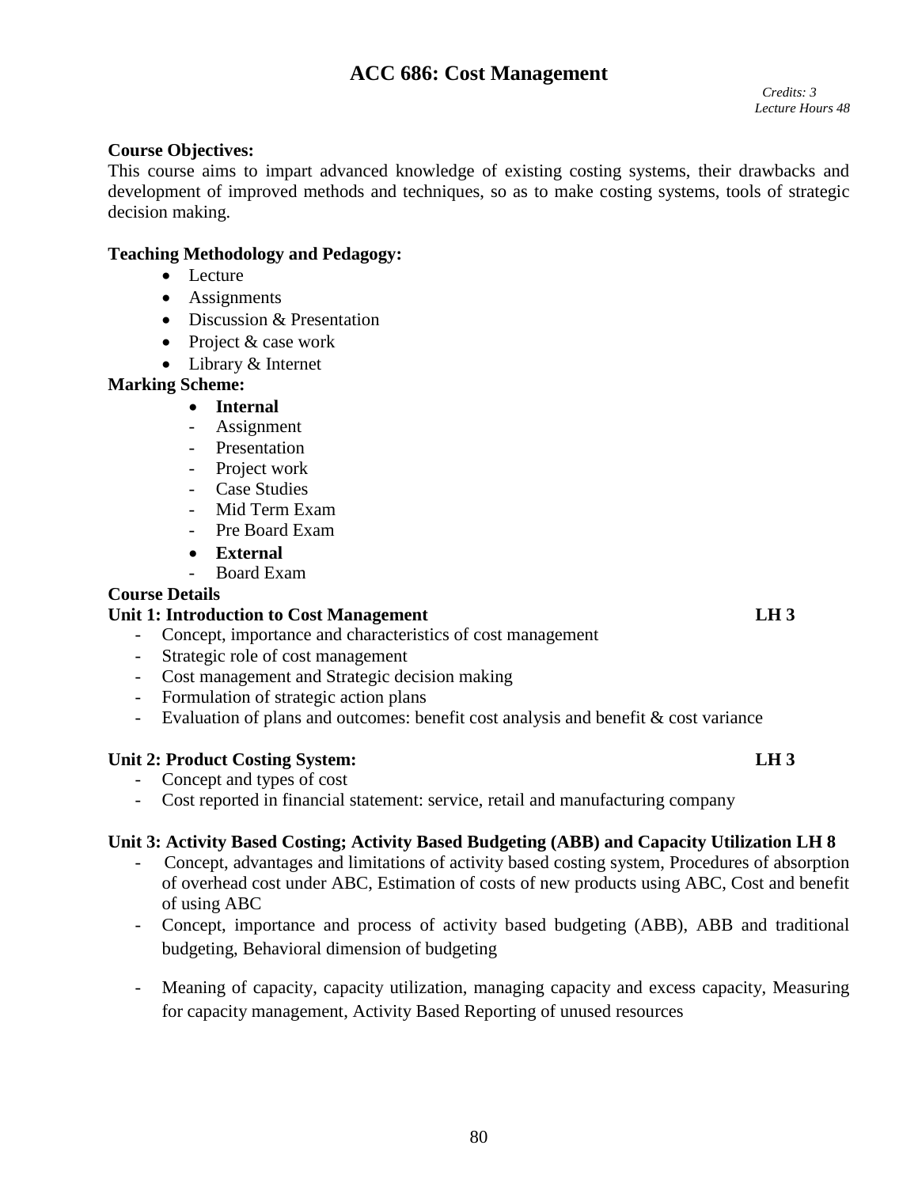# ACC 686: Cost Management

*Credits: 3*
*Lecture Hours 48*

**Course Objectives:**

This course aims to impart advanced knowledge of existing costing systems, their drawbacks and development of improved methods and techniques, so as to make costing systems, tools of strategic decision making.

**Teaching Methodology and Pedagogy:**

- Lecture
- Assignments
- Discussion & Presentation
- Project & case work
- Library & Internet

**Marking Scheme:**

- **Internal**
  - Assignment
  - Presentation
  - Project work
  - Case Studies
  - Mid Term Exam
  - Pre Board Exam
- **External**
  - Board Exam

**Course Details**

**Unit 1: Introduction to Cost Management** **LH 3**

- Concept, importance and characteristics of cost management
- Strategic role of cost management
- Cost management and Strategic decision making
- Formulation of strategic action plans
- Evaluation of plans and outcomes: benefit cost analysis and benefit & cost variance

**Unit 2: Product Costing System:** **LH 3**

- Concept and types of cost
- Cost reported in financial statement: service, retail and manufacturing company

**Unit 3: Activity Based Costing; Activity Based Budgeting (ABB) and Capacity Utilization LH 8**

- Concept, advantages and limitations of activity based costing system, Procedures of absorption of overhead cost under ABC, Estimation of costs of new products using ABC, Cost and benefit of using ABC
- Concept, importance and process of activity based budgeting (ABB), ABB and traditional budgeting, Behavioral dimension of budgeting
- Meaning of capacity, capacity utilization, managing capacity and excess capacity, Measuring for capacity management, Activity Based Reporting of unused resources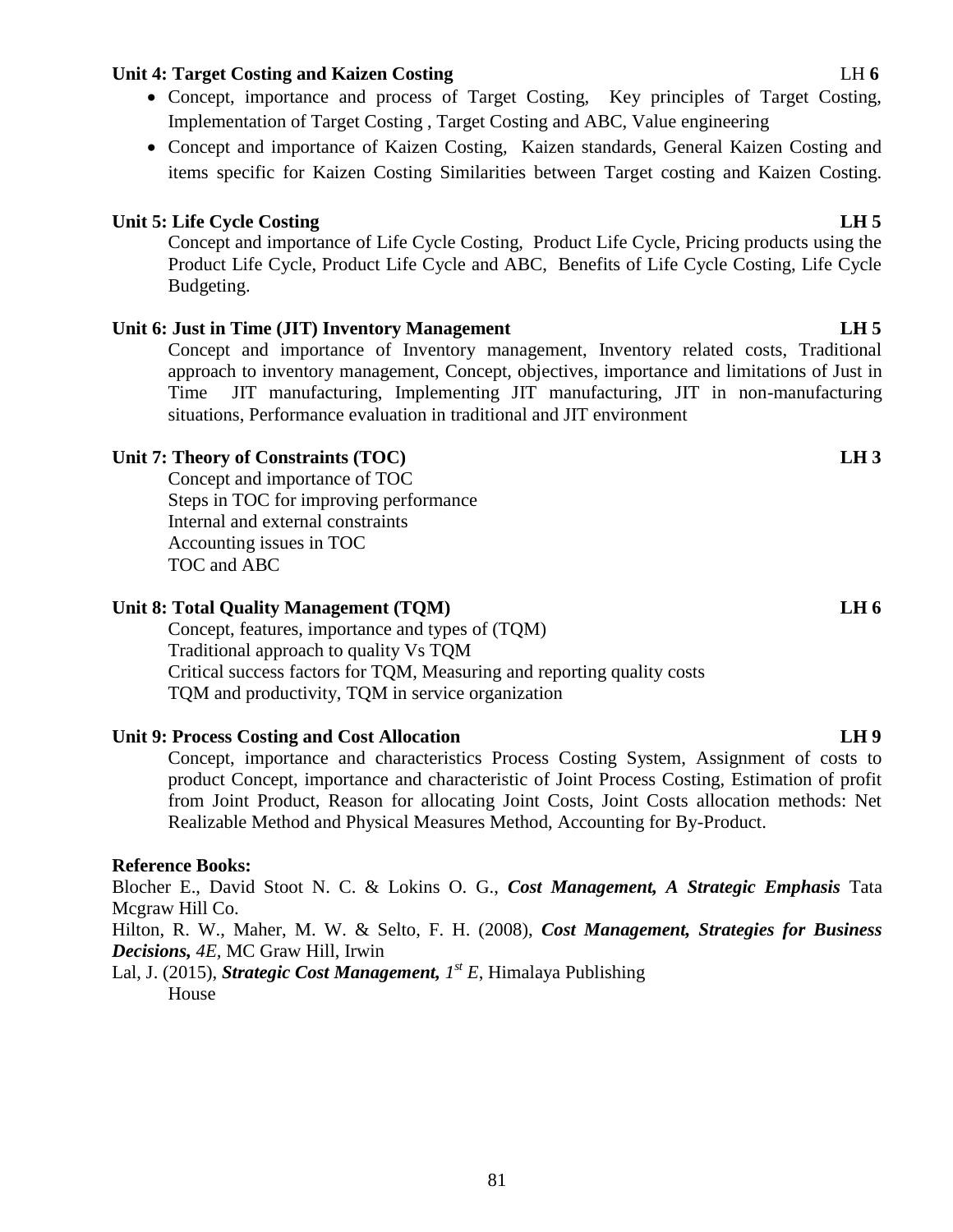**Unit 4: Target Costing and Kaizen Costing** LH **6**

- Concept, importance and process of Target Costing, Key principles of Target Costing, Implementation of Target Costing , Target Costing and ABC, Value engineering
- Concept and importance of Kaizen Costing, Kaizen standards, General Kaizen Costing and items specific for Kaizen Costing Similarities between Target costing and Kaizen Costing.

**Unit 5: Life Cycle Costing** **LH 5**

Concept and importance of Life Cycle Costing, Product Life Cycle, Pricing products using the Product Life Cycle, Product Life Cycle and ABC, Benefits of Life Cycle Costing, Life Cycle Budgeting.

**Unit 6: Just in Time (JIT) Inventory Management** **LH 5**

Concept and importance of Inventory management, Inventory related costs, Traditional approach to inventory management, Concept, objectives, importance and limitations of Just in Time JIT manufacturing, Implementing JIT manufacturing, JIT in non-manufacturing situations, Performance evaluation in traditional and JIT environment

**Unit 7: Theory of Constraints (TOC)** **LH 3**

Concept and importance of TOC
Steps in TOC for improving performance
Internal and external constraints
Accounting issues in TOC
TOC and ABC

**Unit 8: Total Quality Management (TQM)** **LH 6**

Concept, features, importance and types of (TQM)
Traditional approach to quality Vs TQM
Critical success factors for TQM, Measuring and reporting quality costs
TQM and productivity, TQM in service organization

**Unit 9: Process Costing and Cost Allocation** **LH 9**

Concept, importance and characteristics Process Costing System, Assignment of costs to product Concept, importance and characteristic of Joint Process Costing, Estimation of profit from Joint Product, Reason for allocating Joint Costs, Joint Costs allocation methods: Net Realizable Method and Physical Measures Method, Accounting for By-Product.

**Reference Books:**

Blocher E., David Stoot N. C. & Lokins O. G., ***Cost Management, A Strategic Emphasis*** Tata Mcgraw Hill Co.

Hilton, R. W., Maher, M. W. & Selto, F. H. (2008), ***Cost Management, Strategies for Business Decisions,*** *4E,* MC Graw Hill, Irwin

Lal, J. (2015), ***Strategic Cost Management,*** *1st E*, Himalaya Publishing House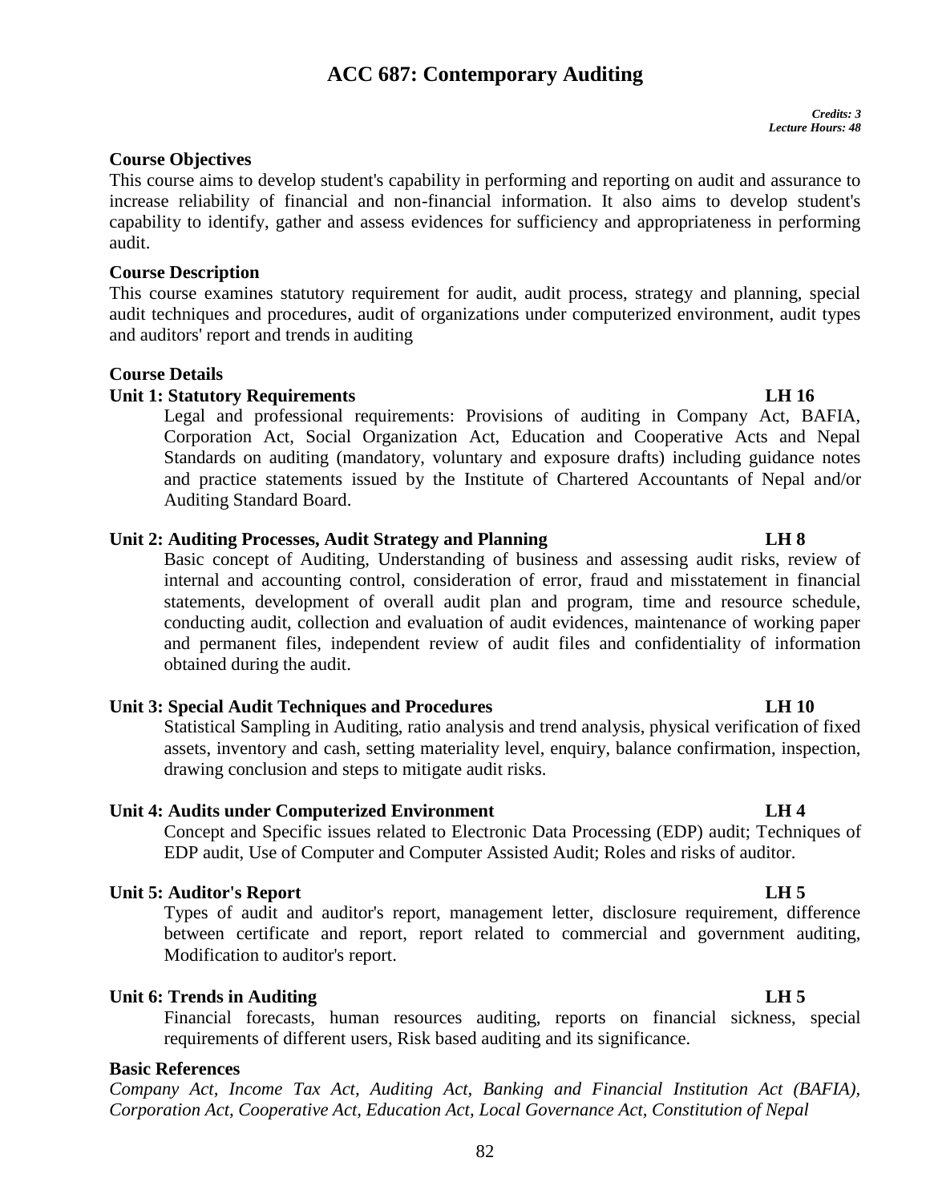# ACC 687: Contemporary Auditing

*Credits: 3*
*Lecture Hours: 48*

### Course Objectives

This course aims to develop student's capability in performing and reporting on audit and assurance to increase reliability of financial and non-financial information. It also aims to develop student's capability to identify, gather and assess evidences for sufficiency and appropriateness in performing audit.

### Course Description

This course examines statutory requirement for audit, audit process, strategy and planning, special audit techniques and procedures, audit of organizations under computerized environment, audit types and auditors' report and trends in auditing

### Course Details

**Unit 1: Statutory Requirements** **LH 16**

Legal and professional requirements: Provisions of auditing in Company Act, BAFIA, Corporation Act, Social Organization Act, Education and Cooperative Acts and Nepal Standards on auditing (mandatory, voluntary and exposure drafts) including guidance notes and practice statements issued by the Institute of Chartered Accountants of Nepal and/or Auditing Standard Board.

**Unit 2: Auditing Processes, Audit Strategy and Planning** **LH 8**

Basic concept of Auditing, Understanding of business and assessing audit risks, review of internal and accounting control, consideration of error, fraud and misstatement in financial statements, development of overall audit plan and program, time and resource schedule, conducting audit, collection and evaluation of audit evidences, maintenance of working paper and permanent files, independent review of audit files and confidentiality of information obtained during the audit.

**Unit 3: Special Audit Techniques and Procedures** **LH 10**

Statistical Sampling in Auditing, ratio analysis and trend analysis, physical verification of fixed assets, inventory and cash, setting materiality level, enquiry, balance confirmation, inspection, drawing conclusion and steps to mitigate audit risks.

**Unit 4: Audits under Computerized Environment** **LH 4**

Concept and Specific issues related to Electronic Data Processing (EDP) audit; Techniques of EDP audit, Use of Computer and Computer Assisted Audit; Roles and risks of auditor.

**Unit 5: Auditor's Report** **LH 5**

Types of audit and auditor's report, management letter, disclosure requirement, difference between certificate and report, report related to commercial and government auditing, Modification to auditor's report.

**Unit 6: Trends in Auditing** **LH 5**

Financial forecasts, human resources auditing, reports on financial sickness, special requirements of different users, Risk based auditing and its significance.

### Basic References

*Company Act, Income Tax Act, Auditing Act, Banking and Financial Institution Act (BAFIA), Corporation Act, Cooperative Act, Education Act, Local Governance Act, Constitution of Nepal*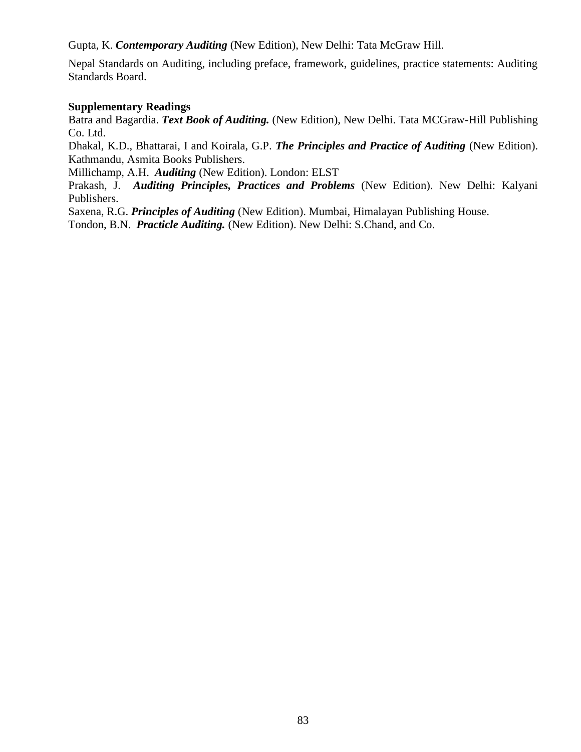Gupta, K. ***Contemporary Auditing*** (New Edition), New Delhi: Tata McGraw Hill.

Nepal Standards on Auditing, including preface, framework, guidelines, practice statements: Auditing Standards Board.

**Supplementary Readings**

Batra and Bagardia. ***Text Book of Auditing.*** (New Edition), New Delhi. Tata MCGraw-Hill Publishing Co. Ltd.

Dhakal, K.D., Bhattarai, I and Koirala, G.P. ***The Principles and Practice of Auditing*** (New Edition). Kathmandu, Asmita Books Publishers.

Millichamp, A.H. ***Auditing*** (New Edition). London: ELST

Prakash, J. ***Auditing Principles, Practices and Problems*** (New Edition). New Delhi: Kalyani Publishers.

Saxena, R.G. ***Principles of Auditing*** (New Edition). Mumbai, Himalayan Publishing House.

Tondon, B.N. ***Practicle Auditing.*** (New Edition). New Delhi: S.Chand, and Co.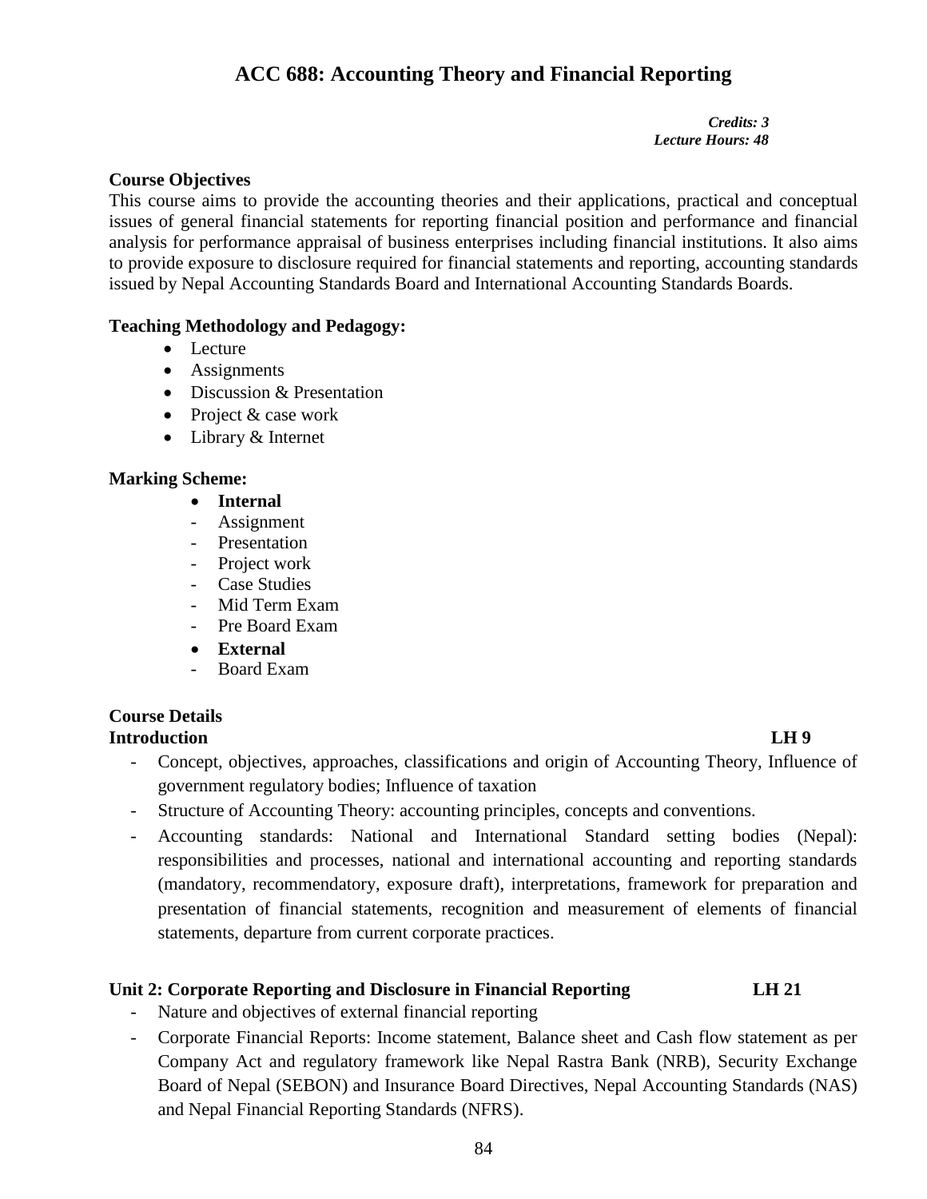# ACC 688: Accounting Theory and Financial Reporting

***Credits: 3***
***Lecture Hours: 48***

**Course Objectives**

This course aims to provide the accounting theories and their applications, practical and conceptual issues of general financial statements for reporting financial position and performance and financial analysis for performance appraisal of business enterprises including financial institutions. It also aims to provide exposure to disclosure required for financial statements and reporting, accounting standards issued by Nepal Accounting Standards Board and International Accounting Standards Boards.

**Teaching Methodology and Pedagogy:**

- Lecture
- Assignments
- Discussion & Presentation
- Project & case work
- Library & Internet

**Marking Scheme:**

- **Internal**
  - Assignment
  - Presentation
  - Project work
  - Case Studies
  - Mid Term Exam
  - Pre Board Exam
- **External**
  - Board Exam

**Course Details**

**Introduction** **LH 9**

- Concept, objectives, approaches, classifications and origin of Accounting Theory, Influence of government regulatory bodies; Influence of taxation
- Structure of Accounting Theory: accounting principles, concepts and conventions.
- Accounting standards: National and International Standard setting bodies (Nepal): responsibilities and processes, national and international accounting and reporting standards (mandatory, recommendatory, exposure draft), interpretations, framework for preparation and presentation of financial statements, recognition and measurement of elements of financial statements, departure from current corporate practices.

**Unit 2: Corporate Reporting and Disclosure in Financial Reporting** **LH 21**

- Nature and objectives of external financial reporting
- Corporate Financial Reports: Income statement, Balance sheet and Cash flow statement as per Company Act and regulatory framework like Nepal Rastra Bank (NRB), Security Exchange Board of Nepal (SEBON) and Insurance Board Directives, Nepal Accounting Standards (NAS) and Nepal Financial Reporting Standards (NFRS).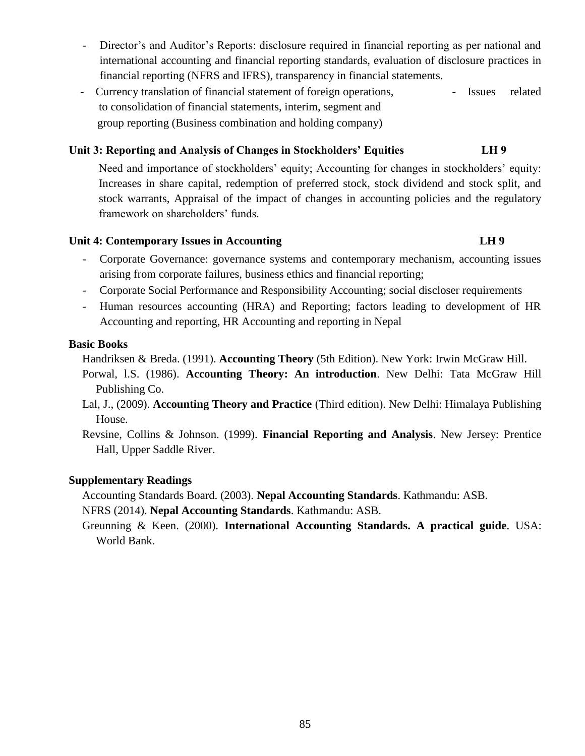- Director's and Auditor's Reports: disclosure required in financial reporting as per national and international accounting and financial reporting standards, evaluation of disclosure practices in financial reporting (NFRS and IFRS), transparency in financial statements.
- Currency translation of financial statement of foreign operations,
- Issues related to consolidation of financial statements, interim, segment and group reporting (Business combination and holding company)

**Unit 3: Reporting and Analysis of Changes in Stockholders' Equities LH 9**

Need and importance of stockholders' equity; Accounting for changes in stockholders' equity: Increases in share capital, redemption of preferred stock, stock dividend and stock split, and stock warrants, Appraisal of the impact of changes in accounting policies and the regulatory framework on shareholders' funds.

**Unit 4: Contemporary Issues in Accounting LH 9**

- Corporate Governance: governance systems and contemporary mechanism, accounting issues arising from corporate failures, business ethics and financial reporting;
- Corporate Social Performance and Responsibility Accounting; social discloser requirements
- Human resources accounting (HRA) and Reporting; factors leading to development of HR Accounting and reporting, HR Accounting and reporting in Nepal

**Basic Books**

Handriksen & Breda. (1991). **Accounting Theory** (5th Edition). New York: Irwin McGraw Hill.

Porwal, l.S. (1986). **Accounting Theory: An introduction**. New Delhi: Tata McGraw Hill Publishing Co.

Lal, J., (2009). **Accounting Theory and Practice** (Third edition). New Delhi: Himalaya Publishing House.

Revsine, Collins & Johnson. (1999). **Financial Reporting and Analysis**. New Jersey: Prentice Hall, Upper Saddle River.

**Supplementary Readings**

Accounting Standards Board. (2003). **Nepal Accounting Standards**. Kathmandu: ASB.

NFRS (2014). **Nepal Accounting Standards**. Kathmandu: ASB.

Greunning & Keen. (2000). **International Accounting Standards. A practical guide**. USA: World Bank.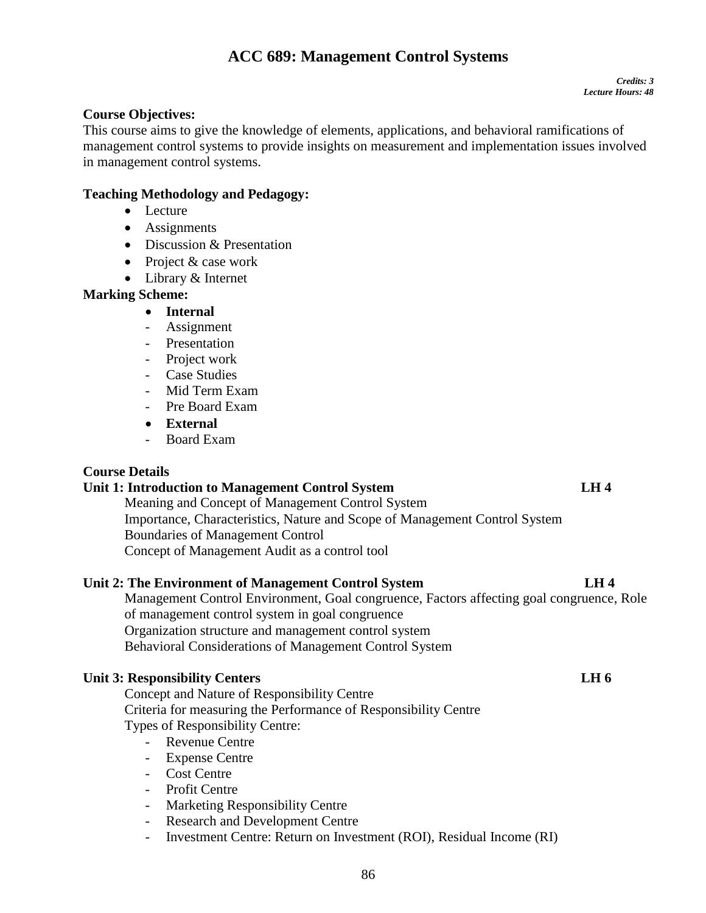# ACC 689: Management Control Systems

*Credits: 3*
*Lecture Hours: 48*

**Course Objectives:**

This course aims to give the knowledge of elements, applications, and behavioral ramifications of management control systems to provide insights on measurement and implementation issues involved in management control systems.

**Teaching Methodology and Pedagogy:**

- Lecture
- Assignments
- Discussion & Presentation
- Project & case work
- Library & Internet

**Marking Scheme:**

- **Internal**
  - Assignment
  - Presentation
  - Project work
  - Case Studies
  - Mid Term Exam
  - Pre Board Exam
- **External**
  - Board Exam

**Course Details**

**Unit 1: Introduction to Management Control System** **LH 4**

Meaning and Concept of Management Control System
Importance, Characteristics, Nature and Scope of Management Control System
Boundaries of Management Control
Concept of Management Audit as a control tool

**Unit 2: The Environment of Management Control System** **LH 4**

Management Control Environment, Goal congruence, Factors affecting goal congruence, Role of management control system in goal congruence
Organization structure and management control system
Behavioral Considerations of Management Control System

**Unit 3: Responsibility Centers** **LH 6**

Concept and Nature of Responsibility Centre
Criteria for measuring the Performance of Responsibility Centre
Types of Responsibility Centre:

- Revenue Centre
- Expense Centre
- Cost Centre
- Profit Centre
- Marketing Responsibility Centre
- Research and Development Centre
- Investment Centre: Return on Investment (ROI), Residual Income (RI)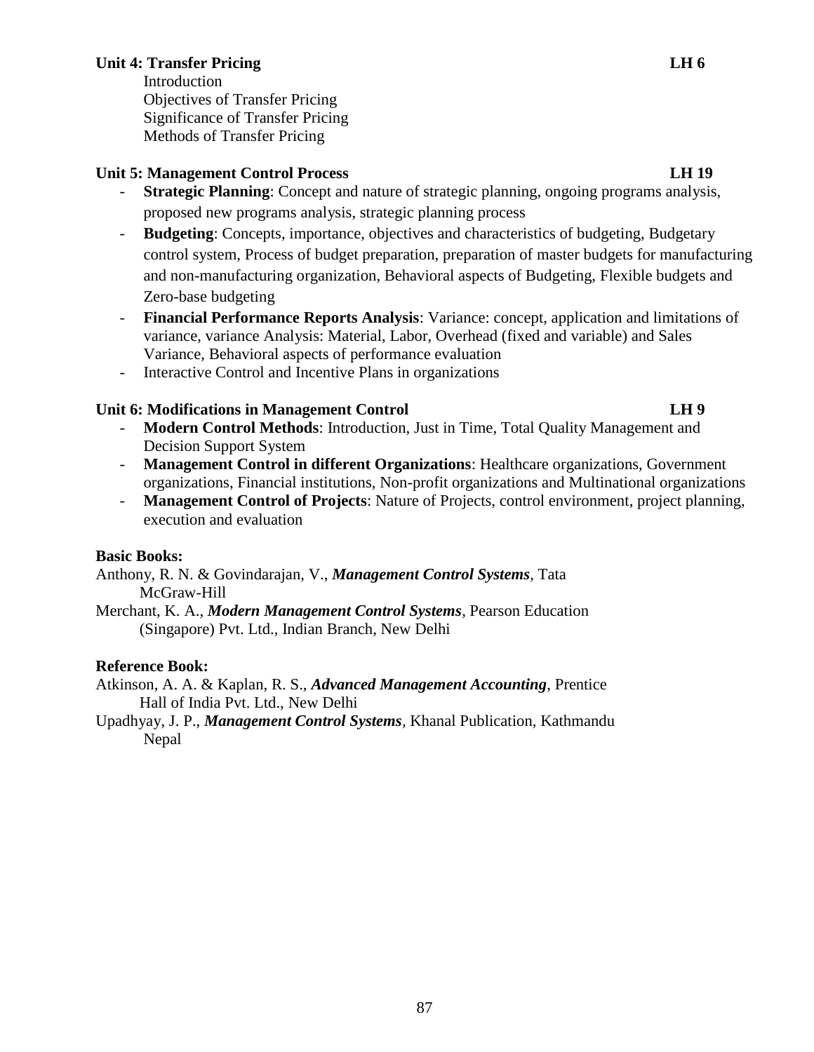**Unit 4: Transfer Pricing LH 6**

Introduction
Objectives of Transfer Pricing
Significance of Transfer Pricing
Methods of Transfer Pricing

**Unit 5: Management Control Process LH 19**

- **Strategic Planning**: Concept and nature of strategic planning, ongoing programs analysis, proposed new programs analysis, strategic planning process
- **Budgeting**: Concepts, importance, objectives and characteristics of budgeting, Budgetary control system, Process of budget preparation, preparation of master budgets for manufacturing and non-manufacturing organization, Behavioral aspects of Budgeting, Flexible budgets and Zero-base budgeting
- **Financial Performance Reports Analysis**: Variance: concept, application and limitations of variance, variance Analysis: Material, Labor, Overhead (fixed and variable) and Sales Variance, Behavioral aspects of performance evaluation
- Interactive Control and Incentive Plans in organizations

**Unit 6: Modifications in Management Control LH 9**

- **Modern Control Methods**: Introduction, Just in Time, Total Quality Management and Decision Support System
- **Management Control in different Organizations**: Healthcare organizations, Government organizations, Financial institutions, Non-profit organizations and Multinational organizations
- **Management Control of Projects**: Nature of Projects, control environment, project planning, execution and evaluation

**Basic Books:**

Anthony, R. N. & Govindarajan, V., ***Management Control Systems***, Tata McGraw-Hill

Merchant, K. A., ***Modern Management Control Systems***, Pearson Education (Singapore) Pvt. Ltd., Indian Branch, New Delhi

**Reference Book:**

Atkinson, A. A. & Kaplan, R. S., ***Advanced Management Accounting***, Prentice Hall of India Pvt. Ltd., New Delhi

Upadhyay, J. P., ***Management Control Systems***, Khanal Publication, Kathmandu Nepal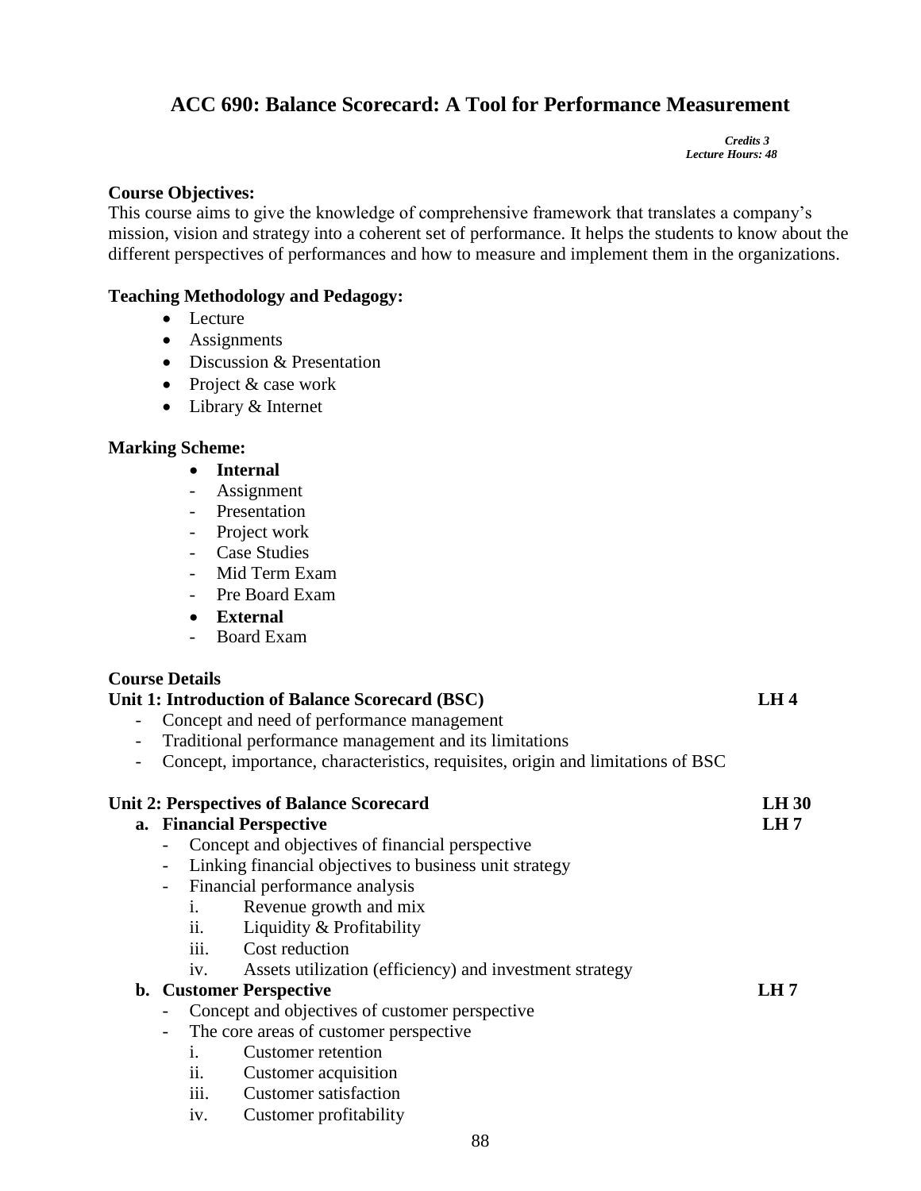# ACC 690: Balance Scorecard: A Tool for Performance Measurement

*Credits 3*
*Lecture Hours: 48*

**Course Objectives:**

This course aims to give the knowledge of comprehensive framework that translates a company's mission, vision and strategy into a coherent set of performance. It helps the students to know about the different perspectives of performances and how to measure and implement them in the organizations.

**Teaching Methodology and Pedagogy:**

- Lecture
- Assignments
- Discussion & Presentation
- Project & case work
- Library & Internet

**Marking Scheme:**

- **Internal**
  - Assignment
  - Presentation
  - Project work
  - Case Studies
  - Mid Term Exam
  - Pre Board Exam
- **External**
  - Board Exam

**Course Details**

**Unit 1: Introduction of Balance Scorecard (BSC)** **LH 4**

- Concept and need of performance management
- Traditional performance management and its limitations
- Concept, importance, characteristics, requisites, origin and limitations of BSC

**Unit 2: Perspectives of Balance Scorecard** **LH 30**

**a. Financial Perspective** **LH 7**

- Concept and objectives of financial perspective
- Linking financial objectives to business unit strategy
- Financial performance analysis
  - i. Revenue growth and mix
  - ii. Liquidity & Profitability
  - iii. Cost reduction
  - iv. Assets utilization (efficiency) and investment strategy

**b. Customer Perspective** **LH 7**

- Concept and objectives of customer perspective
- The core areas of customer perspective
  - i. Customer retention
  - ii. Customer acquisition
  - iii. Customer satisfaction
  - iv. Customer profitability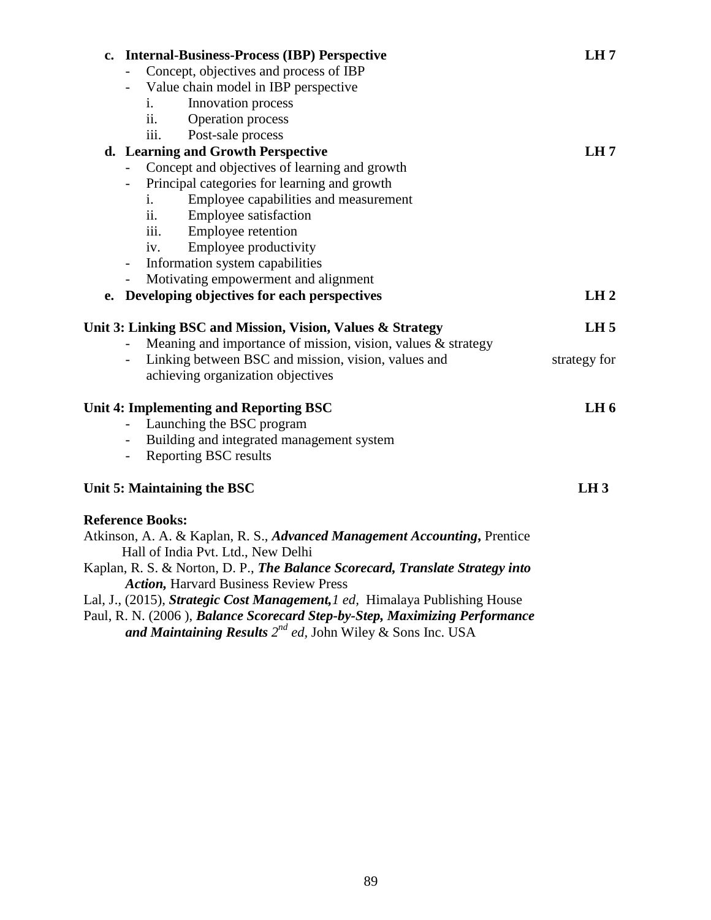**c. Internal-Business-Process (IBP) Perspective** **LH 7**

- Concept, objectives and process of IBP
- Value chain model in IBP perspective
  - i. Innovation process
  - ii. Operation process
  - iii. Post-sale process

**d. Learning and Growth Perspective** **LH 7**

- Concept and objectives of learning and growth
- Principal categories for learning and growth
  - i. Employee capabilities and measurement
  - ii. Employee satisfaction
  - iii. Employee retention
  - iv. Employee productivity
- Information system capabilities
- Motivating empowerment and alignment

**e. Developing objectives for each perspectives** **LH 2**

**Unit 3: Linking BSC and Mission, Vision, Values & Strategy** **LH 5**

- Meaning and importance of mission, vision, values & strategy
- Linking between BSC and mission, vision, values and strategy for achieving organization objectives

**Unit 4: Implementing and Reporting BSC** **LH 6**

- Launching the BSC program
- Building and integrated management system
- Reporting BSC results

**Unit 5: Maintaining the BSC** **LH 3**

**Reference Books:**

Atkinson, A. A. & Kaplan, R. S., ***Advanced Management Accounting,*** Prentice Hall of India Pvt. Ltd., New Delhi

Kaplan, R. S. & Norton, D. P., ***The Balance Scorecard, Translate Strategy into Action,*** Harvard Business Review Press

Lal, J., (2015), ***Strategic Cost Management,*** *1 ed,* Himalaya Publishing House

Paul, R. N. (2006 ), ***Balance Scorecard Step-by-Step, Maximizing Performance and Maintaining Results*** *2nd ed,* John Wiley & Sons Inc. USA